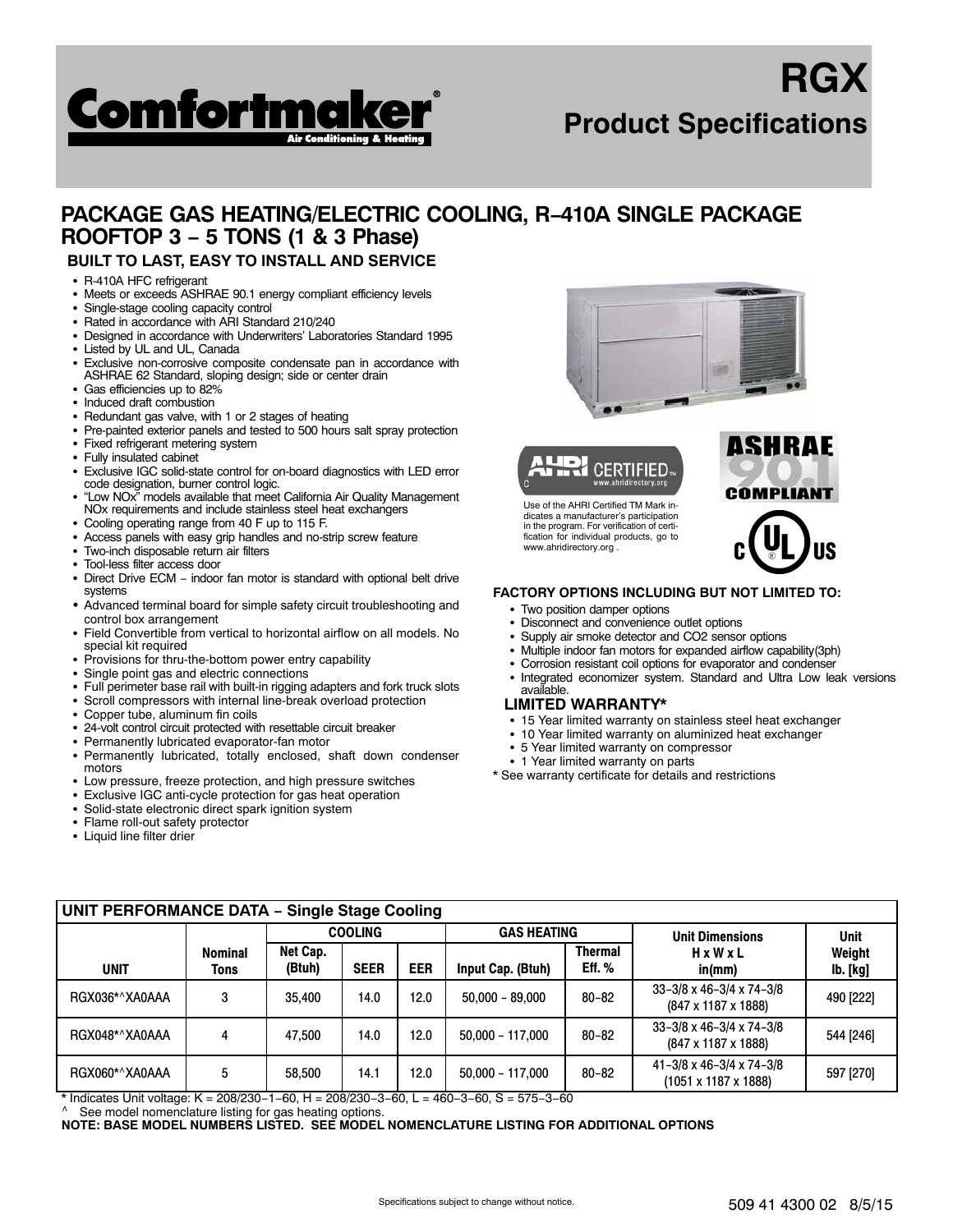# Comfortmaker®

Air Conditioning & Heating

# RGX Product Specifications

## PACKAGE GAS HEATING/ELECTRIC COOLING, R−410A SINGLE PACKAGE ROOFTOP 3 − 5 TONS (1 & 3 Phase)

### BUILT TO LAST, EASY TO INSTALL AND SERVICE

- R-410A HFC refrigerant
- Meets or exceeds ASHRAE 90.1 energy compliant efficiency levels
- Single-stage cooling capacity control
- Rated in accordance with ARI Standard 210/240
- Designed in accordance with Underwriters' Laboratories Standard 1995
- Listed by UL and UL, Canada
- Exclusive non-corrosive composite condensate pan in accordance with ASHRAE 62 Standard, sloping design; side or center drain
- Gas efficiencies up to 82%
- Induced draft combustion
- Redundant gas valve, with 1 or 2 stages of heating
- Pre-painted exterior panels and tested to 500 hours salt spray protection
- Fixed refrigerant metering system
- Fully insulated cabinet
- Exclusive IGC solid-state control for on-board diagnostics with LED error code designation, burner control logic.
- "Low NOx" models available that meet California Air Quality Management NOx requirements and include stainless steel heat exchangers
- Cooling operating range from 40 F up to 115 F.
- Access panels with easy grip handles and no-strip screw feature
- Two-inch disposable return air filters
- Tool-less filter access door
- Direct Drive ECM − indoor fan motor is standard with optional belt drive systems
- Advanced terminal board for simple safety circuit troubleshooting and control box arrangement
- Field Convertible from vertical to horizontal airflow on all models. No special kit required
- Provisions for thru-the-bottom power entry capability
- Single point gas and electric connections
- Full perimeter base rail with built-in rigging adapters and fork truck slots
- Scroll compressors with internal line-break overload protection
- Copper tube, aluminum fin coils
- 24-volt control circuit protected with resettable circuit breaker
- Permanently lubricated evaporator-fan motor
- Permanently lubricated, totally enclosed, shaft down condenser motors
- Low pressure, freeze protection, and high pressure switches
- Exclusive IGC anti-cycle protection for gas heat operation
- Solid-state electronic direct spark ignition system
- Flame roll-out safety protector
- Liquid line filter drier

AHRI CERTIFIED™ www.ahridirectory.org

Use of the AHRI Certified TM Mark indicates a manufacturer's participation in the program. For verification of certification for individual products, go to www.ahridirectory.org .

ASHRAE 90.1 COMPLIANT

C UL US

### FACTORY OPTIONS INCLUDING BUT NOT LIMITED TO:

- Two position damper options
- Disconnect and convenience outlet options
- Supply air smoke detector and CO2 sensor options
- Multiple indoor fan motors for expanded airflow capability(3ph)
- Corrosion resistant coil options for evaporator and condenser
- Integrated economizer system. Standard and Ultra Low leak versions available.

### LIMITED WARRANTY*

- 15 Year limited warranty on stainless steel heat exchanger
- 10 Year limited warranty on aluminized heat exchanger
- 5 Year limited warranty on compressor
- 1 Year limited warranty on parts

\* See warranty certificate for details and restrictions

### UNIT PERFORMANCE DATA − Single Stage Cooling

| UNIT | Nominal Tons | COOLING Net Cap. (Btuh) | SEER | EER | GAS HEATING Input Cap. (Btuh) | Thermal Eff. % | Unit Dimensions H x W x L in(mm) | Unit Weight lb. [kg] |
|---|---|---|---|---|---|---|---|---|
| RGX036*^XA0AAA | 3 | 35,400 | 14.0 | 12.0 | 50,000 − 89,000 | 80−82 | 33−3/8 x 46−3/4 x 74−3/8 (847 x 1187 x 1888) | 490 [222] |
| RGX048*^XA0AAA | 4 | 47,500 | 14.0 | 12.0 | 50,000 − 117,000 | 80−82 | 33−3/8 x 46−3/4 x 74−3/8 (847 x 1187 x 1888) | 544 [246] |
| RGX060*^XA0AAA | 5 | 58,500 | 14.1 | 12.0 | 50,000 − 117,000 | 80−82 | 41−3/8 x 46−3/4 x 74−3/8 (1051 x 1187 x 1888) | 597 [270] |

\* Indicates Unit voltage: K = 208/230−1−60, H = 208/230−3−60, L = 460−3−60, S = 575−3−60

^ See model nomenclature listing for gas heating options.

**NOTE: BASE MODEL NUMBERS LISTED. SEE MODEL NOMENCLATURE LISTING FOR ADDITIONAL OPTIONS**

Specifications subject to change without notice.

509 41 4300 02 8/5/15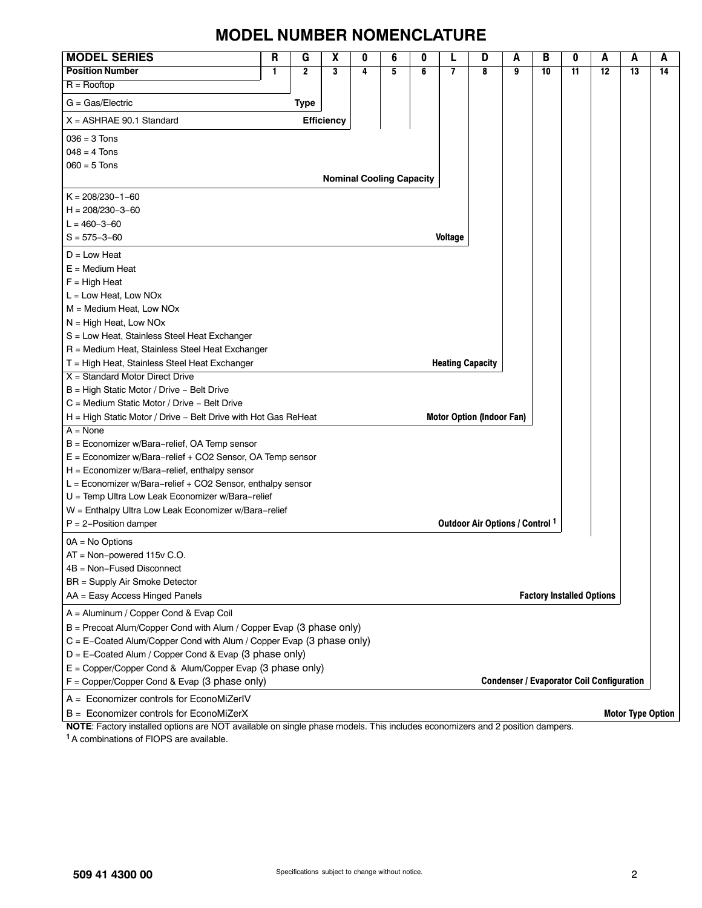# MODEL NUMBER NOMENCLATURE

| MODEL SERIES | R | G | X | 0 | 6 | 0 | L | D | A | B | 0 | A | A | A |
|---|---|---|---|---|---|---|---|---|---|---|---|---|---|---|
| **Position Number** | 1 | 2 | 3 | 4 | 5 | 6 | 7 | 8 | 9 | 10 | 11 | 12 | 13 | 14 |

R = Rooftop

**Type**
G = Gas/Electric

**Efficiency**
X = ASHRAE 90.1 Standard

**Nominal Cooling Capacity**
036 = 3 Tons
048 = 4 Tons
060 = 5 Tons

**Voltage**
K = 208/230−1−60
H = 208/230−3−60
L = 460−3−60
S = 575−3−60

**Heating Capacity**
D = Low Heat
E = Medium Heat
F = High Heat
L = Low Heat, Low NOx
M = Medium Heat, Low NOx
N = High Heat, Low NOx
S = Low Heat, Stainless Steel Heat Exchanger
R = Medium Heat, Stainless Steel Heat Exchanger
T = High Heat, Stainless Steel Heat Exchanger

**Motor Option (Indoor Fan)**
X = Standard Motor Direct Drive
B = High Static Motor / Drive − Belt Drive
C = Medium Static Motor / Drive − Belt Drive
H = High Static Motor / Drive − Belt Drive with Hot Gas ReHeat

**Outdoor Air Options / Control [1]**
A = None
B = Economizer w/Bara−relief, OA Temp sensor
E = Economizer w/Bara−relief + CO2 Sensor, OA Temp sensor
H = Economizer w/Bara−relief, enthalpy sensor
L = Economizer w/Bara−relief + CO2 Sensor, enthalpy sensor
U = Temp Ultra Low Leak Economizer w/Bara−relief
W = Enthalpy Ultra Low Leak Economizer w/Bara−relief
P = 2−Position damper

**Factory Installed Options**
0A = No Options
AT = Non−powered 115v C.O.
4B = Non−Fused Disconnect
BR = Supply Air Smoke Detector
AA = Easy Access Hinged Panels

**Condenser / Evaporator Coil Configuration**
A = Aluminum / Copper Cond & Evap Coil
B = Precoat Alum/Copper Cond with Alum / Copper Evap (3 phase only)
C = E−Coated Alum/Copper Cond with Alum / Copper Evap (3 phase only)
D = E−Coated Alum / Copper Cond & Evap (3 phase only)
E = Copper/Copper Cond & Alum/Copper Evap (3 phase only)
F = Copper/Copper Cond & Evap (3 phase only)

**Motor Type Option**
A = Economizer controls for EconoMiZerIV
B = Economizer controls for EconoMiZerX

**NOTE**: Factory installed options are NOT available on single phase models. This includes economizers and 2 position dampers.

[1] A combinations of FIOPS are available.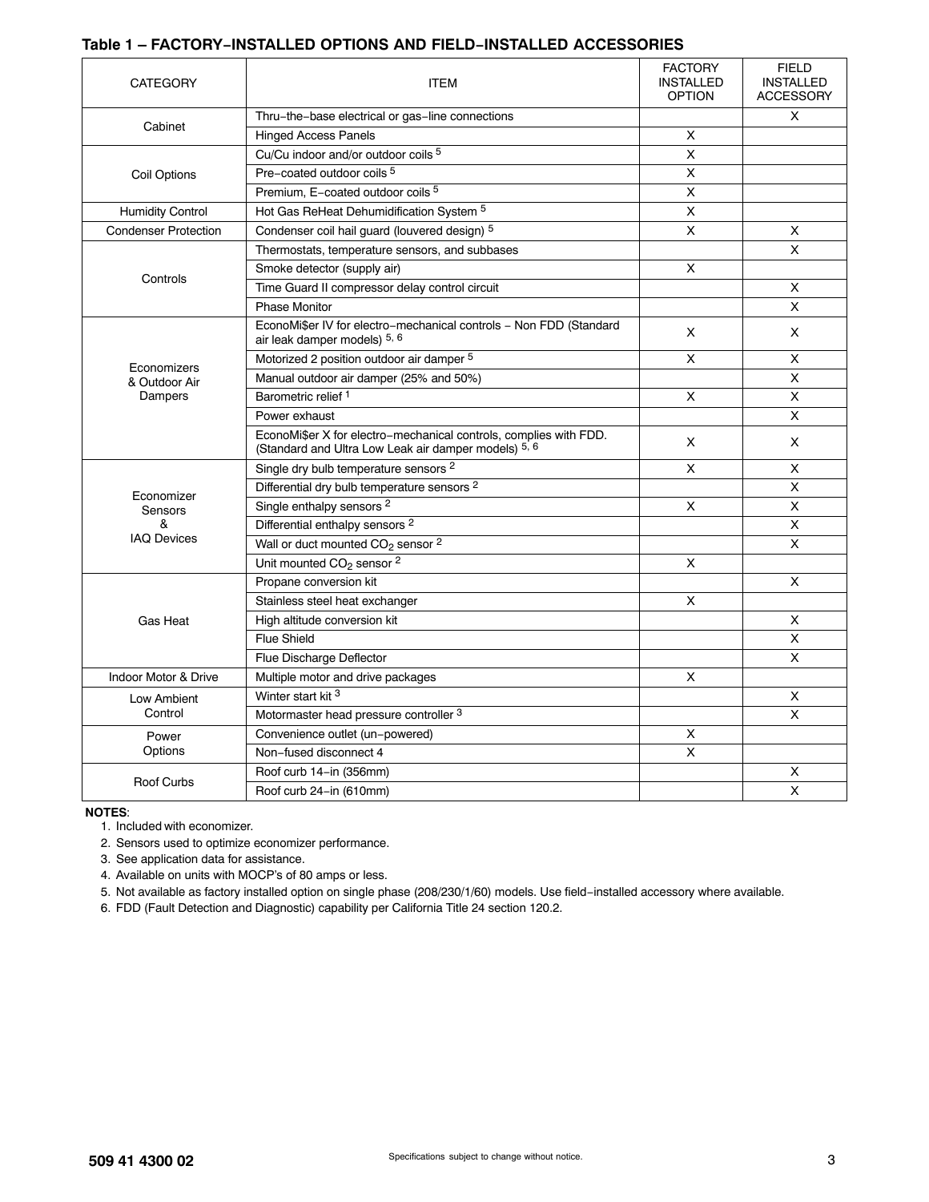### Table 1 – FACTORY−INSTALLED OPTIONS AND FIELD−INSTALLED ACCESSORIES

| CATEGORY | ITEM | FACTORY INSTALLED OPTION | FIELD INSTALLED ACCESSORY |
|---|---|---|---|
| Cabinet | Thru−the−base electrical or gas−line connections | | X |
| | Hinged Access Panels | X | |
| Coil Options | Cu/Cu indoor and/or outdoor coils [5] | X | |
| | Pre−coated outdoor coils [5] | X | |
| | Premium, E−coated outdoor coils [5] | X | |
| Humidity Control | Hot Gas ReHeat Dehumidification System [5] | X | |
| Condenser Protection | Condenser coil hail guard (louvered design) [5] | X | X |
| Controls | Thermostats, temperature sensors, and subbases | | X |
| | Smoke detector (supply air) | X | |
| | Time Guard II compressor delay control circuit | | X |
| | Phase Monitor | | X |
| Economizers & Outdoor Air Dampers | EconoMi$er IV for electro−mechanical controls − Non FDD (Standard air leak damper models) [5, 6] | X | X |
| | Motorized 2 position outdoor air damper [5] | X | X |
| | Manual outdoor air damper (25% and 50%) | | X |
| | Barometric relief [1] | X | X |
| | Power exhaust | | X |
| | EconoMi$er X for electro−mechanical controls, complies with FDD. (Standard and Ultra Low Leak air damper models) [5, 6] | X | X |
| Economizer Sensors & IAQ Devices | Single dry bulb temperature sensors [2] | X | X |
| | Differential dry bulb temperature sensors [2] | | X |
| | Single enthalpy sensors [2] | X | X |
| | Differential enthalpy sensors [2] | | X |
| | Wall or duct mounted $CO_2$ sensor [2] | | X |
| | Unit mounted $CO_2$ sensor [2] | X | |
| Gas Heat | Propane conversion kit | | X |
| | Stainless steel heat exchanger | X | |
| | High altitude conversion kit | | X |
| | Flue Shield | | X |
| | Flue Discharge Deflector | | X |
| Indoor Motor & Drive | Multiple motor and drive packages | X | |
| Low Ambient Control | Winter start kit [3] | | X |
| | Motormaster head pressure controller [3] | | X |
| Power Options | Convenience outlet (un−powered) | X | |
| | Non−fused disconnect 4 | X | |
| Roof Curbs | Roof curb 14−in (356mm) | | X |
| | Roof curb 24−in (610mm) | | X |

**NOTES**:

1. Included with economizer.
2. Sensors used to optimize economizer performance.
3. See application data for assistance.
4. Available on units with MOCP's of 80 amps or less.
5. Not available as factory installed option on single phase (208/230/1/60) models. Use field−installed accessory where available.
6. FDD (Fault Detection and Diagnostic) capability per California Title 24 section 120.2.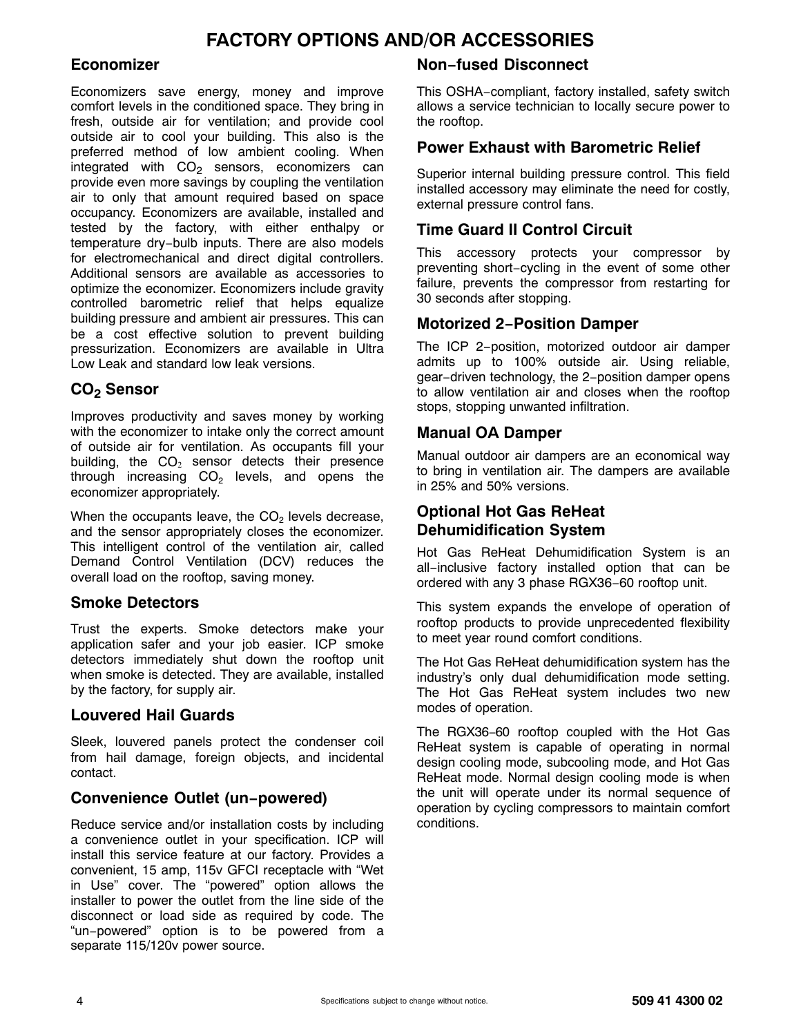# FACTORY OPTIONS AND/OR ACCESSORIES

## Economizer

Economizers save energy, money and improve comfort levels in the conditioned space. They bring in fresh, outside air for ventilation; and provide cool outside air to cool your building. This also is the preferred method of low ambient cooling. When integrated with $CO_2$ sensors, economizers can provide even more savings by coupling the ventilation air to only that amount required based on space occupancy. Economizers are available, installed and tested by the factory, with either enthalpy or temperature dry−bulb inputs. There are also models for electromechanical and direct digital controllers. Additional sensors are available as accessories to optimize the economizer. Economizers include gravity controlled barometric relief that helps equalize building pressure and ambient air pressures. This can be a cost effective solution to prevent building pressurization. Economizers are available in Ultra Low Leak and standard low leak versions.

## $CO_2$ Sensor

Improves productivity and saves money by working with the economizer to intake only the correct amount of outside air for ventilation. As occupants fill your building, the $CO_2$ sensor detects their presence through increasing $CO_2$ levels, and opens the economizer appropriately.

When the occupants leave, the $CO_2$ levels decrease, and the sensor appropriately closes the economizer. This intelligent control of the ventilation air, called Demand Control Ventilation (DCV) reduces the overall load on the rooftop, saving money.

## Smoke Detectors

Trust the experts. Smoke detectors make your application safer and your job easier. ICP smoke detectors immediately shut down the rooftop unit when smoke is detected. They are available, installed by the factory, for supply air.

## Louvered Hail Guards

Sleek, louvered panels protect the condenser coil from hail damage, foreign objects, and incidental contact.

## Convenience Outlet (un−powered)

Reduce service and/or installation costs by including a convenience outlet in your specification. ICP will install this service feature at our factory. Provides a convenient, 15 amp, 115v GFCI receptacle with "Wet in Use" cover. The "powered" option allows the installer to power the outlet from the line side of the disconnect or load side as required by code. The "un−powered" option is to be powered from a separate 115/120v power source.

## Non−fused Disconnect

This OSHA−compliant, factory installed, safety switch allows a service technician to locally secure power to the rooftop.

## Power Exhaust with Barometric Relief

Superior internal building pressure control. This field installed accessory may eliminate the need for costly, external pressure control fans.

## Time Guard II Control Circuit

This accessory protects your compressor by preventing short−cycling in the event of some other failure, prevents the compressor from restarting for 30 seconds after stopping.

## Motorized 2−Position Damper

The ICP 2−position, motorized outdoor air damper admits up to 100% outside air. Using reliable, gear−driven technology, the 2−position damper opens to allow ventilation air and closes when the rooftop stops, stopping unwanted infiltration.

## Manual OA Damper

Manual outdoor air dampers are an economical way to bring in ventilation air. The dampers are available in 25% and 50% versions.

## Optional Hot Gas ReHeat Dehumidification System

Hot Gas ReHeat Dehumidification System is an all−inclusive factory installed option that can be ordered with any 3 phase RGX36−60 rooftop unit.

This system expands the envelope of operation of rooftop products to provide unprecedented flexibility to meet year round comfort conditions.

The Hot Gas ReHeat dehumidification system has the industry's only dual dehumidification mode setting. The Hot Gas ReHeat system includes two new modes of operation.

The RGX36−60 rooftop coupled with the Hot Gas ReHeat system is capable of operating in normal design cooling mode, subcooling mode, and Hot Gas ReHeat mode. Normal design cooling mode is when the unit will operate under its normal sequence of operation by cycling compressors to maintain comfort conditions.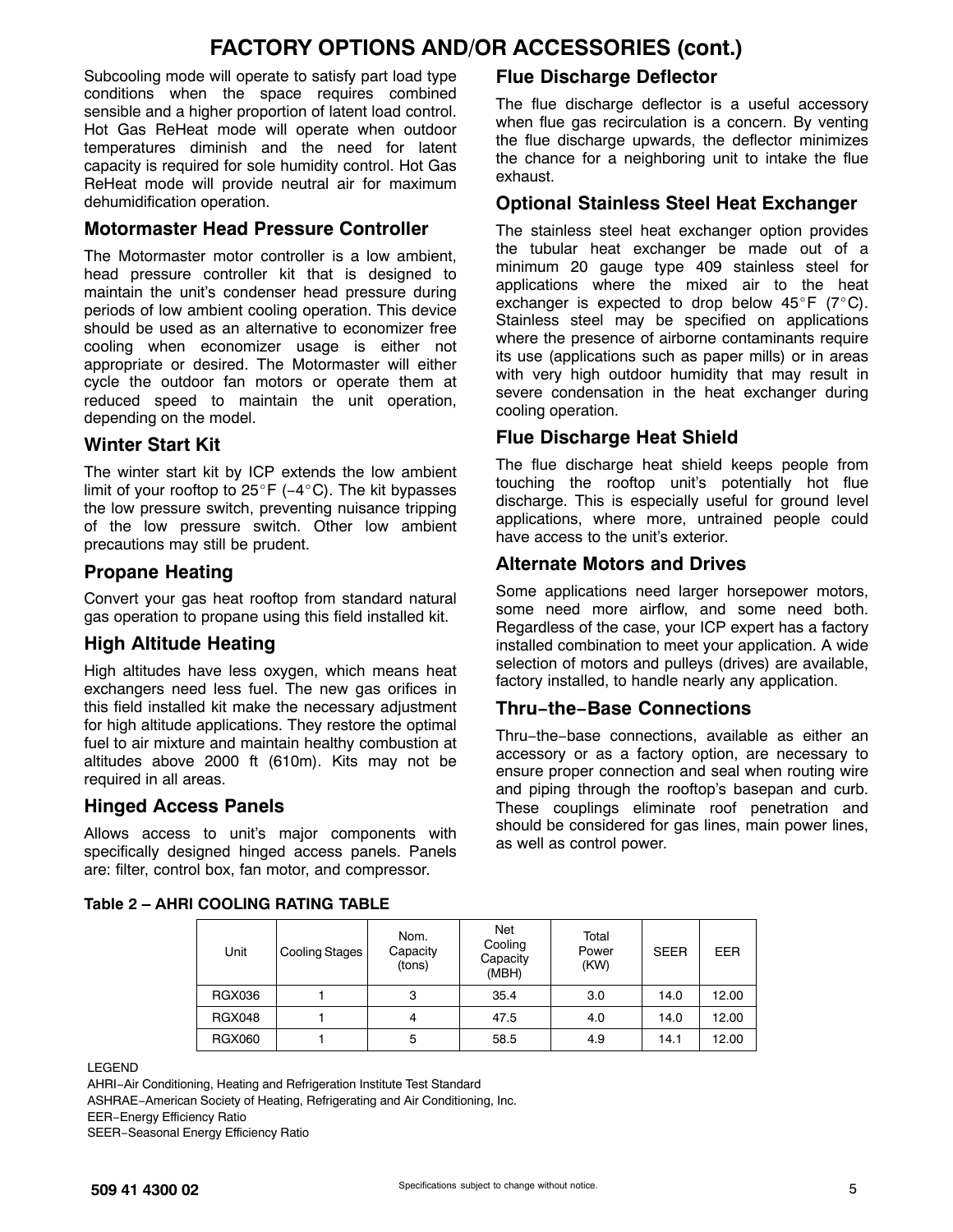# FACTORY OPTIONS AND/OR ACCESSORIES (cont.)

Subcooling mode will operate to satisfy part load type conditions when the space requires combined sensible and a higher proportion of latent load control. Hot Gas ReHeat mode will operate when outdoor temperatures diminish and the need for latent capacity is required for sole humidity control. Hot Gas ReHeat mode will provide neutral air for maximum dehumidification operation.

## Motormaster Head Pressure Controller

The Motormaster motor controller is a low ambient, head pressure controller kit that is designed to maintain the unit's condenser head pressure during periods of low ambient cooling operation. This device should be used as an alternative to economizer free cooling when economizer usage is either not appropriate or desired. The Motormaster will either cycle the outdoor fan motors or operate them at reduced speed to maintain the unit operation, depending on the model.

## Winter Start Kit

The winter start kit by ICP extends the low ambient limit of your rooftop to 25°F (−4°C). The kit bypasses the low pressure switch, preventing nuisance tripping of the low pressure switch. Other low ambient precautions may still be prudent.

## Propane Heating

Convert your gas heat rooftop from standard natural gas operation to propane using this field installed kit.

## High Altitude Heating

High altitudes have less oxygen, which means heat exchangers need less fuel. The new gas orifices in this field installed kit make the necessary adjustment for high altitude applications. They restore the optimal fuel to air mixture and maintain healthy combustion at altitudes above 2000 ft (610m). Kits may not be required in all areas.

## Hinged Access Panels

Allows access to unit's major components with specifically designed hinged access panels. Panels are: filter, control box, fan motor, and compressor.

## Flue Discharge Deflector

The flue discharge deflector is a useful accessory when flue gas recirculation is a concern. By venting the flue discharge upwards, the deflector minimizes the chance for a neighboring unit to intake the flue exhaust.

## Optional Stainless Steel Heat Exchanger

The stainless steel heat exchanger option provides the tubular heat exchanger be made out of a minimum 20 gauge type 409 stainless steel for applications where the mixed air to the heat exchanger is expected to drop below 45°F (7°C). Stainless steel may be specified on applications where the presence of airborne contaminants require its use (applications such as paper mills) or in areas with very high outdoor humidity that may result in severe condensation in the heat exchanger during cooling operation.

## Flue Discharge Heat Shield

The flue discharge heat shield keeps people from touching the rooftop unit's potentially hot flue discharge. This is especially useful for ground level applications, where more, untrained people could have access to the unit's exterior.

## Alternate Motors and Drives

Some applications need larger horsepower motors, some need more airflow, and some need both. Regardless of the case, your ICP expert has a factory installed combination to meet your application. A wide selection of motors and pulleys (drives) are available, factory installed, to handle nearly any application.

## Thru−the−Base Connections

Thru−the−base connections, available as either an accessory or as a factory option, are necessary to ensure proper connection and seal when routing wire and piping through the rooftop's basepan and curb. These couplings eliminate roof penetration and should be considered for gas lines, main power lines, as well as control power.

**Table 2 – AHRI COOLING RATING TABLE**

| Unit | Cooling Stages | Nom. Capacity (tons) | Net Cooling Capacity (MBH) | Total Power (KW) | SEER | EER |
|---|---|---|---|---|---|---|
| RGX036 | 1 | 3 | 35.4 | 3.0 | 14.0 | 12.00 |
| RGX048 | 1 | 4 | 47.5 | 4.0 | 14.0 | 12.00 |
| RGX060 | 1 | 5 | 58.5 | 4.9 | 14.1 | 12.00 |

LEGEND

AHRI−Air Conditioning, Heating and Refrigeration Institute Test Standard

ASHRAE−American Society of Heating, Refrigerating and Air Conditioning, Inc.

EER−Energy Efficiency Ratio

SEER−Seasonal Energy Efficiency Ratio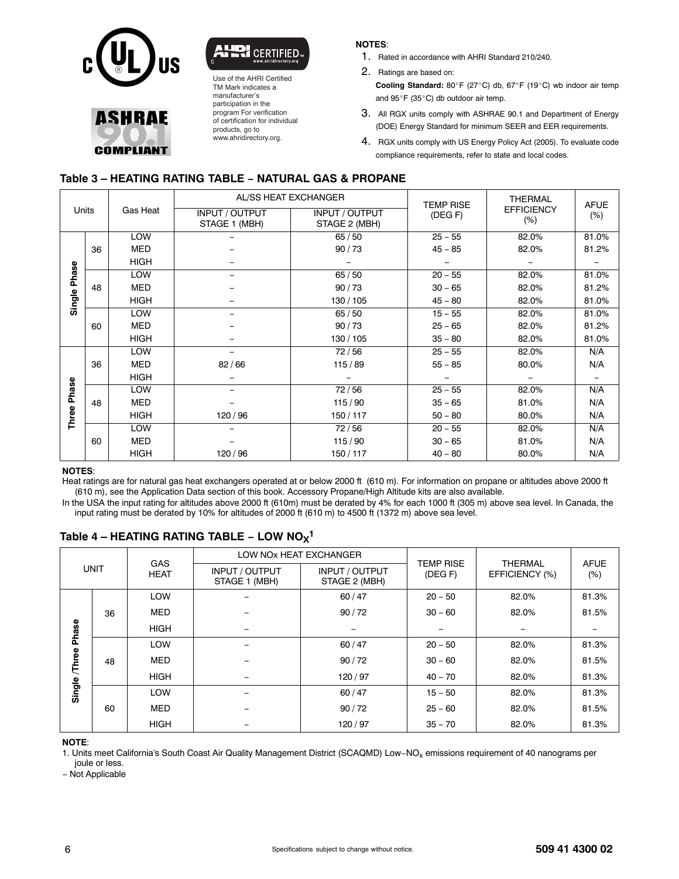Use of the AHRI Certified TM Mark indicates a manufacturer's participation in the program For verification of certification for individual products, go to www.ahridirectory.org.

**NOTES**:

1. Rated in accordance with AHRI Standard 210/240.
2. Ratings are based on:
   **Cooling Standard:** 80°F (27°C) db, 67°F (19°C) wb indoor air temp and 95°F (35°C) db outdoor air temp.
3. All RGX units comply with ASHRAE 90.1 and Department of Energy (DOE) Energy Standard for minimum SEER and EER requirements.
4. RGX units comply with US Energy Policy Act (2005). To evaluate code compliance requirements, refer to state and local codes.

## Table 3 – HEATING RATING TABLE – NATURAL GAS & PROPANE

| Units | | Gas Heat | AL/SS HEAT EXCHANGER | | TEMP RISE (DEG F) | THERMAL EFFICIENCY (%) | AFUE (%) |
|---|---|---|---|---|---|---|---|
| | | | INPUT / OUTPUT STAGE 1 (MBH) | INPUT / OUTPUT STAGE 2 (MBH) | | | |
| Single Phase | 36 | LOW | – | 65 / 50 | 25 – 55 | 82.0% | 81.0% |
| | | MED | – | 90 / 73 | 45 – 85 | 82.0% | 81.2% |
| | | HIGH | – | – | – | – | – |
| | 48 | LOW | – | 65 / 50 | 20 – 55 | 82.0% | 81.0% |
| | | MED | – | 90 / 73 | 30 – 65 | 82.0% | 81.2% |
| | | HIGH | – | 130 / 105 | 45 – 80 | 82.0% | 81.0% |
| | 60 | LOW | – | 65 / 50 | 15 – 55 | 82.0% | 81.0% |
| | | MED | – | 90 / 73 | 25 – 65 | 82.0% | 81.2% |
| | | HIGH | – | 130 / 105 | 35 – 80 | 82.0% | 81.0% |
| Three Phase | 36 | LOW | – | 72 / 56 | 25 – 55 | 82.0% | N/A |
| | | MED | 82 / 66 | 115 / 89 | 55 – 85 | 80.0% | N/A |
| | | HIGH | – | – | – | – | – |
| | 48 | LOW | – | 72 / 56 | 25 – 55 | 82.0% | N/A |
| | | MED | – | 115 / 90 | 35 – 65 | 81.0% | N/A |
| | | HIGH | 120 / 96 | 150 / 117 | 50 – 80 | 80.0% | N/A |
| | 60 | LOW | – | 72 / 56 | 20 – 55 | 82.0% | N/A |
| | | MED | – | 115 / 90 | 30 – 65 | 81.0% | N/A |
| | | HIGH | 120 / 96 | 150 / 117 | 40 – 80 | 80.0% | N/A |

**NOTES**:

Heat ratings are for natural gas heat exchangers operated at or below 2000 ft (610 m). For information on propane or altitudes above 2000 ft (610 m), see the Application Data section of this book. Accessory Propane/High Altitude kits are also available.

In the USA the input rating for altitudes above 2000 ft (610m) must be derated by 4% for each 1000 ft (305 m) above sea level. In Canada, the input rating must be derated by 10% for altitudes of 2000 ft (610 m) to 4500 ft (1372 m) above sea level.

## Table 4 – HEATING RATING TABLE – LOW $NO_X$[1]

| UNIT | | GAS HEAT | LOW NOx HEAT EXCHANGER | | TEMP RISE (DEG F) | THERMAL EFFICIENCY (%) | AFUE (%) |
|---|---|---|---|---|---|---|---|
| | | | INPUT / OUTPUT STAGE 1 (MBH) | INPUT / OUTPUT STAGE 2 (MBH) | | | |
| Single /Three Phase | 36 | LOW | – | 60 / 47 | 20 – 50 | 82.0% | 81.3% |
| | | MED | – | 90 / 72 | 30 – 60 | 82.0% | 81.5% |
| | | HIGH | – | – | – | – | – |
| | 48 | LOW | – | 60 / 47 | 20 – 50 | 82.0% | 81.3% |
| | | MED | – | 90 / 72 | 30 – 60 | 82.0% | 81.5% |
| | | HIGH | – | 120 / 97 | 40 – 70 | 82.0% | 81.3% |
| | 60 | LOW | – | 60 / 47 | 15 – 50 | 82.0% | 81.3% |
| | | MED | – | 90 / 72 | 25 – 60 | 82.0% | 81.5% |
| | | HIGH | – | 120 / 97 | 35 – 70 | 82.0% | 81.3% |

**NOTE**:

1. Units meet California's South Coast Air Quality Management District (SCAQMD) Low−$NO_x$ emissions requirement of 40 nanograms per joule or less.

− Not Applicable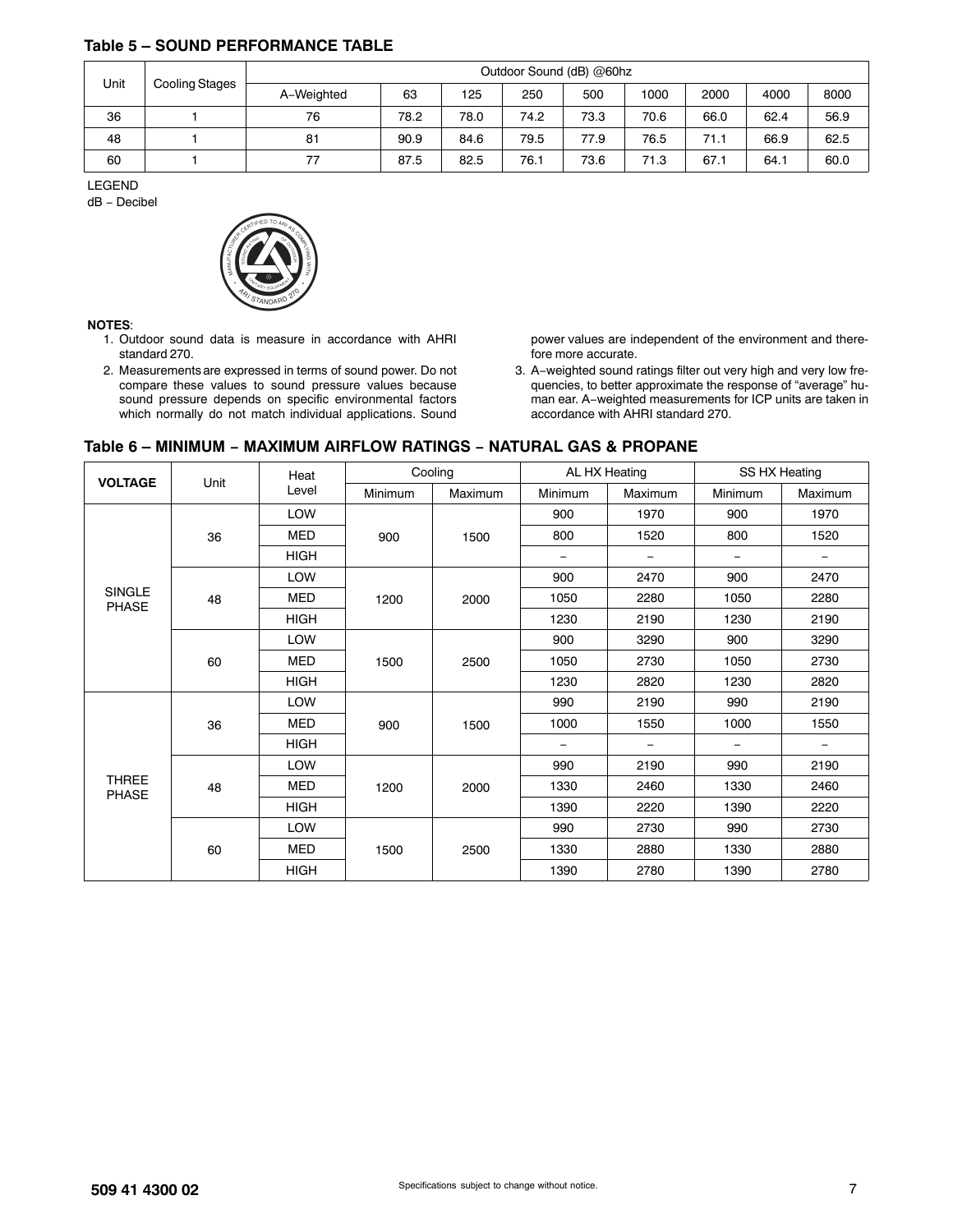### Table 5 – SOUND PERFORMANCE TABLE

| Unit | Cooling Stages | Outdoor Sound (dB) @60hz | | | | | | | | |
|---|---|---|---|---|---|---|---|---|---|---|
| | | A−Weighted | 63 | 125 | 250 | 500 | 1000 | 2000 | 4000 | 8000 |
| 36 | 1 | 76 | 78.2 | 78.0 | 74.2 | 73.3 | 70.6 | 66.0 | 62.4 | 56.9 |
| 48 | 1 | 81 | 90.9 | 84.6 | 79.5 | 77.9 | 76.5 | 71.1 | 66.9 | 62.5 |
| 60 | 1 | 77 | 87.5 | 82.5 | 76.1 | 73.6 | 71.3 | 67.1 | 64.1 | 60.0 |

LEGEND

dB − Decibel

**NOTES**:

1. Outdoor sound data is measure in accordance with AHRI standard 270.
2. Measurements are expressed in terms of sound power. Do not compare these values to sound pressure values because sound pressure depends on specific environmental factors which normally do not match individual applications. Sound power values are independent of the environment and therefore more accurate.
3. A−weighted sound ratings filter out very high and very low frequencies, to better approximate the response of "average" human ear. A−weighted measurements for ICP units are taken in accordance with AHRI standard 270.

### Table 6 – MINIMUM − MAXIMUM AIRFLOW RATINGS − NATURAL GAS & PROPANE

| VOLTAGE | Unit | Heat Level | Cooling | | AL HX Heating | | SS HX Heating | |
|---|---|---|---|---|---|---|---|---|
| | | | Minimum | Maximum | Minimum | Maximum | Minimum | Maximum |
| SINGLE PHASE | 36 | LOW | 900 | 1500 | 900 | 1970 | 900 | 1970 |
| | | MED | | | 800 | 1520 | 800 | 1520 |
| | | HIGH | | | − | − | − | − |
| | 48 | LOW | 1200 | 2000 | 900 | 2470 | 900 | 2470 |
| | | MED | | | 1050 | 2280 | 1050 | 2280 |
| | | HIGH | | | 1230 | 2190 | 1230 | 2190 |
| | 60 | LOW | 1500 | 2500 | 900 | 3290 | 900 | 3290 |
| | | MED | | | 1050 | 2730 | 1050 | 2730 |
| | | HIGH | | | 1230 | 2820 | 1230 | 2820 |
| THREE PHASE | 36 | LOW | 900 | 1500 | 990 | 2190 | 990 | 2190 |
| | | MED | | | 1000 | 1550 | 1000 | 1550 |
| | | HIGH | | | − | − | − | − |
| | 48 | LOW | 1200 | 2000 | 990 | 2190 | 990 | 2190 |
| | | MED | | | 1330 | 2460 | 1330 | 2460 |
| | | HIGH | | | 1390 | 2220 | 1390 | 2220 |
| | 60 | LOW | 1500 | 2500 | 990 | 2730 | 990 | 2730 |
| | | MED | | | 1330 | 2880 | 1330 | 2880 |
| | | HIGH | | | 1390 | 2780 | 1390 | 2780 |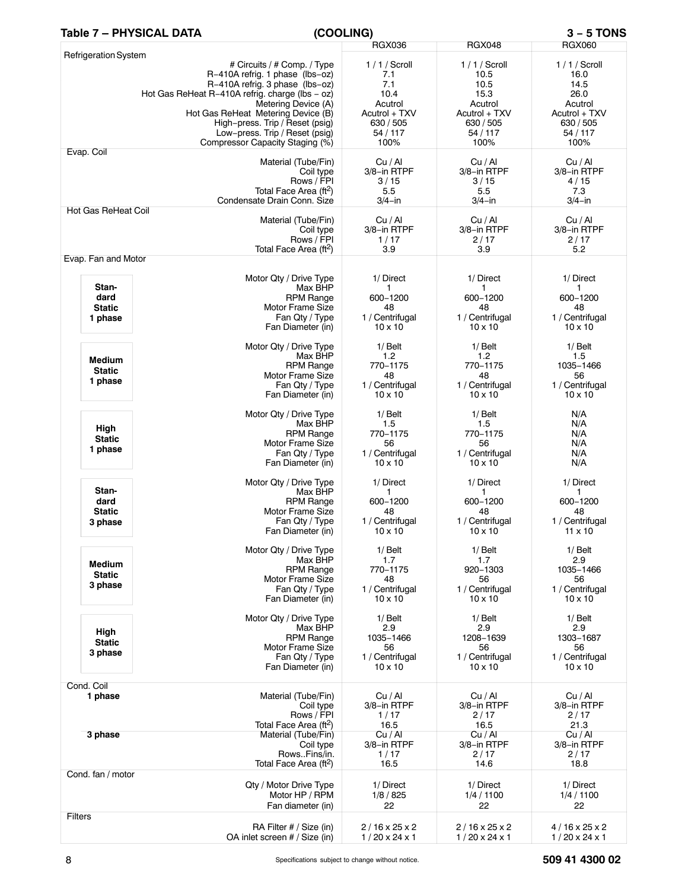## Table 7 – PHYSICAL DATA (COOLING) 3 – 5 TONS

| | | RGX036 | RGX048 | RGX060 |
|---|---|---|---|---|
| Refrigeration System | | | | |
| | # Circuits / # Comp. / Type | 1 / 1 / Scroll | 1 / 1 / Scroll | 1 / 1 / Scroll |
| | R–410A refrig. 1 phase (lbs–oz) | 7.1 | 10.5 | 16.0 |
| | R–410A refrig. 3 phase (lbs–oz) | 7.1 | 10.5 | 14.5 |
| | Hot Gas ReHeat R–410A refrig. charge (lbs – oz) | 10.4 | 15.3 | 26.0 |
| | Metering Device (A) | Acutrol | Acutrol | Acutrol |
| | Hot Gas ReHeat Metering Device (B) | Acutrol + TXV | Acutrol + TXV | Acutrol + TXV |
| | High–press. Trip / Reset (psig) | 630 / 505 | 630 / 505 | 630 / 505 |
| | Low–press. Trip / Reset (psig) | 54 / 117 | 54 / 117 | 54 / 117 |
| | Compressor Capacity Staging (%) | 100% | 100% | 100% |
| Evap. Coil | | | | |
| | Material (Tube/Fin) | Cu / Al | Cu / Al | Cu / Al |
| | Coil type | 3/8–in RTPF | 3/8–in RTPF | 3/8–in RTPF |
| | Rows / FPI | 3 / 15 | 3 / 15 | 4 / 15 |
| | Total Face Area (ft²) | 5.5 | 5.5 | 7.3 |
| | Condensate Drain Conn. Size | 3/4–in | 3/4–in | 3/4–in |
| Hot Gas ReHeat Coil | | | | |
| | Material (Tube/Fin) | Cu / Al | Cu / Al | Cu / Al |
| | Coil type | 3/8–in RTPF | 3/8–in RTPF | 3/8–in RTPF |
| | Rows / FPI | 1 / 17 | 2 / 17 | 2 / 17 |
| | Total Face Area (ft²) | 3.9 | 3.9 | 5.2 |
| Evap. Fan and Motor | | | | |
| Standard Static 1 phase | Motor Qty / Drive Type | 1/ Direct | 1/ Direct | 1/ Direct |
| | Max BHP | 1 | 1 | 1 |
| | RPM Range | 600–1200 | 600–1200 | 600–1200 |
| | Motor Frame Size | 48 | 48 | 48 |
| | Fan Qty / Type | 1 / Centrifugal | 1 / Centrifugal | 1 / Centrifugal |
| | Fan Diameter (in) | 10 x 10 | 10 x 10 | 10 x 10 |
| Medium Static 1 phase | Motor Qty / Drive Type | 1/ Belt | 1/ Belt | 1/ Belt |
| | Max BHP | 1.2 | 1.2 | 1.5 |
| | RPM Range | 770–1175 | 770–1175 | 1035–1466 |
| | Motor Frame Size | 48 | 48 | 56 |
| | Fan Qty / Type | 1 / Centrifugal | 1 / Centrifugal | 1 / Centrifugal |
| | Fan Diameter (in) | 10 x 10 | 10 x 10 | 10 x 10 |
| High Static 1 phase | Motor Qty / Drive Type | 1/ Belt | 1/ Belt | N/A |
| | Max BHP | 1.5 | 1.5 | N/A |
| | RPM Range | 770–1175 | 770–1175 | N/A |
| | Motor Frame Size | 56 | 56 | N/A |
| | Fan Qty / Type | 1 / Centrifugal | 1 / Centrifugal | N/A |
| | Fan Diameter (in) | 10 x 10 | 10 x 10 | N/A |
| Standard Static 3 phase | Motor Qty / Drive Type | 1/ Direct | 1/ Direct | 1/ Direct |
| | Max BHP | 1 | 1 | 1 |
| | RPM Range | 600–1200 | 600–1200 | 600–1200 |
| | Motor Frame Size | 48 | 48 | 48 |
| | Fan Qty / Type | 1 / Centrifugal | 1 / Centrifugal | 1 / Centrifugal |
| | Fan Diameter (in) | 10 x 10 | 10 x 10 | 11 x 10 |
| Medium Static 3 phase | Motor Qty / Drive Type | 1/ Belt | 1/ Belt | 1/ Belt |
| | Max BHP | 1.7 | 1.7 | 2.9 |
| | RPM Range | 770–1175 | 920–1303 | 1035–1466 |
| | Motor Frame Size | 48 | 56 | 56 |
| | Fan Qty / Type | 1 / Centrifugal | 1 / Centrifugal | 1 / Centrifugal |
| | Fan Diameter (in) | 10 x 10 | 10 x 10 | 10 x 10 |
| High Static 3 phase | Motor Qty / Drive Type | 1/ Belt | 1/ Belt | 1/ Belt |
| | Max BHP | 2.9 | 2.9 | 2.9 |
| | RPM Range | 1035–1466 | 1208–1639 | 1303–1687 |
| | Motor Frame Size | 56 | 56 | 56 |
| | Fan Qty / Type | 1 / Centrifugal | 1 / Centrifugal | 1 / Centrifugal |
| | Fan Diameter (in) | 10 x 10 | 10 x 10 | 10 x 10 |
| Cond. Coil | | | | |
| 1 phase | Material (Tube/Fin) | Cu / Al | Cu / Al | Cu / Al |
| | Coil type | 3/8–in RTPF | 3/8–in RTPF | 3/8–in RTPF |
| | Rows / FPI | 1 / 17 | 2 / 17 | 2 / 17 |
| | Total Face Area (ft²) | 16.5 | 16.5 | 21.3 |
| 3 phase | Material (Tube/Fin) | Cu / Al | Cu / Al | Cu / Al |
| | Coil type | 3/8–in RTPF | 3/8–in RTPF | 3/8–in RTPF |
| | Rows..Fins/in. | 1 / 17 | 2 / 17 | 2 / 17 |
| | Total Face Area (ft²) | 16.5 | 14.6 | 18.8 |
| Cond. fan / motor | | | | |
| | Qty / Motor Drive Type | 1/ Direct | 1/ Direct | 1/ Direct |
| | Motor HP / RPM | 1/8 / 825 | 1/4 / 1100 | 1/4 / 1100 |
| | Fan diameter (in) | 22 | 22 | 22 |
| Filters | | | | |
| | RA Filter # / Size (in) | 2 / 16 x 25 x 2 | 2 / 16 x 25 x 2 | 4 / 16 x 25 x 2 |
| | OA inlet screen # / Size (in) | 1 / 20 x 24 x 1 | 1 / 20 x 24 x 1 | 1 / 20 x 24 x 1 |

Specifications subject to change without notice.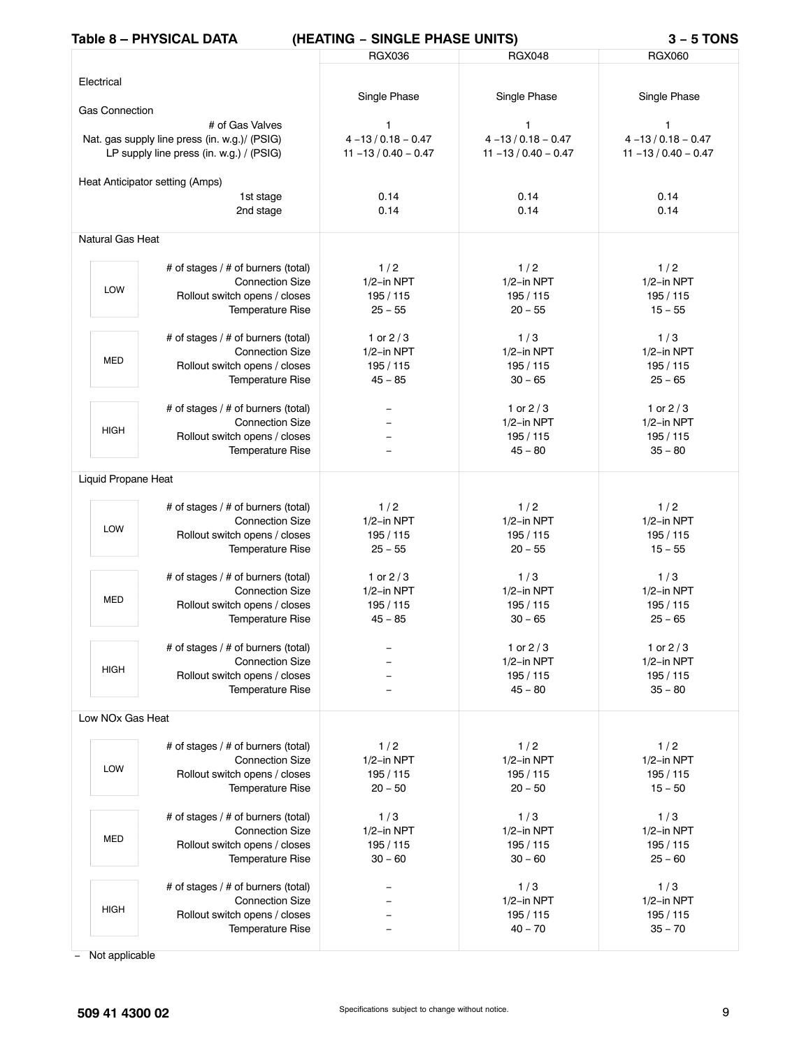## Table 8 – PHYSICAL DATA (HEATING – SINGLE PHASE UNITS) 3 – 5 TONS

| | | RGX036 | RGX048 | RGX060 |
|---|---|---|---|---|
| Electrical | | Single Phase | Single Phase | Single Phase |
| Gas Connection | | | | |
| | # of Gas Valves | 1 | 1 | 1 |
| | Nat. gas supply line press (in. w.g.)/ (PSIG) | 4 –13 / 0.18 – 0.47 | 4 –13 / 0.18 – 0.47 | 4 –13 / 0.18 – 0.47 |
| | LP supply line press (in. w.g.) / (PSIG) | 11 –13 / 0.40 – 0.47 | 11 –13 / 0.40 – 0.47 | 11 –13 / 0.40 – 0.47 |
| Heat Anticipator setting (Amps) | | | | |
| | 1st stage | 0.14 | 0.14 | 0.14 |
| | 2nd stage | 0.14 | 0.14 | 0.14 |
| Natural Gas Heat | | | | |
| LOW | # of stages / # of burners (total) | 1 / 2 | 1 / 2 | 1 / 2 |
| | Connection Size | 1/2–in NPT | 1/2–in NPT | 1/2–in NPT |
| | Rollout switch opens / closes | 195 / 115 | 195 / 115 | 195 / 115 |
| | Temperature Rise | 25 – 55 | 20 – 55 | 15 – 55 |
| MED | # of stages / # of burners (total) | 1 or 2 / 3 | 1 / 3 | 1 / 3 |
| | Connection Size | 1/2–in NPT | 1/2–in NPT | 1/2–in NPT |
| | Rollout switch opens / closes | 195 / 115 | 195 / 115 | 195 / 115 |
| | Temperature Rise | 45 – 85 | 30 – 65 | 25 – 65 |
| HIGH | # of stages / # of burners (total) | – | 1 or 2 / 3 | 1 or 2 / 3 |
| | Connection Size | – | 1/2–in NPT | 1/2–in NPT |
| | Rollout switch opens / closes | – | 195 / 115 | 195 / 115 |
| | Temperature Rise | – | 45 – 80 | 35 – 80 |
| Liquid Propane Heat | | | | |
| LOW | # of stages / # of burners (total) | 1 / 2 | 1 / 2 | 1 / 2 |
| | Connection Size | 1/2–in NPT | 1/2–in NPT | 1/2–in NPT |
| | Rollout switch opens / closes | 195 / 115 | 195 / 115 | 195 / 115 |
| | Temperature Rise | 25 – 55 | 20 – 55 | 15 – 55 |
| MED | # of stages / # of burners (total) | 1 or 2 / 3 | 1 / 3 | 1 / 3 |
| | Connection Size | 1/2–in NPT | 1/2–in NPT | 1/2–in NPT |
| | Rollout switch opens / closes | 195 / 115 | 195 / 115 | 195 / 115 |
| | Temperature Rise | 45 – 85 | 30 – 65 | 25 – 65 |
| HIGH | # of stages / # of burners (total) | – | 1 or 2 / 3 | 1 or 2 / 3 |
| | Connection Size | – | 1/2–in NPT | 1/2–in NPT |
| | Rollout switch opens / closes | – | 195 / 115 | 195 / 115 |
| | Temperature Rise | – | 45 – 80 | 35 – 80 |
| Low NOx Gas Heat | | | | |
| LOW | # of stages / # of burners (total) | 1 / 2 | 1 / 2 | 1 / 2 |
| | Connection Size | 1/2–in NPT | 1/2–in NPT | 1/2–in NPT |
| | Rollout switch opens / closes | 195 / 115 | 195 / 115 | 195 / 115 |
| | Temperature Rise | 20 – 50 | 20 – 50 | 15 – 50 |
| MED | # of stages / # of burners (total) | 1 / 3 | 1 / 3 | 1 / 3 |
| | Connection Size | 1/2–in NPT | 1/2–in NPT | 1/2–in NPT |
| | Rollout switch opens / closes | 195 / 115 | 195 / 115 | 195 / 115 |
| | Temperature Rise | 30 – 60 | 30 – 60 | 25 – 60 |
| HIGH | # of stages / # of burners (total) | – | 1 / 3 | 1 / 3 |
| | Connection Size | – | 1/2–in NPT | 1/2–in NPT |
| | Rollout switch opens / closes | – | 195 / 115 | 195 / 115 |
| | Temperature Rise | – | 40 – 70 | 35 – 70 |

– Not applicable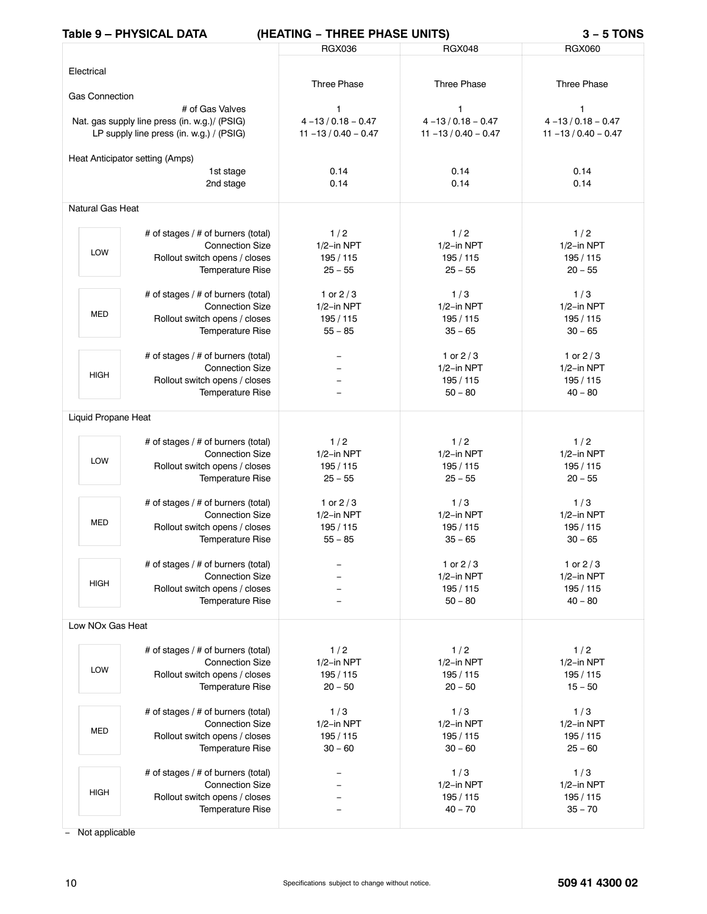## Table 9 – PHYSICAL DATA (HEATING – THREE PHASE UNITS) 3 – 5 TONS

| | | RGX036 | RGX048 | RGX060 |
|---|---|---|---|---|
| Electrical | | Three Phase | Three Phase | Three Phase |
| Gas Connection | | | | |
| | # of Gas Valves | 1 | 1 | 1 |
| | Nat. gas supply line press (in. w.g.)/ (PSIG) | 4 –13 / 0.18 – 0.47 | 4 –13 / 0.18 – 0.47 | 4 –13 / 0.18 – 0.47 |
| | LP supply line press (in. w.g.) / (PSIG) | 11 –13 / 0.40 – 0.47 | 11 –13 / 0.40 – 0.47 | 11 –13 / 0.40 – 0.47 |
| Heat Anticipator setting (Amps) | | | | |
| | 1st stage | 0.14 | 0.14 | 0.14 |
| | 2nd stage | 0.14 | 0.14 | 0.14 |
| **Natural Gas Heat** | | | | |
| LOW | # of stages / # of burners (total) | 1 / 2 | 1 / 2 | 1 / 2 |
| | Connection Size | 1/2–in NPT | 1/2–in NPT | 1/2–in NPT |
| | Rollout switch opens / closes | 195 / 115 | 195 / 115 | 195 / 115 |
| | Temperature Rise | 25 – 55 | 25 – 55 | 20 – 55 |
| MED | # of stages / # of burners (total) | 1 or 2 / 3 | 1 / 3 | 1 / 3 |
| | Connection Size | 1/2–in NPT | 1/2–in NPT | 1/2–in NPT |
| | Rollout switch opens / closes | 195 / 115 | 195 / 115 | 195 / 115 |
| | Temperature Rise | 55 – 85 | 35 – 65 | 30 – 65 |
| HIGH | # of stages / # of burners (total) | – | 1 or 2 / 3 | 1 or 2 / 3 |
| | Connection Size | – | 1/2–in NPT | 1/2–in NPT |
| | Rollout switch opens / closes | – | 195 / 115 | 195 / 115 |
| | Temperature Rise | – | 50 – 80 | 40 – 80 |
| **Liquid Propane Heat** | | | | |
| LOW | # of stages / # of burners (total) | 1 / 2 | 1 / 2 | 1 / 2 |
| | Connection Size | 1/2–in NPT | 1/2–in NPT | 1/2–in NPT |
| | Rollout switch opens / closes | 195 / 115 | 195 / 115 | 195 / 115 |
| | Temperature Rise | 25 – 55 | 25 – 55 | 20 – 55 |
| MED | # of stages / # of burners (total) | 1 or 2 / 3 | 1 / 3 | 1 / 3 |
| | Connection Size | 1/2–in NPT | 1/2–in NPT | 1/2–in NPT |
| | Rollout switch opens / closes | 195 / 115 | 195 / 115 | 195 / 115 |
| | Temperature Rise | 55 – 85 | 35 – 65 | 30 – 65 |
| HIGH | # of stages / # of burners (total) | – | 1 or 2 / 3 | 1 or 2 / 3 |
| | Connection Size | – | 1/2–in NPT | 1/2–in NPT |
| | Rollout switch opens / closes | – | 195 / 115 | 195 / 115 |
| | Temperature Rise | – | 50 – 80 | 40 – 80 |
| **Low NOx Gas Heat** | | | | |
| LOW | # of stages / # of burners (total) | 1 / 2 | 1 / 2 | 1 / 2 |
| | Connection Size | 1/2–in NPT | 1/2–in NPT | 1/2–in NPT |
| | Rollout switch opens / closes | 195 / 115 | 195 / 115 | 195 / 115 |
| | Temperature Rise | 20 – 50 | 20 – 50 | 15 – 50 |
| MED | # of stages / # of burners (total) | 1 / 3 | 1 / 3 | 1 / 3 |
| | Connection Size | 1/2–in NPT | 1/2–in NPT | 1/2–in NPT |
| | Rollout switch opens / closes | 195 / 115 | 195 / 115 | 195 / 115 |
| | Temperature Rise | 30 – 60 | 30 – 60 | 25 – 60 |
| HIGH | # of stages / # of burners (total) | – | 1 / 3 | 1 / 3 |
| | Connection Size | – | 1/2–in NPT | 1/2–in NPT |
| | Rollout switch opens / closes | – | 195 / 115 | 195 / 115 |
| | Temperature Rise | – | 40 – 70 | 35 – 70 |

– Not applicable

Specifications subject to change without notice.

509 41 4300 02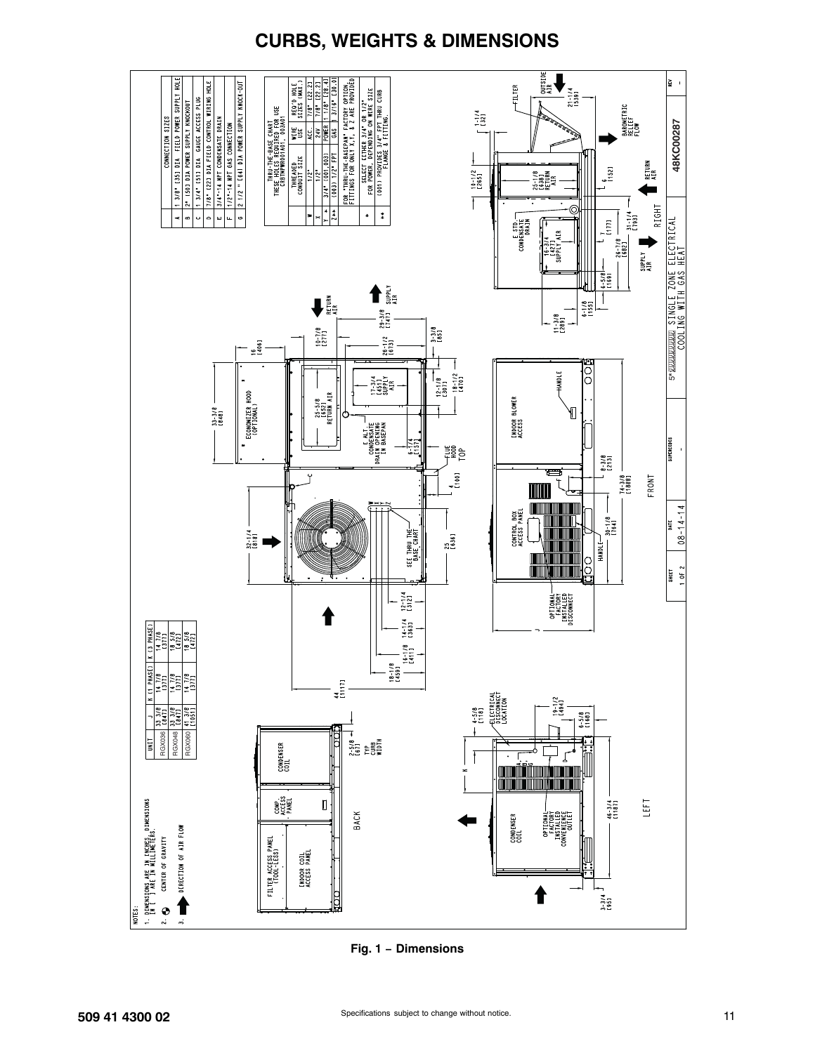# CURBS, WEIGHTS & DIMENSIONS

NOTES:
1. DIMENSIONS ARE IN INCHES, DIMENSIONS IN [ ] ARE IN MILLIMETERS.
2. CENTER OF GRAVITY
3. DIRECTION OF AIR FLOW

| UNIT | J | K (1 PHASE) | K (3 PHASE) |
|---|---|---|---|
| RGX036 | 33 3/8 [847] | 14 7/8 [377] | 14 7/8 [377] |
| RGX048 | 33 3/8 [847] | 14 7/8 [377] | 18 5/8 [472] |
| RGX060 | 41 3/8 [1051] | 14 7/8 [377] | 18 5/8 [472] |

| | CONNECTION SIZES |
|---|---|
| A | 1 3/8" [35] DIA FIELD POWER SUPPLY HOLE |
| B | 2" [50] DIA POWER SUPPLY KNOCKOUT |
| C | 1 3/4" [51] DIA GAUGE ACCESS PLUG |
| D | 7/8" [22] DIA FIELD CONTROL WIRING HOLE |
| E | 3/4"-14 NPT CONDENSATE DRAIN |
| F | 1/2"-14 NPT GAS CONNECTION |
| G | 2 1/2" [64] DIA POWER SUPPLY KNOCK-OUT |

THRU-THE-BASE CHART
THESE HOLES REQUIRED FOR USE CRBTMPWR001A01, 003A01

| | THREADED CONDUIT SIZE | WIRE USE | REQ'D HOLE SIZES (MAX.) |
|---|---|---|---|
| W | 1/2" | ACC. | 7/8" [22.2] |
| X | 1/2" | 24V | 7/8" [22.2] |
| Y + | 3/4" (001, 003) | POWER | 1 1/8" [28.4] |
| Z ++ | (003) 1/2" FPT | GAS | 1 3/16" [30.0] |

FOR "THRU-THE-BASEPAN" FACTORY OPTION, FITTINGS FOR ONLY X, Y, Z ARE PROVIDED

\+ SELECT EITHER 3/4" OR 1/2" FOR POWER, DEPENDING ON WIRE SIZE

++ (001) PROVIDES 3/4" FPT THRU CURB FLANGE & FITTING.

5° SINGLE ZONE ELECTRICAL COOLING WITH GAS HEAT — 48KC00287 — SHEET 1 OF 2 — DATE 08-14-14

Fig. 1 − Dimensions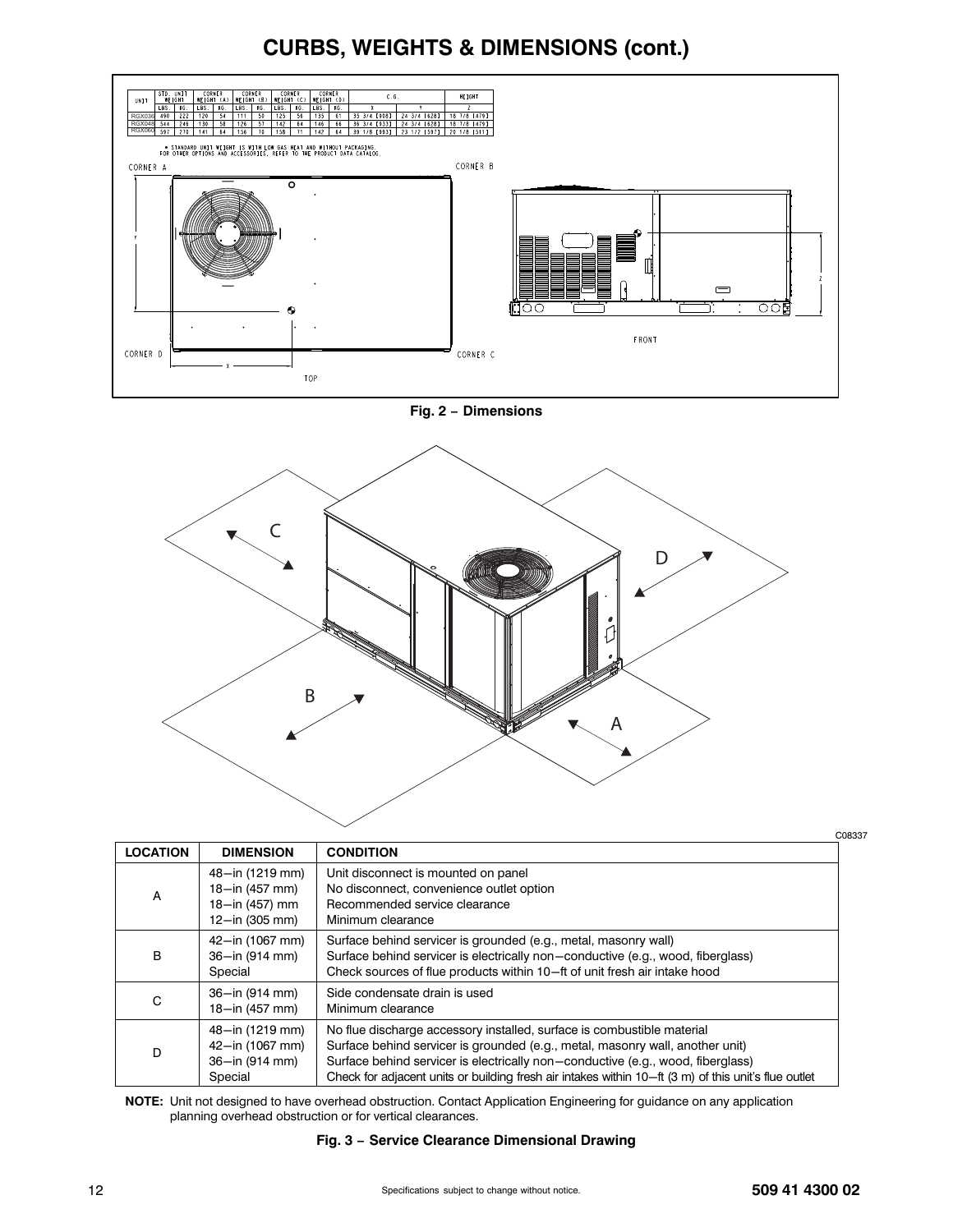# CURBS, WEIGHTS & DIMENSIONS (cont.)

| UNIT | STD. UNIT WEIGHT | | CORNER WEIGHT (A) | | CORNER WEIGHT (B) | | CORNER WEIGHT (C) | | CORNER WEIGHT (D) | | C.G. | | HEIGHT |
|---|---|---|---|---|---|---|---|---|---|---|---|---|---|
| | LBS. | KG. | LBS. | KG. | LBS. | KG. | LBS. | KG. | LBS. | KG. | X | Y | Z |
| RGX036 | 490 | 222 | 120 | 54 | 111 | 50 | 125 | 56 | 135 | 61 | 35 3/4 [908] | 24 3/4 [628] | 18 7/8 [479] |
| RGX048 | 544 | 246 | 130 | 58 | 126 | 57 | 142 | 64 | 146 | 66 | 36 3/4 [933] | 24 3/4 [628] | 18 7/8 [479] |
| RGX060 | 597 | 270 | 141 | 64 | 156 | 70 | 158 | 71 | 142 | 64 | 39 1/8 [993] | 23 1/2 [597] | 20 1/8 [511] |

* STANDARD UNIT WEIGHT IS WITH LOW GAS HEAT AND WITHOUT PACKAGING.
FOR OTHER OPTIONS AND ACCESSORIES, REFER TO THE PRODUCT DATA CATALOG.

**Fig. 2 − Dimensions**

C08337

| LOCATION | DIMENSION | CONDITION |
|---|---|---|
| A | 48−in (1219 mm)<br>18−in (457 mm)<br>18−in (457) mm<br>12−in (305 mm) | Unit disconnect is mounted on panel<br>No disconnect, convenience outlet option<br>Recommended service clearance<br>Minimum clearance |
| B | 42−in (1067 mm)<br>36−in (914 mm)<br>Special | Surface behind servicer is grounded (e.g., metal, masonry wall)<br>Surface behind servicer is electrically non−conductive (e.g., wood, fiberglass)<br>Check sources of flue products within 10−ft of unit fresh air intake hood |
| C | 36−in (914 mm)<br>18−in (457 mm) | Side condensate drain is used<br>Minimum clearance |
| D | 48−in (1219 mm)<br>42−in (1067 mm)<br>36−in (914 mm)<br>Special | No flue discharge accessory installed, surface is combustible material<br>Surface behind servicer is grounded (e.g., metal, masonry wall, another unit)<br>Surface behind servicer is electrically non−conductive (e.g., wood, fiberglass)<br>Check for adjacent units or building fresh air intakes within 10−ft (3 m) of this unit's flue outlet |

**NOTE:** Unit not designed to have overhead obstruction. Contact Application Engineering for guidance on any application planning overhead obstruction or for vertical clearances.

**Fig. 3 − Service Clearance Dimensional Drawing**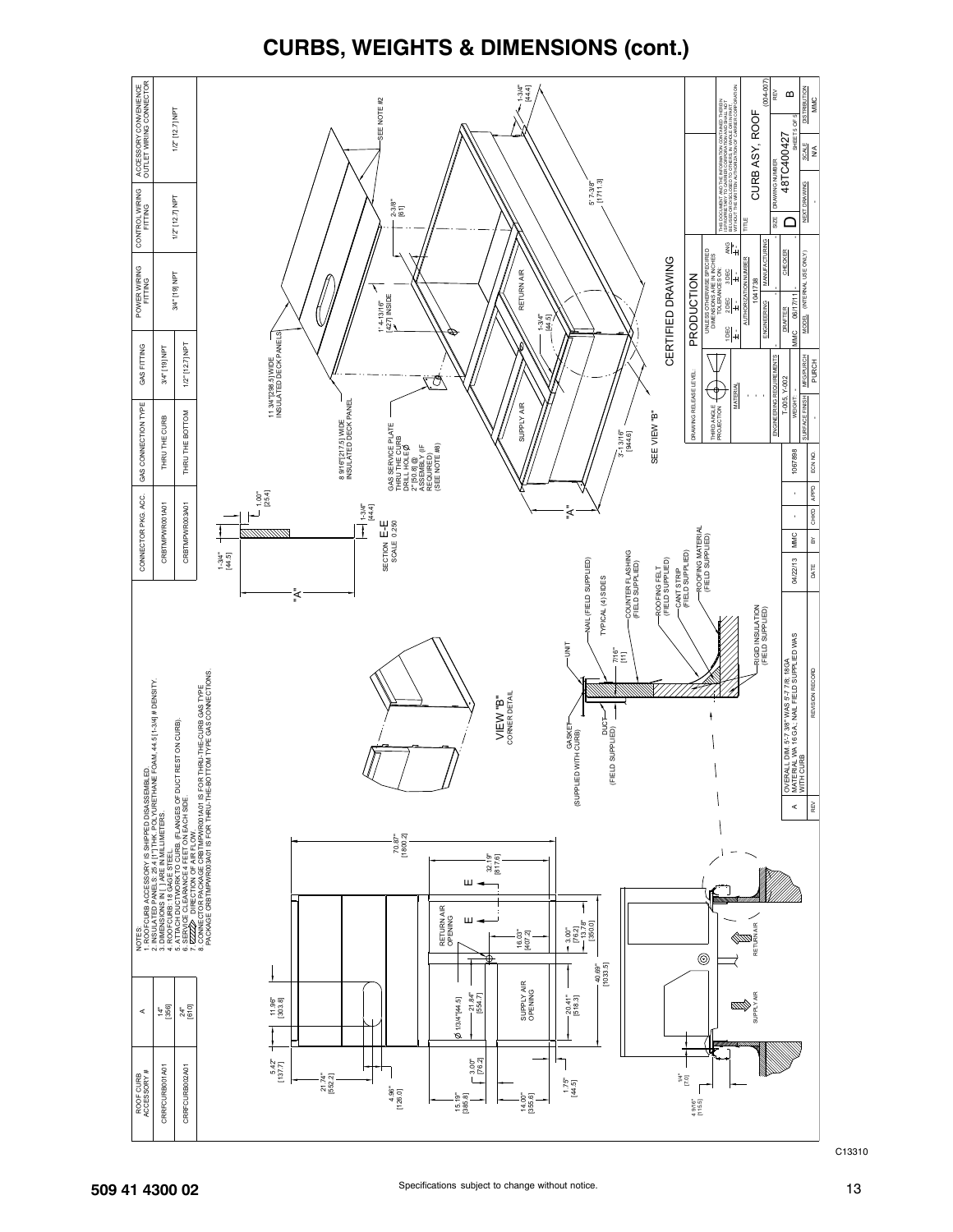# CURBS, WEIGHTS & DIMENSIONS (cont.)

| ROOF CURB ACCESSORY # | A |
|---|---|
| CRRFCURB001A01 | 14" [356] |
| CRRFCURB002A01 | 24" [610] |

| CONNECTOR PKG. ACC. | GAS CONNECTION TYPE | GAS FITTING | POWER WIRING FITTING | CONTROL WIRING FITTING | ACCESSORY CONVENIENCE OUTLET WIRING CONNECTOR |
|---|---|---|---|---|---|
| CRBTMPWR001A01 | THRU THE CURB | 3/4" [19] NPT | 3/4" [19] NPT | 1/2" [12.7] NPT | 1/2" [12.7] NPT |
| CRBTMPWR003A01 | THRU THE BOTTOM | 1/2" [12.7] NPT | | | |

NOTES:
1. ROOFCURB ACCESSORY IS SHIPPED DISASSEMBLED.
2. INSULATED PANELS: 25.4 [1"] THK. POLYURETHANE FOAM, 44.5 [1-3/4] # DENSITY.
3. DIMENSIONS IN [ ] ARE IN MILLIMETERS.
4. ROOFCURB: 18 GAGE STEEL.
5. ATTACH DUCTWORK TO CURB. (FLANGES OF DUCT REST ON CURB).
6. SERVICE CLEARANCE 4 FEET ON EACH SIDE.
7. DIRECTION OF AIR FLOW.
8. CONNECTOR PACKAGE CRBTMPWR001A01 IS FOR THRU-THE-CURB GAS TYPE PACKAGE CRBTMPWR003A01 IS FOR THRU-THE-BOTTOM TYPE GAS CONNECTIONS.

SECTION E-E SCALE 0.250

VIEW "B" CORNER DETAIL

GASKET (SUPPLIED WITH CURB); DUCT (FIELD SUPPLIED); UNIT; NAIL (FIELD SUPPLIED); TYPICAL (4) SIDES; COUNTER FLASHING (FIELD SUPPLIED); ROOFING FELT (FIELD SUPPLIED); CANT STRIP (FIELD SUPPLIED); ROOFING MATERIAL (FIELD SUPPLIED); RIGID INSULATION (FIELD SUPPLIED)

GAS SERVICE PLATE THRU THE CURB DRILL HOLE Ø 2" [50.8] @ ASSEMBLY (IF REQUIRED) (SEE NOTE #8)

8 9/16" [217.5] WIDE INSULATED DECK PANEL; 11 3/4" [298.5] WIDE INSULATED DECK PANELS; SEE NOTE #2; SUPPLY AIR; RETURN AIR; 1'-4 13/16" [427] INSIDE; 3'-1 3/16" [944.6]; 5'-7 3/8" [1711.3]; SEE VIEW "B"

SUPPLY AIR OPENING; RETURN AIR OPENING; Ø 1 3/4" [44.5]

CERTIFIED DRAWING

| REV | REVISION RECORD | DATE | BY | CHK'D | APP'D | ECN NO. |
|---|---|---|---|---|---|---|
| A | OVERALL DIM. 5'-7 3/8" WAS 5'-7 7/8, 18GA MATERIAL WA 16 GA, NAIL FIELD SUPPLIED WAS WITH CURB | 04/22/13 | MMC | - | - | 1067898 |

TITLE: CURB ASY, ROOF
DRAWING NUMBER: 48TC400427 — SIZE D — REV B — SCALE N/A — DISTRIBUTION MMC

C13310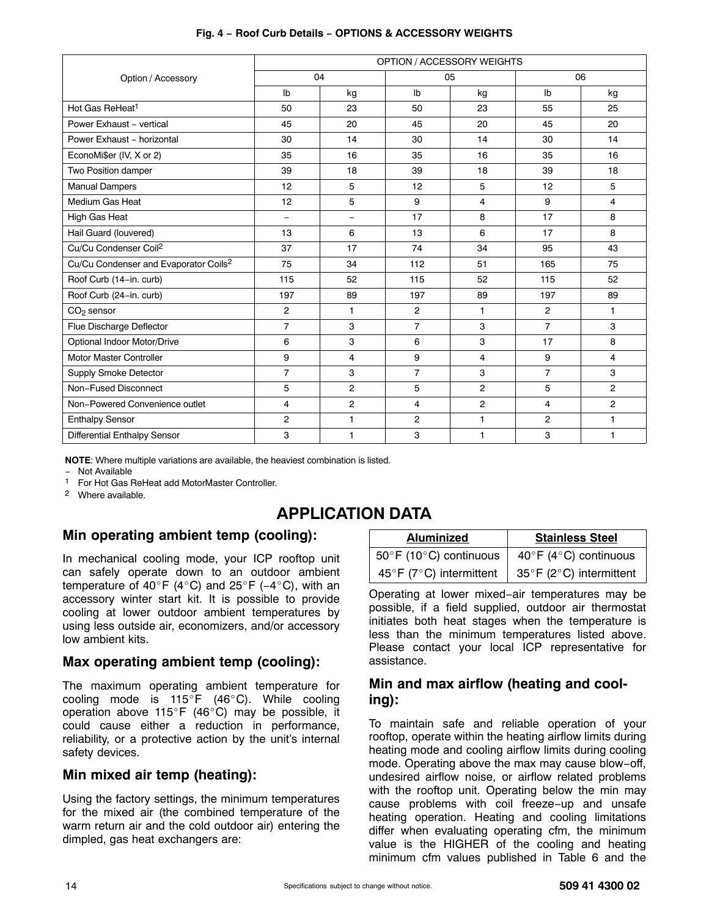**Fig. 4 − Roof Curb Details − OPTIONS & ACCESSORY WEIGHTS**

| Option / Accessory | OPTION / ACCESSORY WEIGHTS | | | | | |
|---|---|---|---|---|---|---|
| | 04 | | 05 | | 06 | |
| | lb | kg | lb | kg | lb | kg |
| Hot Gas ReHeat[1] | 50 | 23 | 50 | 23 | 55 | 25 |
| Power Exhaust − vertical | 45 | 20 | 45 | 20 | 45 | 20 |
| Power Exhaust − horizontal | 30 | 14 | 30 | 14 | 30 | 14 |
| EconoMi$er (IV, X or 2) | 35 | 16 | 35 | 16 | 35 | 16 |
| Two Position damper | 39 | 18 | 39 | 18 | 39 | 18 |
| Manual Dampers | 12 | 5 | 12 | 5 | 12 | 5 |
| Medium Gas Heat | 12 | 5 | 9 | 4 | 9 | 4 |
| High Gas Heat | − | − | 17 | 8 | 17 | 8 |
| Hail Guard (louvered) | 13 | 6 | 13 | 6 | 17 | 8 |
| Cu/Cu Condenser Coil[2] | 37 | 17 | 74 | 34 | 95 | 43 |
| Cu/Cu Condenser and Evaporator Coils[2] | 75 | 34 | 112 | 51 | 165 | 75 |
| Roof Curb (14−in. curb) | 115 | 52 | 115 | 52 | 115 | 52 |
| Roof Curb (24−in. curb) | 197 | 89 | 197 | 89 | 197 | 89 |
| $CO_2$ sensor | 2 | 1 | 2 | 1 | 2 | 1 |
| Flue Discharge Deflector | 7 | 3 | 7 | 3 | 7 | 3 |
| Optional Indoor Motor/Drive | 6 | 3 | 6 | 3 | 17 | 8 |
| Motor Master Controller | 9 | 4 | 9 | 4 | 9 | 4 |
| Supply Smoke Detector | 7 | 3 | 7 | 3 | 7 | 3 |
| Non−Fused Disconnect | 5 | 2 | 5 | 2 | 5 | 2 |
| Non−Powered Convenience outlet | 4 | 2 | 4 | 2 | 4 | 2 |
| Enthalpy Sensor | 2 | 1 | 2 | 1 | 2 | 1 |
| Differential Enthalpy Sensor | 3 | 1 | 3 | 1 | 3 | 1 |

**NOTE**: Where multiple variations are available, the heaviest combination is listed.

− Not Available

1 For Hot Gas ReHeat add MotorMaster Controller.

2 Where available.

# APPLICATION DATA

## Min operating ambient temp (cooling):

In mechanical cooling mode, your ICP rooftop unit can safely operate down to an outdoor ambient temperature of 40°F (4°C) and 25°F (−4°C), with an accessory winter start kit. It is possible to provide cooling at lower outdoor ambient temperatures by using less outside air, economizers, and/or accessory low ambient kits.

## Max operating ambient temp (cooling):

The maximum operating ambient temperature for cooling mode is 115°F (46°C). While cooling operation above 115°F (46°C) may be possible, it could cause either a reduction in performance, reliability, or a protective action by the unit's internal safety devices.

## Min mixed air temp (heating):

Using the factory settings, the minimum temperatures for the mixed air (the combined temperature of the warm return air and the cold outdoor air) entering the dimpled, gas heat exchangers are:

| Aluminized | Stainless Steel |
|---|---|
| 50°F (10°C) continuous | 40°F (4°C) continuous |
| 45°F (7°C) intermittent | 35°F (2°C) intermittent |

Operating at lower mixed−air temperatures may be possible, if a field supplied, outdoor air thermostat initiates both heat stages when the temperature is less than the minimum temperatures listed above. Please contact your local ICP representative for assistance.

## Min and max airflow (heating and cooling):

To maintain safe and reliable operation of your rooftop, operate within the heating airflow limits during heating mode and cooling airflow limits during cooling mode. Operating above the max may cause blow−off, undesired airflow noise, or airflow related problems with the rooftop unit. Operating below the min may cause problems with coil freeze−up and unsafe heating operation. Heating and cooling limitations differ when evaluating operating cfm, the minimum value is the HIGHER of the cooling and heating minimum cfm values published in Table 6 and the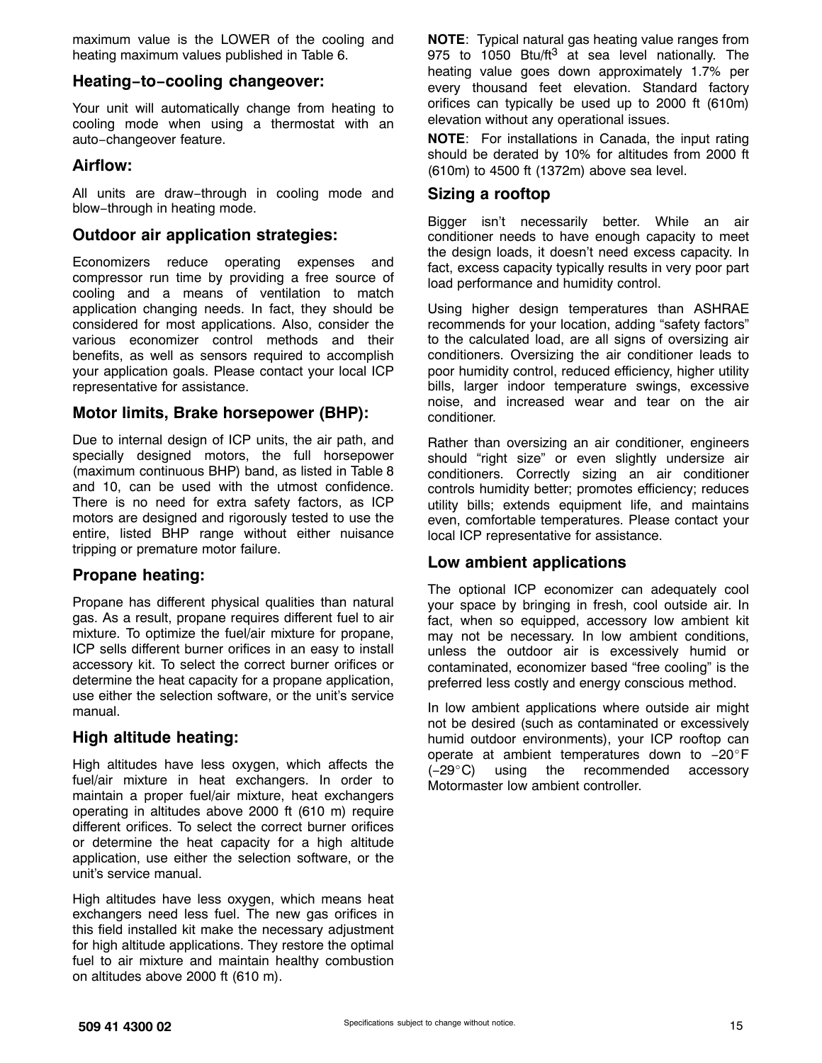maximum value is the LOWER of the cooling and heating maximum values published in Table 6.

## Heating−to−cooling changeover:

Your unit will automatically change from heating to cooling mode when using a thermostat with an auto−changeover feature.

## Airflow:

All units are draw−through in cooling mode and blow−through in heating mode.

## Outdoor air application strategies:

Economizers reduce operating expenses and compressor run time by providing a free source of cooling and a means of ventilation to match application changing needs. In fact, they should be considered for most applications. Also, consider the various economizer control methods and their benefits, as well as sensors required to accomplish your application goals. Please contact your local ICP representative for assistance.

## Motor limits, Brake horsepower (BHP):

Due to internal design of ICP units, the air path, and specially designed motors, the full horsepower (maximum continuous BHP) band, as listed in Table 8 and 10, can be used with the utmost confidence. There is no need for extra safety factors, as ICP motors are designed and rigorously tested to use the entire, listed BHP range without either nuisance tripping or premature motor failure.

## Propane heating:

Propane has different physical qualities than natural gas. As a result, propane requires different fuel to air mixture. To optimize the fuel/air mixture for propane, ICP sells different burner orifices in an easy to install accessory kit. To select the correct burner orifices or determine the heat capacity for a propane application, use either the selection software, or the unit's service manual.

## High altitude heating:

High altitudes have less oxygen, which affects the fuel/air mixture in heat exchangers. In order to maintain a proper fuel/air mixture, heat exchangers operating in altitudes above 2000 ft (610 m) require different orifices. To select the correct burner orifices or determine the heat capacity for a high altitude application, use either the selection software, or the unit's service manual.

High altitudes have less oxygen, which means heat exchangers need less fuel. The new gas orifices in this field installed kit make the necessary adjustment for high altitude applications. They restore the optimal fuel to air mixture and maintain healthy combustion on altitudes above 2000 ft (610 m).

**NOTE**: Typical natural gas heating value ranges from 975 to 1050 Btu/ft$^3$ at sea level nationally. The heating value goes down approximately 1.7% per every thousand feet elevation. Standard factory orifices can typically be used up to 2000 ft (610m) elevation without any operational issues.

**NOTE**: For installations in Canada, the input rating should be derated by 10% for altitudes from 2000 ft (610m) to 4500 ft (1372m) above sea level.

## Sizing a rooftop

Bigger isn't necessarily better. While an air conditioner needs to have enough capacity to meet the design loads, it doesn't need excess capacity. In fact, excess capacity typically results in very poor part load performance and humidity control.

Using higher design temperatures than ASHRAE recommends for your location, adding "safety factors" to the calculated load, are all signs of oversizing air conditioners. Oversizing the air conditioner leads to poor humidity control, reduced efficiency, higher utility bills, larger indoor temperature swings, excessive noise, and increased wear and tear on the air conditioner.

Rather than oversizing an air conditioner, engineers should "right size" or even slightly undersize air conditioners. Correctly sizing an air conditioner controls humidity better; promotes efficiency; reduces utility bills; extends equipment life, and maintains even, comfortable temperatures. Please contact your local ICP representative for assistance.

## Low ambient applications

The optional ICP economizer can adequately cool your space by bringing in fresh, cool outside air. In fact, when so equipped, accessory low ambient kit may not be necessary. In low ambient conditions, unless the outdoor air is excessively humid or contaminated, economizer based "free cooling" is the preferred less costly and energy conscious method.

In low ambient applications where outside air might not be desired (such as contaminated or excessively humid outdoor environments), your ICP rooftop can operate at ambient temperatures down to −20°F (−29°C) using the recommended accessory Motormaster low ambient controller.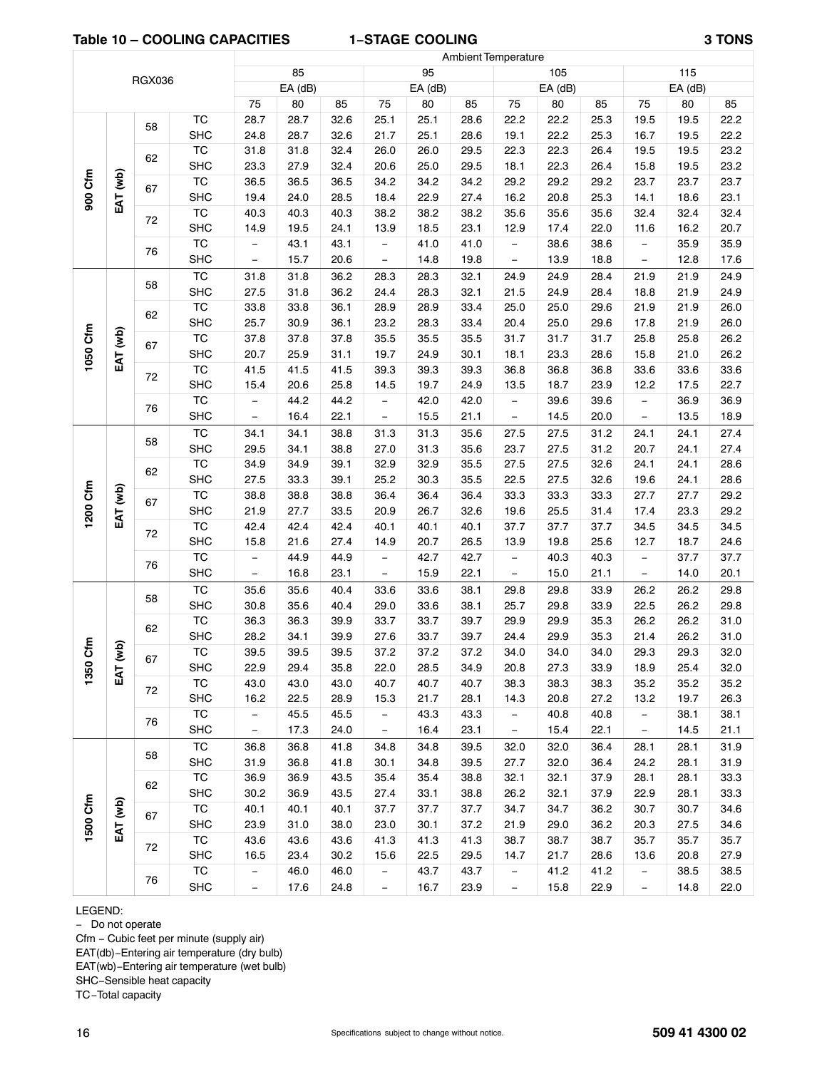**Table 10 – COOLING CAPACITIES 1–STAGE COOLING 3 TONS**

| RGX036 | | | | Ambient Temperature | | | | | | | | | | | |
|---|---|---|---|---|---|---|---|---|---|---|---|---|---|---|---|
| | | | | 85 | | | 95 | | | 105 | | | 115 | | |
| | | | | EA (dB) | | | EA (dB) | | | EA (dB) | | | EA (dB) | | |
| | | | | 75 | 80 | 85 | 75 | 80 | 85 | 75 | 80 | 85 | 75 | 80 | 85 |
| 900 Cfm | EAT (wb) | 58 | TC | 28.7 | 28.7 | 32.6 | 25.1 | 25.1 | 28.6 | 22.2 | 22.2 | 25.3 | 19.5 | 19.5 | 22.2 |
| | | | SHC | 24.8 | 28.7 | 32.6 | 21.7 | 25.1 | 28.6 | 19.1 | 22.2 | 25.3 | 16.7 | 19.5 | 22.2 |
| | | 62 | TC | 31.8 | 31.8 | 32.4 | 26.0 | 26.0 | 29.5 | 22.3 | 22.3 | 26.4 | 19.5 | 19.5 | 23.2 |
| | | | SHC | 23.3 | 27.9 | 32.4 | 20.6 | 25.0 | 29.5 | 18.1 | 22.3 | 26.4 | 15.8 | 19.5 | 23.2 |
| | | 67 | TC | 36.5 | 36.5 | 36.5 | 34.2 | 34.2 | 34.2 | 29.2 | 29.2 | 29.2 | 23.7 | 23.7 | 23.7 |
| | | | SHC | 19.4 | 24.0 | 28.5 | 18.4 | 22.9 | 27.4 | 16.2 | 20.8 | 25.3 | 14.1 | 18.6 | 23.1 |
| | | 72 | TC | 40.3 | 40.3 | 40.3 | 38.2 | 38.2 | 38.2 | 35.6 | 35.6 | 35.6 | 32.4 | 32.4 | 32.4 |
| | | | SHC | 14.9 | 19.5 | 24.1 | 13.9 | 18.5 | 23.1 | 12.9 | 17.4 | 22.0 | 11.6 | 16.2 | 20.7 |
| | | 76 | TC | – | 43.1 | 43.1 | – | 41.0 | 41.0 | – | 38.6 | 38.6 | – | 35.9 | 35.9 |
| | | | SHC | – | 15.7 | 20.6 | – | 14.8 | 19.8 | – | 13.9 | 18.8 | – | 12.8 | 17.6 |
| 1050 Cfm | EAT (wb) | 58 | TC | 31.8 | 31.8 | 36.2 | 28.3 | 28.3 | 32.1 | 24.9 | 24.9 | 28.4 | 21.9 | 21.9 | 24.9 |
| | | | SHC | 27.5 | 31.8 | 36.2 | 24.4 | 28.3 | 32.1 | 21.5 | 24.9 | 28.4 | 18.8 | 21.9 | 24.9 |
| | | 62 | TC | 33.8 | 33.8 | 36.1 | 28.9 | 28.9 | 33.4 | 25.0 | 25.0 | 29.6 | 21.9 | 21.9 | 26.0 |
| | | | SHC | 25.7 | 30.9 | 36.1 | 23.2 | 28.3 | 33.4 | 20.4 | 25.0 | 29.6 | 17.8 | 21.9 | 26.0 |
| | | 67 | TC | 37.8 | 37.8 | 37.8 | 35.5 | 35.5 | 35.5 | 31.7 | 31.7 | 31.7 | 25.8 | 25.8 | 26.2 |
| | | | SHC | 20.7 | 25.9 | 31.1 | 19.7 | 24.9 | 30.1 | 18.1 | 23.3 | 28.6 | 15.8 | 21.0 | 26.2 |
| | | 72 | TC | 41.5 | 41.5 | 41.5 | 39.3 | 39.3 | 39.3 | 36.8 | 36.8 | 36.8 | 33.6 | 33.6 | 33.6 |
| | | | SHC | 15.4 | 20.6 | 25.8 | 14.5 | 19.7 | 24.9 | 13.5 | 18.7 | 23.9 | 12.2 | 17.5 | 22.7 |
| | | 76 | TC | – | 44.2 | 44.2 | – | 42.0 | 42.0 | – | 39.6 | 39.6 | – | 36.9 | 36.9 |
| | | | SHC | – | 16.4 | 22.1 | – | 15.5 | 21.1 | – | 14.5 | 20.0 | – | 13.5 | 18.9 |
| 1200 Cfm | EAT (wb) | 58 | TC | 34.1 | 34.1 | 38.8 | 31.3 | 31.3 | 35.6 | 27.5 | 27.5 | 31.2 | 24.1 | 24.1 | 27.4 |
| | | | SHC | 29.5 | 34.1 | 38.8 | 27.0 | 31.3 | 35.6 | 23.7 | 27.5 | 31.2 | 20.7 | 24.1 | 27.4 |
| | | 62 | TC | 34.9 | 34.9 | 39.1 | 32.9 | 32.9 | 35.5 | 27.5 | 27.5 | 32.6 | 24.1 | 24.1 | 28.6 |
| | | | SHC | 27.5 | 33.3 | 39.1 | 25.2 | 30.3 | 35.5 | 22.5 | 27.5 | 32.6 | 19.6 | 24.1 | 28.6 |
| | | 67 | TC | 38.8 | 38.8 | 38.8 | 36.4 | 36.4 | 36.4 | 33.3 | 33.3 | 33.3 | 27.7 | 27.7 | 29.2 |
| | | | SHC | 21.9 | 27.7 | 33.5 | 20.9 | 26.7 | 32.6 | 19.6 | 25.5 | 31.4 | 17.4 | 23.3 | 29.2 |
| | | 72 | TC | 42.4 | 42.4 | 42.4 | 40.1 | 40.1 | 40.1 | 37.7 | 37.7 | 37.7 | 34.5 | 34.5 | 34.5 |
| | | | SHC | 15.8 | 21.6 | 27.4 | 14.9 | 20.7 | 26.5 | 13.9 | 19.8 | 25.6 | 12.7 | 18.7 | 24.6 |
| | | 76 | TC | – | 44.9 | 44.9 | – | 42.7 | 42.7 | – | 40.3 | 40.3 | – | 37.7 | 37.7 |
| | | | SHC | – | 16.8 | 23.1 | – | 15.9 | 22.1 | – | 15.0 | 21.1 | – | 14.0 | 20.1 |
| 1350 Cfm | EAT (wb) | 58 | TC | 35.6 | 35.6 | 40.4 | 33.6 | 33.6 | 38.1 | 29.8 | 29.8 | 33.9 | 26.2 | 26.2 | 29.8 |
| | | | SHC | 30.8 | 35.6 | 40.4 | 29.0 | 33.6 | 38.1 | 25.7 | 29.8 | 33.9 | 22.5 | 26.2 | 29.8 |
| | | 62 | TC | 36.3 | 36.3 | 39.9 | 33.7 | 33.7 | 39.7 | 29.9 | 29.9 | 35.3 | 26.2 | 26.2 | 31.0 |
| | | | SHC | 28.2 | 34.1 | 39.9 | 27.6 | 33.7 | 39.7 | 24.4 | 29.9 | 35.3 | 21.4 | 26.2 | 31.0 |
| | | 67 | TC | 39.5 | 39.5 | 39.5 | 37.2 | 37.2 | 37.2 | 34.0 | 34.0 | 34.0 | 29.3 | 29.3 | 32.0 |
| | | | SHC | 22.9 | 29.4 | 35.8 | 22.0 | 28.5 | 34.9 | 20.8 | 27.3 | 33.9 | 18.9 | 25.4 | 32.0 |
| | | 72 | TC | 43.0 | 43.0 | 43.0 | 40.7 | 40.7 | 40.7 | 38.3 | 38.3 | 38.3 | 35.2 | 35.2 | 35.2 |
| | | | SHC | 16.2 | 22.5 | 28.9 | 15.3 | 21.7 | 28.1 | 14.3 | 20.8 | 27.2 | 13.2 | 19.7 | 26.3 |
| | | 76 | TC | – | 45.5 | 45.5 | – | 43.3 | 43.3 | – | 40.8 | 40.8 | – | 38.1 | 38.1 |
| | | | SHC | – | 17.3 | 24.0 | – | 16.4 | 23.1 | – | 15.4 | 22.1 | – | 14.5 | 21.1 |
| 1500 Cfm | EAT (wb) | 58 | TC | 36.8 | 36.8 | 41.8 | 34.8 | 34.8 | 39.5 | 32.0 | 32.0 | 36.4 | 28.1 | 28.1 | 31.9 |
| | | | SHC | 31.9 | 36.8 | 41.8 | 30.1 | 34.8 | 39.5 | 27.7 | 32.0 | 36.4 | 24.2 | 28.1 | 31.9 |
| | | 62 | TC | 36.9 | 36.9 | 43.5 | 35.4 | 35.4 | 38.8 | 32.1 | 32.1 | 37.9 | 28.1 | 28.1 | 33.3 |
| | | | SHC | 30.2 | 36.9 | 43.5 | 27.4 | 33.1 | 38.8 | 26.2 | 32.1 | 37.9 | 22.9 | 28.1 | 33.3 |
| | | 67 | TC | 40.1 | 40.1 | 40.1 | 37.7 | 37.7 | 37.7 | 34.7 | 34.7 | 36.2 | 30.7 | 30.7 | 34.6 |
| | | | SHC | 23.9 | 31.0 | 38.0 | 23.0 | 30.1 | 37.2 | 21.9 | 29.0 | 36.2 | 20.3 | 27.5 | 34.6 |
| | | 72 | TC | 43.6 | 43.6 | 43.6 | 41.3 | 41.3 | 41.3 | 38.7 | 38.7 | 38.7 | 35.7 | 35.7 | 35.7 |
| | | | SHC | 16.5 | 23.4 | 30.2 | 15.6 | 22.5 | 29.5 | 14.7 | 21.7 | 28.6 | 13.6 | 20.8 | 27.9 |
| | | 76 | TC | – | 46.0 | 46.0 | – | 43.7 | 43.7 | – | 41.2 | 41.2 | – | 38.5 | 38.5 |
| | | | SHC | – | 17.6 | 24.8 | – | 16.7 | 23.9 | – | 15.8 | 22.9 | – | 14.8 | 22.0 |

LEGEND:

– Do not operate
Cfm – Cubic feet per minute (supply air)
EAT(db)–Entering air temperature (dry bulb)
EAT(wb)–Entering air temperature (wet bulb)
SHC–Sensible heat capacity
TC–Total capacity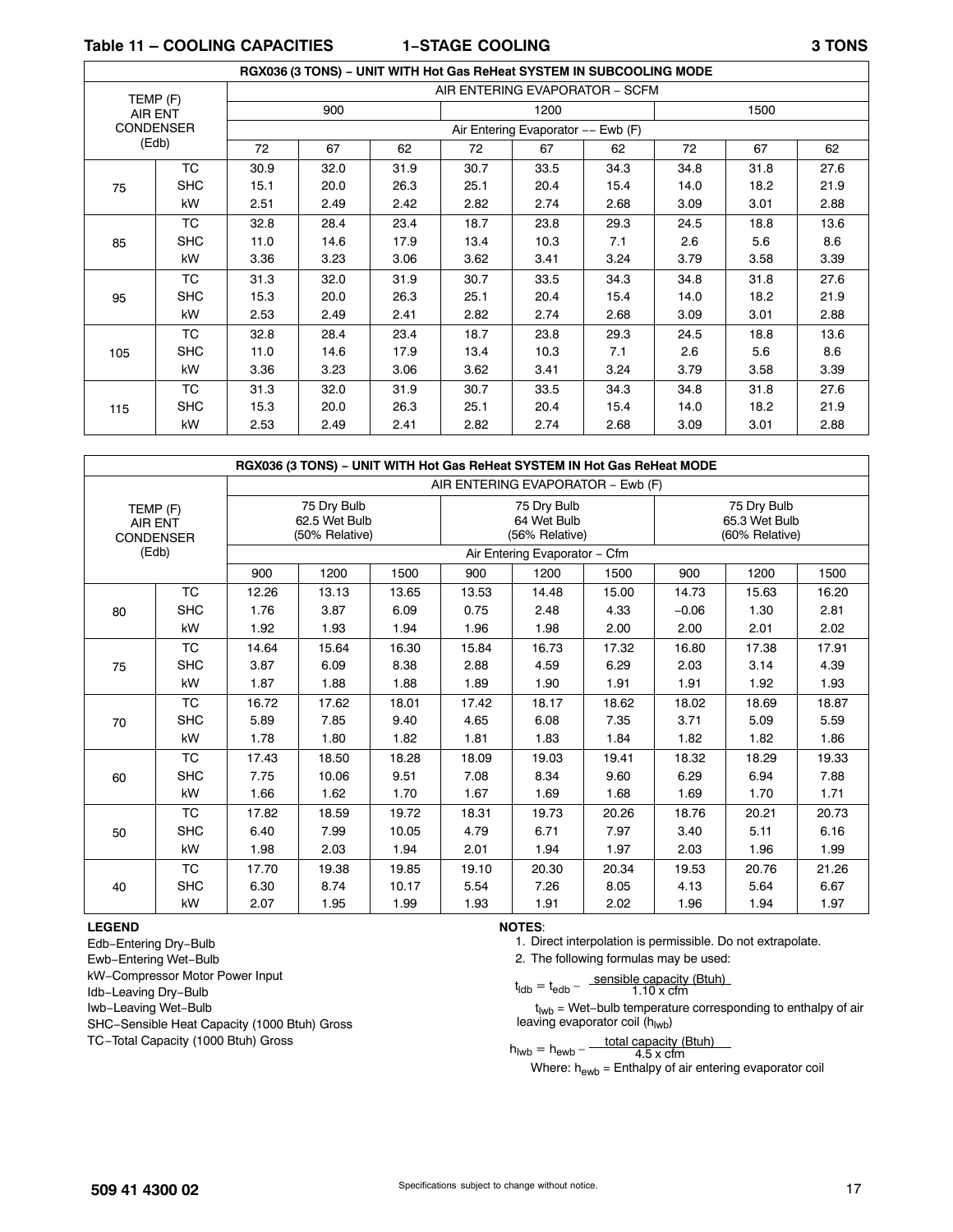## Table 11 – COOLING CAPACITIES 1–STAGE COOLING 3 TONS

| RGX036 (3 TONS) – UNIT WITH Hot Gas ReHeat SYSTEM IN SUBCOOLING MODE | | | | | | | | | | |
|---|---|---|---|---|---|---|---|---|---|---|
| TEMP (F) AIR ENT CONDENSER (Edb) | | AIR ENTERING EVAPORATOR – SCFM | | | | | | | | |
| | | 900 | | | 1200 | | | 1500 | | |
| | | Air Entering Evaporator –– Ewb (F) | | | | | | | | |
| | | 72 | 67 | 62 | 72 | 67 | 62 | 72 | 67 | 62 |
| 75 | TC | 30.9 | 32.0 | 31.9 | 30.7 | 33.5 | 34.3 | 34.8 | 31.8 | 27.6 |
| | SHC | 15.1 | 20.0 | 26.3 | 25.1 | 20.4 | 15.4 | 14.0 | 18.2 | 21.9 |
| | kW | 2.51 | 2.49 | 2.42 | 2.82 | 2.74 | 2.68 | 3.09 | 3.01 | 2.88 |
| 85 | TC | 32.8 | 28.4 | 23.4 | 18.7 | 23.8 | 29.3 | 24.5 | 18.8 | 13.6 |
| | SHC | 11.0 | 14.6 | 17.9 | 13.4 | 10.3 | 7.1 | 2.6 | 5.6 | 8.6 |
| | kW | 3.36 | 3.23 | 3.06 | 3.62 | 3.41 | 3.24 | 3.79 | 3.58 | 3.39 |
| 95 | TC | 31.3 | 32.0 | 31.9 | 30.7 | 33.5 | 34.3 | 34.8 | 31.8 | 27.6 |
| | SHC | 15.3 | 20.0 | 26.3 | 25.1 | 20.4 | 15.4 | 14.0 | 18.2 | 21.9 |
| | kW | 2.53 | 2.49 | 2.41 | 2.82 | 2.74 | 2.68 | 3.09 | 3.01 | 2.88 |
| 105 | TC | 32.8 | 28.4 | 23.4 | 18.7 | 23.8 | 29.3 | 24.5 | 18.8 | 13.6 |
| | SHC | 11.0 | 14.6 | 17.9 | 13.4 | 10.3 | 7.1 | 2.6 | 5.6 | 8.6 |
| | kW | 3.36 | 3.23 | 3.06 | 3.62 | 3.41 | 3.24 | 3.79 | 3.58 | 3.39 |
| 115 | TC | 31.3 | 32.0 | 31.9 | 30.7 | 33.5 | 34.3 | 34.8 | 31.8 | 27.6 |
| | SHC | 15.3 | 20.0 | 26.3 | 25.1 | 20.4 | 15.4 | 14.0 | 18.2 | 21.9 |
| | kW | 2.53 | 2.49 | 2.41 | 2.82 | 2.74 | 2.68 | 3.09 | 3.01 | 2.88 |

| RGX036 (3 TONS) – UNIT WITH Hot Gas ReHeat SYSTEM IN Hot Gas ReHeat MODE | | | | | | | | | | |
|---|---|---|---|---|---|---|---|---|---|---|
| TEMP (F) AIR ENT CONDENSER (Edb) | | AIR ENTERING EVAPORATOR – Ewb (F) | | | | | | | | |
| | | 75 Dry Bulb 62.5 Wet Bulb (50% Relative) | | | 75 Dry Bulb 64 Wet Bulb (56% Relative) | | | 75 Dry Bulb 65.3 Wet Bulb (60% Relative) | | |
| | | Air Entering Evaporator – Cfm | | | | | | | | |
| | | 900 | 1200 | 1500 | 900 | 1200 | 1500 | 900 | 1200 | 1500 |
| 80 | TC | 12.26 | 13.13 | 13.65 | 13.53 | 14.48 | 15.00 | 14.73 | 15.63 | 16.20 |
| | SHC | 1.76 | 3.87 | 6.09 | 0.75 | 2.48 | 4.33 | −0.06 | 1.30 | 2.81 |
| | kW | 1.92 | 1.93 | 1.94 | 1.96 | 1.98 | 2.00 | 2.00 | 2.01 | 2.02 |
| 75 | TC | 14.64 | 15.64 | 16.30 | 15.84 | 16.73 | 17.32 | 16.80 | 17.38 | 17.91 |
| | SHC | 3.87 | 6.09 | 8.38 | 2.88 | 4.59 | 6.29 | 2.03 | 3.14 | 4.39 |
| | kW | 1.87 | 1.88 | 1.88 | 1.89 | 1.90 | 1.91 | 1.91 | 1.92 | 1.93 |
| 70 | TC | 16.72 | 17.62 | 18.01 | 17.42 | 18.17 | 18.62 | 18.02 | 18.69 | 18.87 |
| | SHC | 5.89 | 7.85 | 9.40 | 4.65 | 6.08 | 7.35 | 3.71 | 5.09 | 5.59 |
| | kW | 1.78 | 1.80 | 1.82 | 1.81 | 1.83 | 1.84 | 1.82 | 1.82 | 1.86 |
| 60 | TC | 17.43 | 18.50 | 18.28 | 18.09 | 19.03 | 19.41 | 18.32 | 18.29 | 19.33 |
| | SHC | 7.75 | 10.06 | 9.51 | 7.08 | 8.34 | 9.60 | 6.29 | 6.94 | 7.88 |
| | kW | 1.66 | 1.62 | 1.70 | 1.67 | 1.69 | 1.68 | 1.69 | 1.70 | 1.71 |
| 50 | TC | 17.82 | 18.59 | 19.72 | 18.31 | 19.73 | 20.26 | 18.76 | 20.21 | 20.73 |
| | SHC | 6.40 | 7.99 | 10.05 | 4.79 | 6.71 | 7.97 | 3.40 | 5.11 | 6.16 |
| | kW | 1.98 | 2.03 | 1.94 | 2.01 | 1.94 | 1.97 | 2.03 | 1.96 | 1.99 |
| 40 | TC | 17.70 | 19.38 | 19.85 | 19.10 | 20.30 | 20.34 | 19.53 | 20.76 | 21.26 |
| | SHC | 6.30 | 8.74 | 10.17 | 5.54 | 7.26 | 8.05 | 4.13 | 5.64 | 6.67 |
| | kW | 2.07 | 1.95 | 1.99 | 1.93 | 1.91 | 2.02 | 1.96 | 1.94 | 1.97 |

**LEGEND**

Edb–Entering Dry–Bulb
Ewb–Entering Wet–Bulb
kW–Compressor Motor Power Input
ldb–Leaving Dry–Bulb
lwb–Leaving Wet–Bulb
SHC–Sensible Heat Capacity (1000 Btuh) Gross
TC–Total Capacity (1000 Btuh) Gross

**NOTES**:

1. Direct interpolation is permissible. Do not extrapolate.
2. The following formulas may be used:

$$t_{ldb} = t_{edb} - \frac{\text{sensible capacity (Btuh)}}{1.10 \times \text{cfm}}$$

$t_{lwb}$ = Wet–bulb temperature corresponding to enthalpy of air leaving evaporator coil ($h_{lwb}$)

$$h_{lwb} = h_{ewb} - \frac{\text{total capacity (Btuh)}}{4.5 \times \text{cfm}}$$

Where: $h_{ewb}$ = Enthalpy of air entering evaporator coil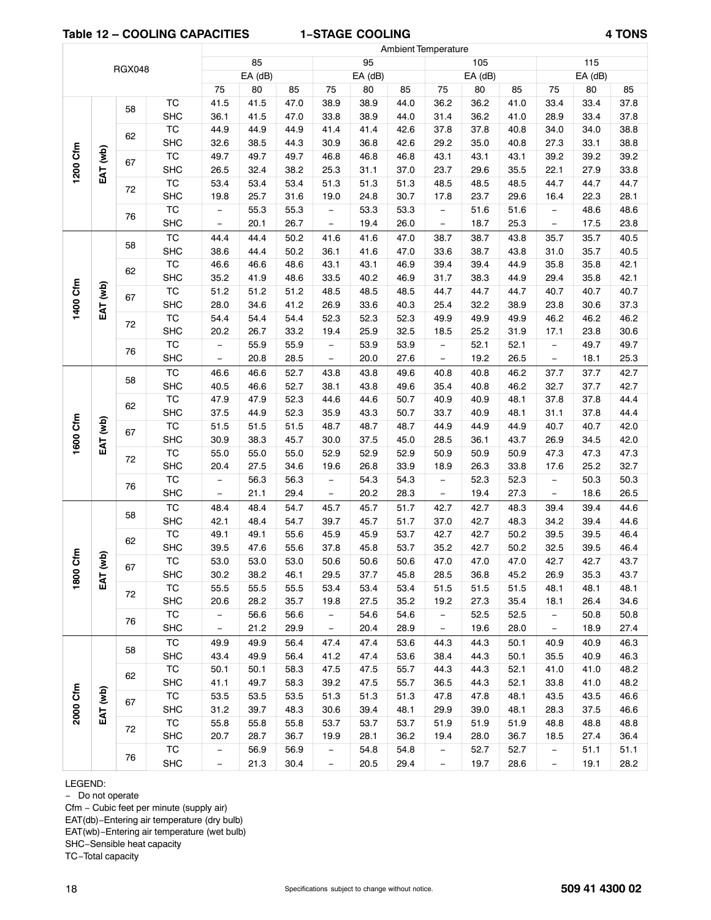## Table 12 – COOLING CAPACITIES 1–STAGE COOLING 4 TONS

| RGX048 | | | | Ambient Temperature | | | | | | | | | | | |
|---|---|---|---|---|---|---|---|---|---|---|---|---|---|---|---|
| | | | | 85 | | | 95 | | | 105 | | | 115 | | |
| | | | | EA (dB) | | | EA (dB) | | | EA (dB) | | | EA (dB) | | |
| | | | | 75 | 80 | 85 | 75 | 80 | 85 | 75 | 80 | 85 | 75 | 80 | 85 |
| 1200 Cfm | EAT (wb) | 58 | TC | 41.5 | 41.5 | 47.0 | 38.9 | 38.9 | 44.0 | 36.2 | 36.2 | 41.0 | 33.4 | 33.4 | 37.8 |
| | | | SHC | 36.1 | 41.5 | 47.0 | 33.8 | 38.9 | 44.0 | 31.4 | 36.2 | 41.0 | 28.9 | 33.4 | 37.8 |
| | | 62 | TC | 44.9 | 44.9 | 44.9 | 41.4 | 41.4 | 42.6 | 37.8 | 37.8 | 40.8 | 34.0 | 34.0 | 38.8 |
| | | | SHC | 32.6 | 38.5 | 44.3 | 30.9 | 36.8 | 42.6 | 29.2 | 35.0 | 40.8 | 27.3 | 33.1 | 38.8 |
| | | 67 | TC | 49.7 | 49.7 | 49.7 | 46.8 | 46.8 | 46.8 | 43.1 | 43.1 | 43.1 | 39.2 | 39.2 | 39.2 |
| | | | SHC | 26.5 | 32.4 | 38.2 | 25.3 | 31.1 | 37.0 | 23.7 | 29.6 | 35.5 | 22.1 | 27.9 | 33.8 |
| | | 72 | TC | 53.4 | 53.4 | 53.4 | 51.3 | 51.3 | 51.3 | 48.5 | 48.5 | 48.5 | 44.7 | 44.7 | 44.7 |
| | | | SHC | 19.8 | 25.7 | 31.6 | 19.0 | 24.8 | 30.7 | 17.8 | 23.7 | 29.6 | 16.4 | 22.3 | 28.1 |
| | | 76 | TC | – | 55.3 | 55.3 | – | 53.3 | 53.3 | – | 51.6 | 51.6 | – | 48.6 | 48.6 |
| | | | SHC | – | 20.1 | 26.7 | – | 19.4 | 26.0 | – | 18.7 | 25.3 | – | 17.5 | 23.8 |
| 1400 Cfm | EAT (wb) | 58 | TC | 44.4 | 44.4 | 50.2 | 41.6 | 41.6 | 47.0 | 38.7 | 38.7 | 43.8 | 35.7 | 35.7 | 40.5 |
| | | | SHC | 38.6 | 44.4 | 50.2 | 36.1 | 41.6 | 47.0 | 33.6 | 38.7 | 43.8 | 31.0 | 35.7 | 40.5 |
| | | 62 | TC | 46.6 | 46.6 | 48.6 | 43.1 | 43.1 | 46.9 | 39.4 | 39.4 | 44.9 | 35.8 | 35.8 | 42.1 |
| | | | SHC | 35.2 | 41.9 | 48.6 | 33.5 | 40.2 | 46.9 | 31.7 | 38.3 | 44.9 | 29.4 | 35.8 | 42.1 |
| | | 67 | TC | 51.2 | 51.2 | 51.2 | 48.5 | 48.5 | 48.5 | 44.7 | 44.7 | 44.7 | 40.7 | 40.7 | 40.7 |
| | | | SHC | 28.0 | 34.6 | 41.2 | 26.9 | 33.6 | 40.3 | 25.4 | 32.2 | 38.9 | 23.8 | 30.6 | 37.3 |
| | | 72 | TC | 54.4 | 54.4 | 54.4 | 52.3 | 52.3 | 52.3 | 49.9 | 49.9 | 49.9 | 46.2 | 46.2 | 46.2 |
| | | | SHC | 20.2 | 26.7 | 33.2 | 19.4 | 25.9 | 32.5 | 18.5 | 25.2 | 31.9 | 17.1 | 23.8 | 30.6 |
| | | 76 | TC | – | 55.9 | 55.9 | – | 53.9 | 53.9 | – | 52.1 | 52.1 | – | 49.7 | 49.7 |
| | | | SHC | – | 20.8 | 28.5 | – | 20.0 | 27.6 | – | 19.2 | 26.5 | – | 18.1 | 25.3 |
| 1600 Cfm | EAT (wb) | 58 | TC | 46.6 | 46.6 | 52.7 | 43.8 | 43.8 | 49.6 | 40.8 | 40.8 | 46.2 | 37.7 | 37.7 | 42.7 |
| | | | SHC | 40.5 | 46.6 | 52.7 | 38.1 | 43.8 | 49.6 | 35.4 | 40.8 | 46.2 | 32.7 | 37.7 | 42.7 |
| | | 62 | TC | 47.9 | 47.9 | 52.3 | 44.6 | 44.6 | 50.7 | 40.9 | 40.9 | 48.1 | 37.8 | 37.8 | 44.4 |
| | | | SHC | 37.5 | 44.9 | 52.3 | 35.9 | 43.3 | 50.7 | 33.7 | 40.9 | 48.1 | 31.1 | 37.8 | 44.4 |
| | | 67 | TC | 51.5 | 51.5 | 51.5 | 48.7 | 48.7 | 48.7 | 44.9 | 44.9 | 44.9 | 40.7 | 40.7 | 42.0 |
| | | | SHC | 30.9 | 38.3 | 45.7 | 30.0 | 37.5 | 45.0 | 28.5 | 36.1 | 43.7 | 26.9 | 34.5 | 42.0 |
| | | 72 | TC | 55.0 | 55.0 | 55.0 | 52.9 | 52.9 | 52.9 | 50.9 | 50.9 | 50.9 | 47.3 | 47.3 | 47.3 |
| | | | SHC | 20.4 | 27.5 | 34.6 | 19.6 | 26.8 | 33.9 | 18.9 | 26.3 | 33.8 | 17.6 | 25.2 | 32.7 |
| | | 76 | TC | – | 56.3 | 56.3 | – | 54.3 | 54.3 | – | 52.3 | 52.3 | – | 50.3 | 50.3 |
| | | | SHC | – | 21.1 | 29.4 | – | 20.2 | 28.3 | – | 19.4 | 27.3 | – | 18.6 | 26.5 |
| 1800 Cfm | EAT (wb) | 58 | TC | 48.4 | 48.4 | 54.7 | 45.7 | 45.7 | 51.7 | 42.7 | 42.7 | 48.3 | 39.4 | 39.4 | 44.6 |
| | | | SHC | 42.1 | 48.4 | 54.7 | 39.7 | 45.7 | 51.7 | 37.0 | 42.7 | 48.3 | 34.2 | 39.4 | 44.6 |
| | | 62 | TC | 49.1 | 49.1 | 55.6 | 45.9 | 45.9 | 53.7 | 42.7 | 42.7 | 50.2 | 39.5 | 39.5 | 46.4 |
| | | | SHC | 39.5 | 47.6 | 55.6 | 37.8 | 45.8 | 53.7 | 35.2 | 42.7 | 50.2 | 32.5 | 39.5 | 46.4 |
| | | 67 | TC | 53.0 | 53.0 | 53.0 | 50.6 | 50.6 | 50.6 | 47.0 | 47.0 | 47.0 | 42.7 | 42.7 | 43.7 |
| | | | SHC | 30.2 | 38.2 | 46.1 | 29.5 | 37.7 | 45.8 | 28.5 | 36.8 | 45.2 | 26.9 | 35.3 | 43.7 |
| | | 72 | TC | 55.5 | 55.5 | 55.5 | 53.4 | 53.4 | 53.4 | 51.5 | 51.5 | 51.5 | 48.1 | 48.1 | 48.1 |
| | | | SHC | 20.6 | 28.2 | 35.7 | 19.8 | 27.5 | 35.2 | 19.2 | 27.3 | 35.4 | 18.1 | 26.4 | 34.6 |
| | | 76 | TC | – | 56.6 | 56.6 | – | 54.6 | 54.6 | – | 52.5 | 52.5 | – | 50.8 | 50.8 |
| | | | SHC | – | 21.2 | 29.9 | – | 20.4 | 28.9 | – | 19.6 | 28.0 | – | 18.9 | 27.4 |
| 2000 Cfm | EAT (wb) | 58 | TC | 49.9 | 49.9 | 56.4 | 47.4 | 47.4 | 53.6 | 44.3 | 44.3 | 50.1 | 40.9 | 40.9 | 46.3 |
| | | | SHC | 43.4 | 49.9 | 56.4 | 41.2 | 47.4 | 53.6 | 38.4 | 44.3 | 50.1 | 35.5 | 40.9 | 46.3 |
| | | 62 | TC | 50.1 | 50.1 | 58.3 | 47.5 | 47.5 | 55.7 | 44.3 | 44.3 | 52.1 | 41.0 | 41.0 | 48.2 |
| | | | SHC | 41.1 | 49.7 | 58.3 | 39.2 | 47.5 | 55.7 | 36.5 | 44.3 | 52.1 | 33.8 | 41.0 | 48.2 |
| | | 67 | TC | 53.5 | 53.5 | 53.5 | 51.3 | 51.3 | 51.3 | 47.8 | 47.8 | 48.1 | 43.5 | 43.5 | 46.6 |
| | | | SHC | 31.2 | 39.7 | 48.3 | 30.6 | 39.4 | 48.1 | 29.9 | 39.0 | 48.1 | 28.3 | 37.5 | 46.6 |
| | | 72 | TC | 55.8 | 55.8 | 55.8 | 53.7 | 53.7 | 53.7 | 51.9 | 51.9 | 51.9 | 48.8 | 48.8 | 48.8 |
| | | | SHC | 20.7 | 28.7 | 36.7 | 19.9 | 28.1 | 36.2 | 19.4 | 28.0 | 36.7 | 18.5 | 27.4 | 36.4 |
| | | 76 | TC | – | 56.9 | 56.9 | – | 54.8 | 54.8 | – | 52.7 | 52.7 | – | 51.1 | 51.1 |
| | | | SHC | – | 21.3 | 30.4 | – | 20.5 | 29.4 | – | 19.7 | 28.6 | – | 19.1 | 28.2 |

LEGEND:

– Do not operate

Cfm – Cubic feet per minute (supply air)

EAT(db)–Entering air temperature (dry bulb)

EAT(wb)–Entering air temperature (wet bulb)

SHC–Sensible heat capacity

TC–Total capacity

Specifications subject to change without notice.

509 41 4300 02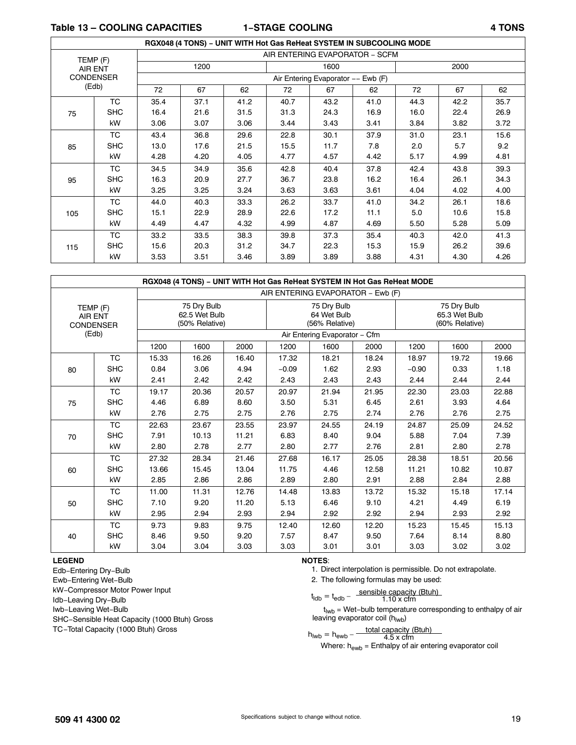**Table 13 – COOLING CAPACITIES 1–STAGE COOLING 4 TONS**

| RGX048 (4 TONS) – UNIT WITH Hot Gas ReHeat SYSTEM IN SUBCOOLING MODE | | | | | | | | | | |
|---|---|---|---|---|---|---|---|---|---|---|
| TEMP (F) AIR ENT CONDENSER (Edb) | | AIR ENTERING EVAPORATOR – SCFM | | | | | | | | |
| | | 1200 | | | 1600 | | | 2000 | | |
| | | Air Entering Evaporator –– Ewb (F) | | | | | | | | |
| | | 72 | 67 | 62 | 72 | 67 | 62 | 72 | 67 | 62 |
| 75 | TC | 35.4 | 37.1 | 41.2 | 40.7 | 43.2 | 41.0 | 44.3 | 42.2 | 35.7 |
| | SHC | 16.4 | 21.6 | 31.5 | 31.3 | 24.3 | 16.9 | 16.0 | 22.4 | 26.9 |
| | kW | 3.06 | 3.07 | 3.06 | 3.44 | 3.43 | 3.41 | 3.84 | 3.82 | 3.72 |
| 85 | TC | 43.4 | 36.8 | 29.6 | 22.8 | 30.1 | 37.9 | 31.0 | 23.1 | 15.6 |
| | SHC | 13.0 | 17.6 | 21.5 | 15.5 | 11.7 | 7.8 | 2.0 | 5.7 | 9.2 |
| | kW | 4.28 | 4.20 | 4.05 | 4.77 | 4.57 | 4.42 | 5.17 | 4.99 | 4.81 |
| 95 | TC | 34.5 | 34.9 | 35.6 | 42.8 | 40.4 | 37.8 | 42.4 | 43.8 | 39.3 |
| | SHC | 16.3 | 20.9 | 27.7 | 36.7 | 23.8 | 16.2 | 16.4 | 26.1 | 34.3 |
| | kW | 3.25 | 3.25 | 3.24 | 3.63 | 3.63 | 3.61 | 4.04 | 4.02 | 4.00 |
| 105 | TC | 44.0 | 40.3 | 33.3 | 26.2 | 33.7 | 41.0 | 34.2 | 26.1 | 18.6 |
| | SHC | 15.1 | 22.9 | 28.9 | 22.6 | 17.2 | 11.1 | 5.0 | 10.6 | 15.8 |
| | kW | 4.49 | 4.47 | 4.32 | 4.99 | 4.87 | 4.69 | 5.50 | 5.28 | 5.09 |
| 115 | TC | 33.2 | 33.5 | 38.3 | 39.8 | 37.3 | 35.4 | 40.3 | 42.0 | 41.3 |
| | SHC | 15.6 | 20.3 | 31.2 | 34.7 | 22.3 | 15.3 | 15.9 | 26.2 | 39.6 |
| | kW | 3.53 | 3.51 | 3.46 | 3.89 | 3.89 | 3.88 | 4.31 | 4.30 | 4.26 |

| RGX048 (4 TONS) – UNIT WITH Hot Gas ReHeat SYSTEM IN Hot Gas ReHeat MODE | | | | | | | | | | |
|---|---|---|---|---|---|---|---|---|---|---|
| TEMP (F) AIR ENT CONDENSER (Edb) | | AIR ENTERING EVAPORATOR – Ewb (F) | | | | | | | | |
| | | 75 Dry Bulb 62.5 Wet Bulb (50% Relative) | | | 75 Dry Bulb 64 Wet Bulb (56% Relative) | | | 75 Dry Bulb 65.3 Wet Bulb (60% Relative) | | |
| | | Air Entering Evaporator – Cfm | | | | | | | | |
| | | 1200 | 1600 | 2000 | 1200 | 1600 | 2000 | 1200 | 1600 | 2000 |
| 80 | TC | 15.33 | 16.26 | 16.40 | 17.32 | 18.21 | 18.24 | 18.97 | 19.72 | 19.66 |
| | SHC | 0.84 | 3.06 | 4.94 | −0.09 | 1.62 | 2.93 | −0.90 | 0.33 | 1.18 |
| | kW | 2.41 | 2.42 | 2.42 | 2.43 | 2.43 | 2.43 | 2.44 | 2.44 | 2.44 |
| 75 | TC | 19.17 | 20.36 | 20.57 | 20.97 | 21.94 | 21.95 | 22.30 | 23.03 | 22.88 |
| | SHC | 4.46 | 6.89 | 8.60 | 3.50 | 5.31 | 6.45 | 2.61 | 3.93 | 4.64 |
| | kW | 2.76 | 2.75 | 2.75 | 2.76 | 2.75 | 2.74 | 2.76 | 2.76 | 2.75 |
| 70 | TC | 22.63 | 23.67 | 23.55 | 23.97 | 24.55 | 24.19 | 24.87 | 25.09 | 24.52 |
| | SHC | 7.91 | 10.13 | 11.21 | 6.83 | 8.40 | 9.04 | 5.88 | 7.04 | 7.39 |
| | kW | 2.80 | 2.78 | 2.77 | 2.80 | 2.77 | 2.76 | 2.81 | 2.80 | 2.78 |
| 60 | TC | 27.32 | 28.34 | 21.46 | 27.68 | 16.17 | 25.05 | 28.38 | 18.51 | 20.56 |
| | SHC | 13.66 | 15.45 | 13.04 | 11.75 | 4.46 | 12.58 | 11.21 | 10.82 | 10.87 |
| | kW | 2.85 | 2.86 | 2.86 | 2.89 | 2.80 | 2.91 | 2.88 | 2.84 | 2.88 |
| 50 | TC | 11.00 | 11.31 | 12.76 | 14.48 | 13.83 | 13.72 | 15.32 | 15.18 | 17.14 |
| | SHC | 7.10 | 9.20 | 11.20 | 5.13 | 6.46 | 9.10 | 4.21 | 4.49 | 6.19 |
| | kW | 2.95 | 2.94 | 2.93 | 2.94 | 2.92 | 2.92 | 2.94 | 2.93 | 2.92 |
| 40 | TC | 9.73 | 9.83 | 9.75 | 12.40 | 12.60 | 12.20 | 15.23 | 15.45 | 15.13 |
| | SHC | 8.46 | 9.50 | 9.20 | 7.57 | 8.47 | 9.50 | 7.64 | 8.14 | 8.80 |
| | kW | 3.04 | 3.04 | 3.03 | 3.03 | 3.01 | 3.01 | 3.03 | 3.02 | 3.02 |

**LEGEND**

Edb−Entering Dry−Bulb
Ewb−Entering Wet−Bulb
kW−Compressor Motor Power Input
Idb−Leaving Dry−Bulb
Iwb−Leaving Wet−Bulb
SHC−Sensible Heat Capacity (1000 Btuh) Gross
TC−Total Capacity (1000 Btuh) Gross

**NOTES**:

1. Direct interpolation is permissible. Do not extrapolate.
2. The following formulas may be used:

$$t_{ldb} = t_{edb} - \frac{\text{sensible capacity (Btuh)}}{1.10 \times \text{cfm}}$$

$t_{lwb}$ = Wet−bulb temperature corresponding to enthalpy of air leaving evaporator coil ($h_{lwb}$)

$$h_{lwb} = h_{ewb} - \frac{\text{total capacity (Btuh)}}{4.5 \times \text{cfm}}$$

Where: $h_{ewb}$ = Enthalpy of air entering evaporator coil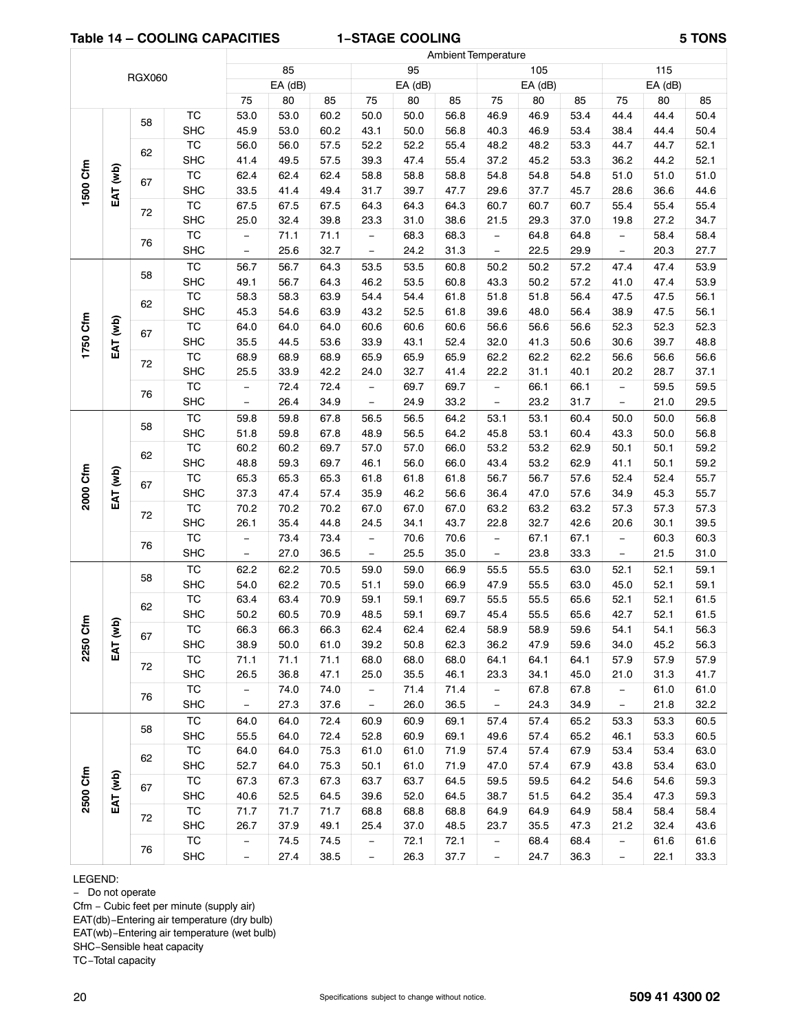**Table 14 – COOLING CAPACITIES 1–STAGE COOLING 5 TONS**

| RGX060 | | | | Ambient Temperature | | | | | | | | | | | |
|---|---|---|---|---|---|---|---|---|---|---|---|---|---|---|---|
| | | | | 85 | | | 95 | | | 105 | | | 115 | | |
| | | | | EA (dB) | | | EA (dB) | | | EA (dB) | | | EA (dB) | | |
| | | | | 75 | 80 | 85 | 75 | 80 | 85 | 75 | 80 | 85 | 75 | 80 | 85 |
| 1500 Cfm | EAT (wb) | 58 | TC | 53.0 | 53.0 | 60.2 | 50.0 | 50.0 | 56.8 | 46.9 | 46.9 | 53.4 | 44.4 | 44.4 | 50.4 |
| | | | SHC | 45.9 | 53.0 | 60.2 | 43.1 | 50.0 | 56.8 | 40.3 | 46.9 | 53.4 | 38.4 | 44.4 | 50.4 |
| | | 62 | TC | 56.0 | 56.0 | 57.5 | 52.2 | 52.2 | 55.4 | 48.2 | 48.2 | 53.3 | 44.7 | 44.7 | 52.1 |
| | | | SHC | 41.4 | 49.5 | 57.5 | 39.3 | 47.4 | 55.4 | 37.2 | 45.2 | 53.3 | 36.2 | 44.2 | 52.1 |
| | | 67 | TC | 62.4 | 62.4 | 62.4 | 58.8 | 58.8 | 58.8 | 54.8 | 54.8 | 54.8 | 51.0 | 51.0 | 51.0 |
| | | | SHC | 33.5 | 41.4 | 49.4 | 31.7 | 39.7 | 47.7 | 29.6 | 37.7 | 45.7 | 28.6 | 36.6 | 44.6 |
| | | 72 | TC | 67.5 | 67.5 | 67.5 | 64.3 | 64.3 | 64.3 | 60.7 | 60.7 | 60.7 | 55.4 | 55.4 | 55.4 |
| | | | SHC | 25.0 | 32.4 | 39.8 | 23.3 | 31.0 | 38.6 | 21.5 | 29.3 | 37.0 | 19.8 | 27.2 | 34.7 |
| | | 76 | TC | – | 71.1 | 71.1 | – | 68.3 | 68.3 | – | 64.8 | 64.8 | – | 58.4 | 58.4 |
| | | | SHC | – | 25.6 | 32.7 | – | 24.2 | 31.3 | – | 22.5 | 29.9 | – | 20.3 | 27.7 |
| 1750 Cfm | EAT (wb) | 58 | TC | 56.7 | 56.7 | 64.3 | 53.5 | 53.5 | 60.8 | 50.2 | 50.2 | 57.2 | 47.4 | 47.4 | 53.9 |
| | | | SHC | 49.1 | 56.7 | 64.3 | 46.2 | 53.5 | 60.8 | 43.3 | 50.2 | 57.2 | 41.0 | 47.4 | 53.9 |
| | | 62 | TC | 58.3 | 58.3 | 63.9 | 54.4 | 54.4 | 61.8 | 51.8 | 51.8 | 56.4 | 47.5 | 47.5 | 56.1 |
| | | | SHC | 45.3 | 54.6 | 63.9 | 43.2 | 52.5 | 61.8 | 39.6 | 48.0 | 56.4 | 38.9 | 47.5 | 56.1 |
| | | 67 | TC | 64.0 | 64.0 | 64.0 | 60.6 | 60.6 | 60.6 | 56.6 | 56.6 | 56.6 | 52.3 | 52.3 | 52.3 |
| | | | SHC | 35.5 | 44.5 | 53.6 | 33.9 | 43.1 | 52.4 | 32.0 | 41.3 | 50.6 | 30.6 | 39.7 | 48.8 |
| | | 72 | TC | 68.9 | 68.9 | 68.9 | 65.9 | 65.9 | 65.9 | 62.2 | 62.2 | 62.2 | 56.6 | 56.6 | 56.6 |
| | | | SHC | 25.5 | 33.9 | 42.2 | 24.0 | 32.7 | 41.4 | 22.2 | 31.1 | 40.1 | 20.2 | 28.7 | 37.1 |
| | | 76 | TC | – | 72.4 | 72.4 | – | 69.7 | 69.7 | – | 66.1 | 66.1 | – | 59.5 | 59.5 |
| | | | SHC | – | 26.4 | 34.9 | – | 24.9 | 33.2 | – | 23.2 | 31.7 | – | 21.0 | 29.5 |
| 2000 Cfm | EAT (wb) | 58 | TC | 59.8 | 59.8 | 67.8 | 56.5 | 56.5 | 64.2 | 53.1 | 53.1 | 60.4 | 50.0 | 50.0 | 56.8 |
| | | | SHC | 51.8 | 59.8 | 67.8 | 48.9 | 56.5 | 64.2 | 45.8 | 53.1 | 60.4 | 43.3 | 50.0 | 56.8 |
| | | 62 | TC | 60.2 | 60.2 | 69.7 | 57.0 | 57.0 | 66.0 | 53.2 | 53.2 | 62.9 | 50.1 | 50.1 | 59.2 |
| | | | SHC | 48.8 | 59.3 | 69.7 | 46.1 | 56.0 | 66.0 | 43.4 | 53.2 | 62.9 | 41.1 | 50.1 | 59.2 |
| | | 67 | TC | 65.3 | 65.3 | 65.3 | 61.8 | 61.8 | 61.8 | 56.7 | 56.7 | 57.6 | 52.4 | 52.4 | 55.7 |
| | | | SHC | 37.3 | 47.4 | 57.4 | 35.9 | 46.2 | 56.6 | 36.4 | 47.0 | 57.6 | 34.9 | 45.3 | 55.7 |
| | | 72 | TC | 70.2 | 70.2 | 70.2 | 67.0 | 67.0 | 67.0 | 63.2 | 63.2 | 63.2 | 57.3 | 57.3 | 57.3 |
| | | | SHC | 26.1 | 35.4 | 44.8 | 24.5 | 34.1 | 43.7 | 22.8 | 32.7 | 42.6 | 20.6 | 30.1 | 39.5 |
| | | 76 | TC | – | 73.4 | 73.4 | – | 70.6 | 70.6 | – | 67.1 | 67.1 | – | 60.3 | 60.3 |
| | | | SHC | – | 27.0 | 36.5 | – | 25.5 | 35.0 | – | 23.8 | 33.3 | – | 21.5 | 31.0 |
| 2250 Cfm | EAT (wb) | 58 | TC | 62.2 | 62.2 | 70.5 | 59.0 | 59.0 | 66.9 | 55.5 | 55.5 | 63.0 | 52.1 | 52.1 | 59.1 |
| | | | SHC | 54.0 | 62.2 | 70.5 | 51.1 | 59.0 | 66.9 | 47.9 | 55.5 | 63.0 | 45.0 | 52.1 | 59.1 |
| | | 62 | TC | 63.4 | 63.4 | 70.9 | 59.1 | 59.1 | 69.7 | 55.5 | 55.5 | 65.6 | 52.1 | 52.1 | 61.5 |
| | | | SHC | 50.2 | 60.5 | 70.9 | 48.5 | 59.1 | 69.7 | 45.4 | 55.5 | 65.6 | 42.7 | 52.1 | 61.5 |
| | | 67 | TC | 66.3 | 66.3 | 66.3 | 62.4 | 62.4 | 62.4 | 58.9 | 58.9 | 59.6 | 54.1 | 54.1 | 56.3 |
| | | | SHC | 38.9 | 50.0 | 61.0 | 39.2 | 50.8 | 62.3 | 36.2 | 47.9 | 59.6 | 34.0 | 45.2 | 56.3 |
| | | 72 | TC | 71.1 | 71.1 | 71.1 | 68.0 | 68.0 | 68.0 | 64.1 | 64.1 | 64.1 | 57.9 | 57.9 | 57.9 |
| | | | SHC | 26.5 | 36.8 | 47.1 | 25.0 | 35.5 | 46.1 | 23.3 | 34.1 | 45.0 | 21.0 | 31.3 | 41.7 |
| | | 76 | TC | – | 74.0 | 74.0 | – | 71.4 | 71.4 | – | 67.8 | 67.8 | – | 61.0 | 61.0 |
| | | | SHC | – | 27.3 | 37.6 | – | 26.0 | 36.5 | – | 24.3 | 34.9 | – | 21.8 | 32.2 |
| 2500 Cfm | EAT (wb) | 58 | TC | 64.0 | 64.0 | 72.4 | 60.9 | 60.9 | 69.1 | 57.4 | 57.4 | 65.2 | 53.3 | 53.3 | 60.5 |
| | | | SHC | 55.5 | 64.0 | 72.4 | 52.8 | 60.9 | 69.1 | 49.6 | 57.4 | 65.2 | 46.1 | 53.3 | 60.5 |
| | | 62 | TC | 64.0 | 64.0 | 75.3 | 61.0 | 61.0 | 71.9 | 57.4 | 57.4 | 67.9 | 53.4 | 53.4 | 63.0 |
| | | | SHC | 52.7 | 64.0 | 75.3 | 50.1 | 61.0 | 71.9 | 47.0 | 57.4 | 67.9 | 43.8 | 53.4 | 63.0 |
| | | 67 | TC | 67.3 | 67.3 | 67.3 | 63.7 | 63.7 | 64.5 | 59.5 | 59.5 | 64.2 | 54.6 | 54.6 | 59.3 |
| | | | SHC | 40.6 | 52.5 | 64.5 | 39.6 | 52.0 | 64.5 | 38.7 | 51.5 | 64.2 | 35.4 | 47.3 | 59.3 |
| | | 72 | TC | 71.7 | 71.7 | 71.7 | 68.8 | 68.8 | 68.8 | 64.9 | 64.9 | 64.9 | 58.4 | 58.4 | 58.4 |
| | | | SHC | 26.7 | 37.9 | 49.1 | 25.4 | 37.0 | 48.5 | 23.7 | 35.5 | 47.3 | 21.2 | 32.4 | 43.6 |
| | | 76 | TC | – | 74.5 | 74.5 | – | 72.1 | 72.1 | – | 68.4 | 68.4 | – | 61.6 | 61.6 |
| | | | SHC | – | 27.4 | 38.5 | – | 26.3 | 37.7 | – | 24.7 | 36.3 | – | 22.1 | 33.3 |

LEGEND:

– Do not operate
Cfm – Cubic feet per minute (supply air)
EAT(db)–Entering air temperature (dry bulb)
EAT(wb)–Entering air temperature (wet bulb)
SHC–Sensible heat capacity
TC–Total capacity

Specifications subject to change without notice.

509 41 4300 02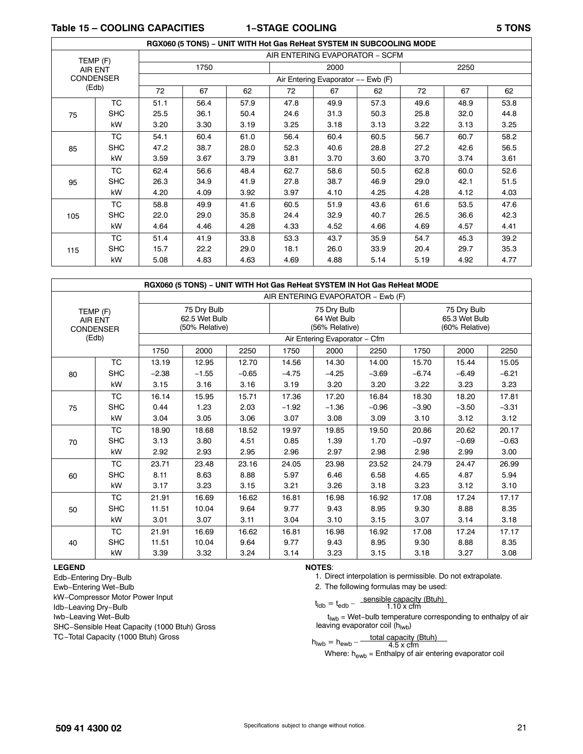## Table 15 – COOLING CAPACITIES 1–STAGE COOLING 5 TONS

| RGX060 (5 TONS) – UNIT WITH Hot Gas ReHeat SYSTEM IN SUBCOOLING MODE | | | | | | | | | | |
|---|---|---|---|---|---|---|---|---|---|---|
| TEMP (F) AIR ENT CONDENSER (Edb) | | AIR ENTERING EVAPORATOR – SCFM | | | | | | | | |
| | | 1750 | | | 2000 | | | 2250 | | |
| | | Air Entering Evaporator –– Ewb (F) | | | | | | | | |
| | | 72 | 67 | 62 | 72 | 67 | 62 | 72 | 67 | 62 |
| 75 | TC | 51.1 | 56.4 | 57.9 | 47.8 | 49.9 | 57.3 | 49.6 | 48.9 | 53.8 |
| | SHC | 25.5 | 36.1 | 50.4 | 24.6 | 31.3 | 50.3 | 25.8 | 32.0 | 44.8 |
| | kW | 3.20 | 3.30 | 3.19 | 3.25 | 3.18 | 3.13 | 3.22 | 3.13 | 3.25 |
| 85 | TC | 54.1 | 60.4 | 61.0 | 56.4 | 60.4 | 60.5 | 56.7 | 60.7 | 58.2 |
| | SHC | 47.2 | 38.7 | 28.0 | 52.3 | 40.6 | 28.8 | 27.2 | 42.6 | 56.5 |
| | kW | 3.59 | 3.67 | 3.79 | 3.81 | 3.70 | 3.60 | 3.70 | 3.74 | 3.61 |
| 95 | TC | 62.4 | 56.6 | 48.4 | 62.7 | 58.6 | 50.5 | 62.8 | 60.0 | 52.6 |
| | SHC | 26.3 | 34.9 | 41.9 | 27.8 | 38.7 | 46.9 | 29.0 | 42.1 | 51.5 |
| | kW | 4.20 | 4.09 | 3.92 | 3.97 | 4.10 | 4.25 | 4.28 | 4.12 | 4.03 |
| 105 | TC | 58.8 | 49.9 | 41.6 | 60.5 | 51.9 | 43.6 | 61.6 | 53.5 | 47.6 |
| | SHC | 22.0 | 29.0 | 35.8 | 24.4 | 32.9 | 40.7 | 26.5 | 36.6 | 42.3 |
| | kW | 4.64 | 4.46 | 4.28 | 4.33 | 4.52 | 4.66 | 4.69 | 4.57 | 4.41 |
| 115 | TC | 51.4 | 41.9 | 33.8 | 53.3 | 43.7 | 35.9 | 54.7 | 45.3 | 39.2 |
| | SHC | 15.7 | 22.2 | 29.0 | 18.1 | 26.0 | 33.9 | 20.4 | 29.7 | 35.3 |
| | kW | 5.08 | 4.83 | 4.63 | 4.69 | 4.88 | 5.14 | 5.19 | 4.92 | 4.77 |

| RGX060 (5 TONS) – UNIT WITH Hot Gas ReHeat SYSTEM IN Hot Gas ReHeat MODE | | | | | | | | | | |
|---|---|---|---|---|---|---|---|---|---|---|
| TEMP (F) AIR ENT CONDENSER (Edb) | | AIR ENTERING EVAPORATOR – Ewb (F) | | | | | | | | |
| | | 75 Dry Bulb 62.5 Wet Bulb (50% Relative) | | | 75 Dry Bulb 64 Wet Bulb (56% Relative) | | | 75 Dry Bulb 65.3 Wet Bulb (60% Relative) | | |
| | | Air Entering Evaporator – Cfm | | | | | | | | |
| | | 1750 | 2000 | 2250 | 1750 | 2000 | 2250 | 1750 | 2000 | 2250 |
| 80 | TC | 13.19 | 12.95 | 12.70 | 14.56 | 14.30 | 14.00 | 15.70 | 15.44 | 15.05 |
| | SHC | −2.38 | −1.55 | −0.65 | −4.75 | −4.25 | −3.69 | −6.74 | −6.49 | −6.21 |
| | kW | 3.15 | 3.16 | 3.16 | 3.19 | 3.20 | 3.20 | 3.22 | 3.23 | 3.23 |
| 75 | TC | 16.14 | 15.95 | 15.71 | 17.36 | 17.20 | 16.84 | 18.30 | 18.20 | 17.81 |
| | SHC | 0.44 | 1.23 | 2.03 | −1.92 | −1.36 | −0.96 | −3.90 | −3.50 | −3.31 |
| | kW | 3.04 | 3.05 | 3.06 | 3.07 | 3.08 | 3.09 | 3.10 | 3.12 | 3.12 |
| 70 | TC | 18.90 | 18.68 | 18.52 | 19.97 | 19.85 | 19.50 | 20.86 | 20.62 | 20.17 |
| | SHC | 3.13 | 3.80 | 4.51 | 0.85 | 1.39 | 1.70 | −0.97 | −0.69 | −0.63 |
| | kW | 2.92 | 2.93 | 2.95 | 2.96 | 2.97 | 2.98 | 2.98 | 2.99 | 3.00 |
| 60 | TC | 23.71 | 23.48 | 23.16 | 24.05 | 23.98 | 23.52 | 24.79 | 24.47 | 26.99 |
| | SHC | 8.11 | 8.63 | 8.88 | 5.97 | 6.46 | 6.58 | 4.65 | 4.87 | 5.94 |
| | kW | 3.17 | 3.23 | 3.15 | 3.21 | 3.26 | 3.18 | 3.23 | 3.12 | 3.10 |
| 50 | TC | 21.91 | 16.69 | 16.62 | 16.81 | 16.98 | 16.92 | 17.08 | 17.24 | 17.17 |
| | SHC | 11.51 | 10.04 | 9.64 | 9.77 | 9.43 | 8.95 | 9.30 | 8.88 | 8.35 |
| | kW | 3.01 | 3.07 | 3.11 | 3.04 | 3.10 | 3.15 | 3.07 | 3.14 | 3.18 |
| 40 | TC | 21.91 | 16.69 | 16.62 | 16.81 | 16.98 | 16.92 | 17.08 | 17.24 | 17.17 |
| | SHC | 11.51 | 10.04 | 9.64 | 9.77 | 9.43 | 8.95 | 9.30 | 8.88 | 8.35 |
| | kW | 3.39 | 3.32 | 3.24 | 3.14 | 3.23 | 3.15 | 3.18 | 3.27 | 3.08 |

**LEGEND**

Edb–Entering Dry–Bulb
Ewb–Entering Wet–Bulb
kW–Compressor Motor Power Input
Idb–Leaving Dry–Bulb
Iwb–Leaving Wet–Bulb
SHC–Sensible Heat Capacity (1000 Btuh) Gross
TC–Total Capacity (1000 Btuh) Gross

**NOTES**:

1. Direct interpolation is permissible. Do not extrapolate.
2. The following formulas may be used:

$$t_{ldb} = t_{edb} - \frac{\text{sensible capacity (Btuh)}}{1.10 \times \text{cfm}}$$

$t_{lwb}$ = Wet–bulb temperature corresponding to enthalpy of air leaving evaporator coil ($h_{lwb}$)

$$h_{lwb} = h_{ewb} - \frac{\text{total capacity (Btuh)}}{4.5 \times \text{cfm}}$$

Where: $h_{ewb}$ = Enthalpy of air entering evaporator coil

509 41 4300 02

Specifications subject to change without notice.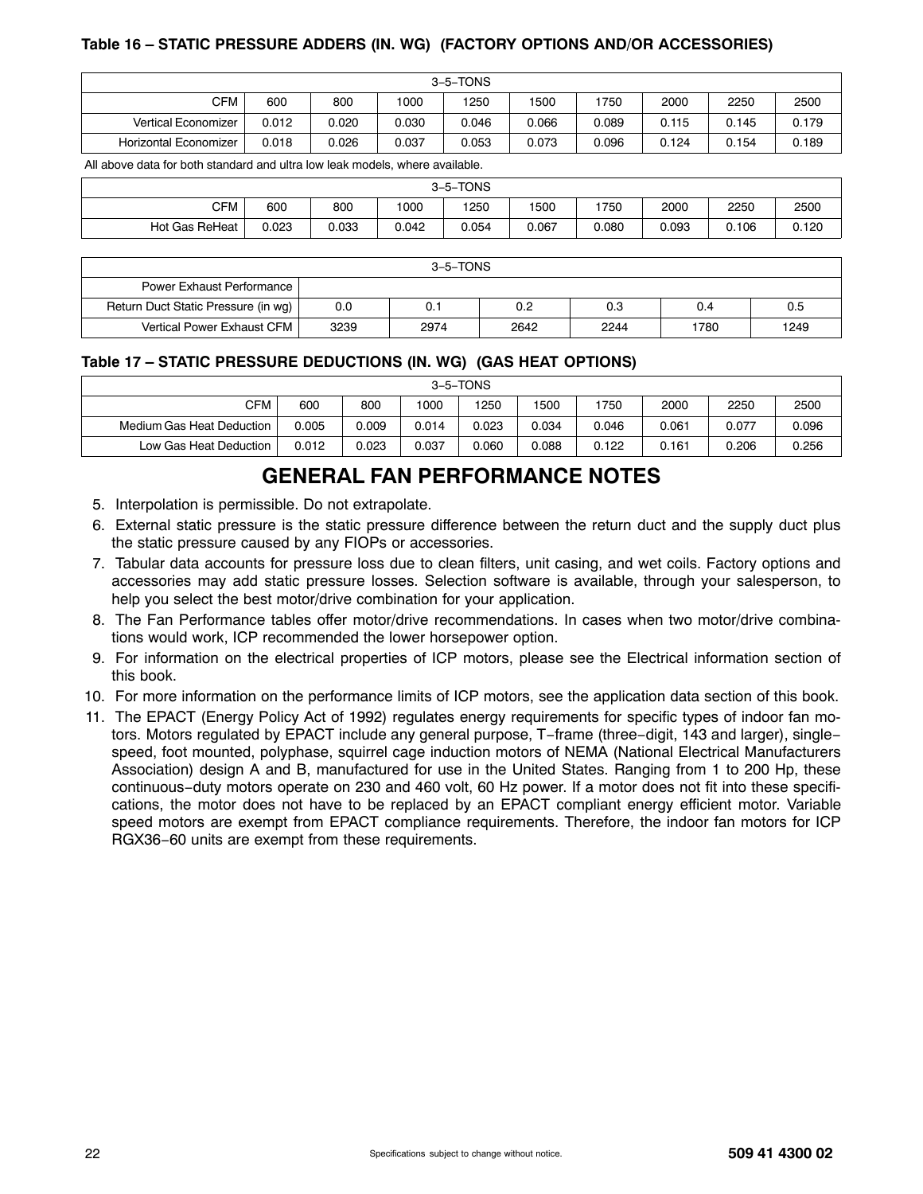### Table 16 – STATIC PRESSURE ADDERS (IN. WG) (FACTORY OPTIONS AND/OR ACCESSORIES)

| 3–5–TONS | | | | | | | | | |
|---|---|---|---|---|---|---|---|---|---|
| CFM | 600 | 800 | 1000 | 1250 | 1500 | 1750 | 2000 | 2250 | 2500 |
| Vertical Economizer | 0.012 | 0.020 | 0.030 | 0.046 | 0.066 | 0.089 | 0.115 | 0.145 | 0.179 |
| Horizontal Economizer | 0.018 | 0.026 | 0.037 | 0.053 | 0.073 | 0.096 | 0.124 | 0.154 | 0.189 |

All above data for both standard and ultra low leak models, where available.

| 3–5–TONS | | | | | | | | | |
|---|---|---|---|---|---|---|---|---|---|
| CFM | 600 | 800 | 1000 | 1250 | 1500 | 1750 | 2000 | 2250 | 2500 |
| Hot Gas ReHeat | 0.023 | 0.033 | 0.042 | 0.054 | 0.067 | 0.080 | 0.093 | 0.106 | 0.120 |

| 3–5–TONS | | | | | | |
|---|---|---|---|---|---|---|
| Power Exhaust Performance | | | | | | |
| Return Duct Static Pressure (in wg) | 0.0 | 0.1 | 0.2 | 0.3 | 0.4 | 0.5 |
| Vertical Power Exhaust CFM | 3239 | 2974 | 2642 | 2244 | 1780 | 1249 |

### Table 17 – STATIC PRESSURE DEDUCTIONS (IN. WG) (GAS HEAT OPTIONS)

| 3–5–TONS | | | | | | | | | |
|---|---|---|---|---|---|---|---|---|---|
| CFM | 600 | 800 | 1000 | 1250 | 1500 | 1750 | 2000 | 2250 | 2500 |
| Medium Gas Heat Deduction | 0.005 | 0.009 | 0.014 | 0.023 | 0.034 | 0.046 | 0.061 | 0.077 | 0.096 |
| Low Gas Heat Deduction | 0.012 | 0.023 | 0.037 | 0.060 | 0.088 | 0.122 | 0.161 | 0.206 | 0.256 |

## GENERAL FAN PERFORMANCE NOTES

5. Interpolation is permissible. Do not extrapolate.
6. External static pressure is the static pressure difference between the return duct and the supply duct plus the static pressure caused by any FIOPs or accessories.
7. Tabular data accounts for pressure loss due to clean filters, unit casing, and wet coils. Factory options and accessories may add static pressure losses. Selection software is available, through your salesperson, to help you select the best motor/drive combination for your application.
8. The Fan Performance tables offer motor/drive recommendations. In cases when two motor/drive combinations would work, ICP recommended the lower horsepower option.
9. For information on the electrical properties of ICP motors, please see the Electrical information section of this book.
10. For more information on the performance limits of ICP motors, see the application data section of this book.
11. The EPACT (Energy Policy Act of 1992) regulates energy requirements for specific types of indoor fan motors. Motors regulated by EPACT include any general purpose, T–frame (three–digit, 143 and larger), single–speed, foot mounted, polyphase, squirrel cage induction motors of NEMA (National Electrical Manufacturers Association) design A and B, manufactured for use in the United States. Ranging from 1 to 200 Hp, these continuous–duty motors operate on 230 and 460 volt, 60 Hz power. If a motor does not fit into these specifications, the motor does not have to be replaced by an EPACT compliant energy efficient motor. Variable speed motors are exempt from EPACT compliance requirements. Therefore, the indoor fan motors for ICP RGX36–60 units are exempt from these requirements.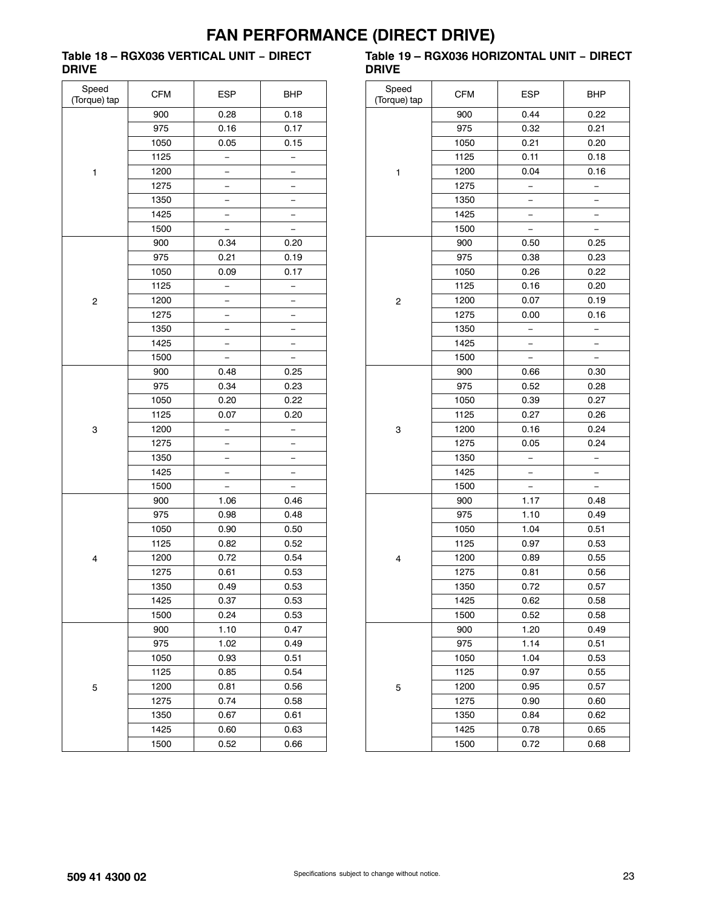# FAN PERFORMANCE (DIRECT DRIVE)

### Table 18 – RGX036 VERTICAL UNIT – DIRECT DRIVE

| Speed (Torque) tap | CFM | ESP | BHP |
|---|---|---|---|
| 1 | 900 | 0.28 | 0.18 |
| | 975 | 0.16 | 0.17 |
| | 1050 | 0.05 | 0.15 |
| | 1125 | – | – |
| | 1200 | – | – |
| | 1275 | – | – |
| | 1350 | – | – |
| | 1425 | – | – |
| | 1500 | – | – |
| 2 | 900 | 0.34 | 0.20 |
| | 975 | 0.21 | 0.19 |
| | 1050 | 0.09 | 0.17 |
| | 1125 | – | – |
| | 1200 | – | – |
| | 1275 | – | – |
| | 1350 | – | – |
| | 1425 | – | – |
| | 1500 | – | – |
| 3 | 900 | 0.48 | 0.25 |
| | 975 | 0.34 | 0.23 |
| | 1050 | 0.20 | 0.22 |
| | 1125 | 0.07 | 0.20 |
| | 1200 | – | – |
| | 1275 | – | – |
| | 1350 | – | – |
| | 1425 | – | – |
| | 1500 | – | – |
| 4 | 900 | 1.06 | 0.46 |
| | 975 | 0.98 | 0.48 |
| | 1050 | 0.90 | 0.50 |
| | 1125 | 0.82 | 0.52 |
| | 1200 | 0.72 | 0.54 |
| | 1275 | 0.61 | 0.53 |
| | 1350 | 0.49 | 0.53 |
| | 1425 | 0.37 | 0.53 |
| | 1500 | 0.24 | 0.53 |
| 5 | 900 | 1.10 | 0.47 |
| | 975 | 1.02 | 0.49 |
| | 1050 | 0.93 | 0.51 |
| | 1125 | 0.85 | 0.54 |
| | 1200 | 0.81 | 0.56 |
| | 1275 | 0.74 | 0.58 |
| | 1350 | 0.67 | 0.61 |
| | 1425 | 0.60 | 0.63 |
| | 1500 | 0.52 | 0.66 |

### Table 19 – RGX036 HORIZONTAL UNIT – DIRECT DRIVE

| Speed (Torque) tap | CFM | ESP | BHP |
|---|---|---|---|
| 1 | 900 | 0.44 | 0.22 |
| | 975 | 0.32 | 0.21 |
| | 1050 | 0.21 | 0.20 |
| | 1125 | 0.11 | 0.18 |
| | 1200 | 0.04 | 0.16 |
| | 1275 | – | – |
| | 1350 | – | – |
| | 1425 | – | – |
| | 1500 | – | – |
| 2 | 900 | 0.50 | 0.25 |
| | 975 | 0.38 | 0.23 |
| | 1050 | 0.26 | 0.22 |
| | 1125 | 0.16 | 0.20 |
| | 1200 | 0.07 | 0.19 |
| | 1275 | 0.00 | 0.16 |
| | 1350 | – | – |
| | 1425 | – | – |
| | 1500 | – | – |
| 3 | 900 | 0.66 | 0.30 |
| | 975 | 0.52 | 0.28 |
| | 1050 | 0.39 | 0.27 |
| | 1125 | 0.27 | 0.26 |
| | 1200 | 0.16 | 0.24 |
| | 1275 | 0.05 | 0.24 |
| | 1350 | – | – |
| | 1425 | – | – |
| | 1500 | – | – |
| 4 | 900 | 1.17 | 0.48 |
| | 975 | 1.10 | 0.49 |
| | 1050 | 1.04 | 0.51 |
| | 1125 | 0.97 | 0.53 |
| | 1200 | 0.89 | 0.55 |
| | 1275 | 0.81 | 0.56 |
| | 1350 | 0.72 | 0.57 |
| | 1425 | 0.62 | 0.58 |
| | 1500 | 0.52 | 0.58 |
| 5 | 900 | 1.20 | 0.49 |
| | 975 | 1.14 | 0.51 |
| | 1050 | 1.04 | 0.53 |
| | 1125 | 0.97 | 0.55 |
| | 1200 | 0.95 | 0.57 |
| | 1275 | 0.90 | 0.60 |
| | 1350 | 0.84 | 0.62 |
| | 1425 | 0.78 | 0.65 |
| | 1500 | 0.72 | 0.68 |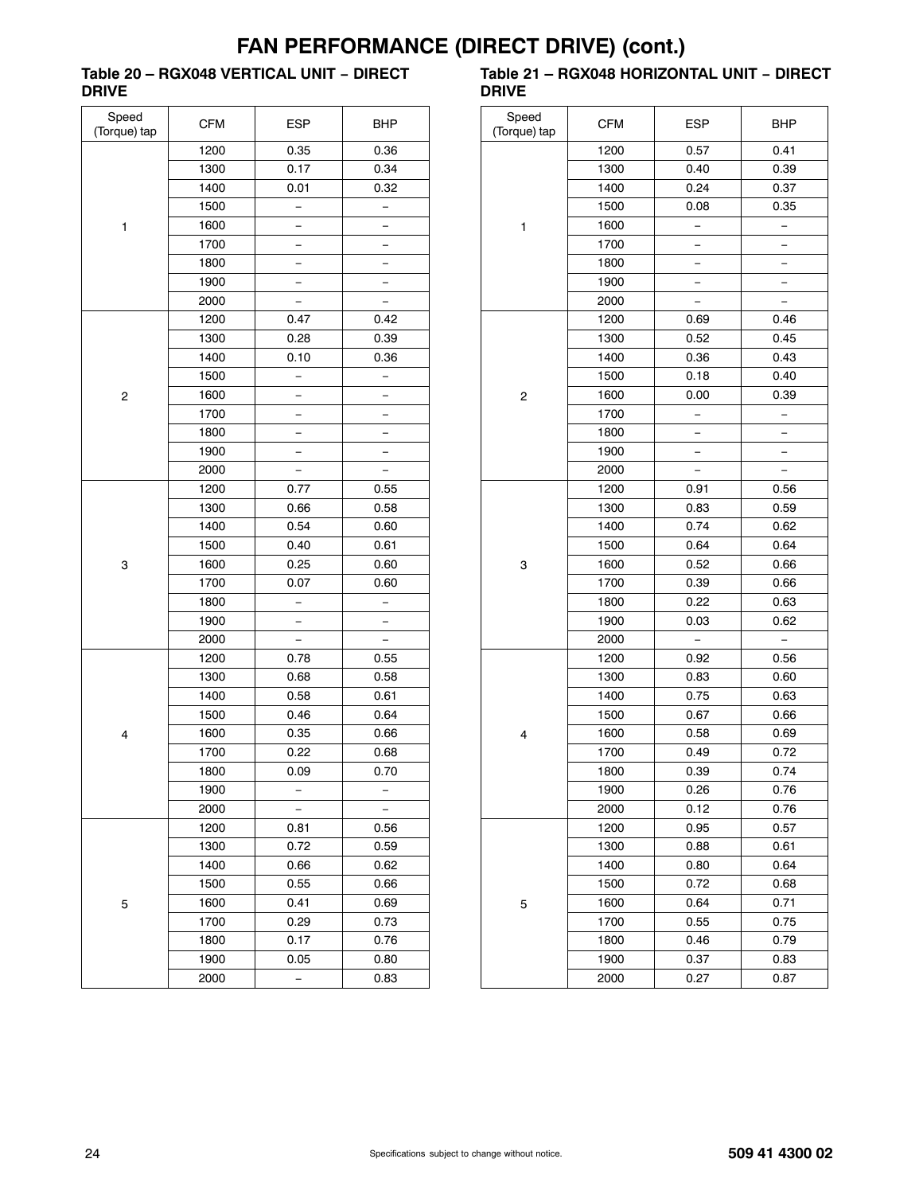# FAN PERFORMANCE (DIRECT DRIVE) (cont.)

### Table 20 – RGX048 VERTICAL UNIT – DIRECT DRIVE

| Speed (Torque) tap | CFM | ESP | BHP |
|---|---|---|---|
| 1 | 1200 | 0.35 | 0.36 |
| | 1300 | 0.17 | 0.34 |
| | 1400 | 0.01 | 0.32 |
| | 1500 | – | – |
| | 1600 | – | – |
| | 1700 | – | – |
| | 1800 | – | – |
| | 1900 | – | – |
| | 2000 | – | – |
| 2 | 1200 | 0.47 | 0.42 |
| | 1300 | 0.28 | 0.39 |
| | 1400 | 0.10 | 0.36 |
| | 1500 | – | – |
| | 1600 | – | – |
| | 1700 | – | – |
| | 1800 | – | – |
| | 1900 | – | – |
| | 2000 | – | – |
| 3 | 1200 | 0.77 | 0.55 |
| | 1300 | 0.66 | 0.58 |
| | 1400 | 0.54 | 0.60 |
| | 1500 | 0.40 | 0.61 |
| | 1600 | 0.25 | 0.60 |
| | 1700 | 0.07 | 0.60 |
| | 1800 | – | – |
| | 1900 | – | – |
| | 2000 | – | – |
| 4 | 1200 | 0.78 | 0.55 |
| | 1300 | 0.68 | 0.58 |
| | 1400 | 0.58 | 0.61 |
| | 1500 | 0.46 | 0.64 |
| | 1600 | 0.35 | 0.66 |
| | 1700 | 0.22 | 0.68 |
| | 1800 | 0.09 | 0.70 |
| | 1900 | – | – |
| | 2000 | – | – |
| 5 | 1200 | 0.81 | 0.56 |
| | 1300 | 0.72 | 0.59 |
| | 1400 | 0.66 | 0.62 |
| | 1500 | 0.55 | 0.66 |
| | 1600 | 0.41 | 0.69 |
| | 1700 | 0.29 | 0.73 |
| | 1800 | 0.17 | 0.76 |
| | 1900 | 0.05 | 0.80 |
| | 2000 | – | 0.83 |

### Table 21 – RGX048 HORIZONTAL UNIT – DIRECT DRIVE

| Speed (Torque) tap | CFM | ESP | BHP |
|---|---|---|---|
| 1 | 1200 | 0.57 | 0.41 |
| | 1300 | 0.40 | 0.39 |
| | 1400 | 0.24 | 0.37 |
| | 1500 | 0.08 | 0.35 |
| | 1600 | – | – |
| | 1700 | – | – |
| | 1800 | – | – |
| | 1900 | – | – |
| | 2000 | – | – |
| 2 | 1200 | 0.69 | 0.46 |
| | 1300 | 0.52 | 0.45 |
| | 1400 | 0.36 | 0.43 |
| | 1500 | 0.18 | 0.40 |
| | 1600 | 0.00 | 0.39 |
| | 1700 | – | – |
| | 1800 | – | – |
| | 1900 | – | – |
| | 2000 | – | – |
| 3 | 1200 | 0.91 | 0.56 |
| | 1300 | 0.83 | 0.59 |
| | 1400 | 0.74 | 0.62 |
| | 1500 | 0.64 | 0.64 |
| | 1600 | 0.52 | 0.66 |
| | 1700 | 0.39 | 0.66 |
| | 1800 | 0.22 | 0.63 |
| | 1900 | 0.03 | 0.62 |
| | 2000 | – | – |
| 4 | 1200 | 0.92 | 0.56 |
| | 1300 | 0.83 | 0.60 |
| | 1400 | 0.75 | 0.63 |
| | 1500 | 0.67 | 0.66 |
| | 1600 | 0.58 | 0.69 |
| | 1700 | 0.49 | 0.72 |
| | 1800 | 0.39 | 0.74 |
| | 1900 | 0.26 | 0.76 |
| | 2000 | 0.12 | 0.76 |
| 5 | 1200 | 0.95 | 0.57 |
| | 1300 | 0.88 | 0.61 |
| | 1400 | 0.80 | 0.64 |
| | 1500 | 0.72 | 0.68 |
| | 1600 | 0.64 | 0.71 |
| | 1700 | 0.55 | 0.75 |
| | 1800 | 0.46 | 0.79 |
| | 1900 | 0.37 | 0.83 |
| | 2000 | 0.27 | 0.87 |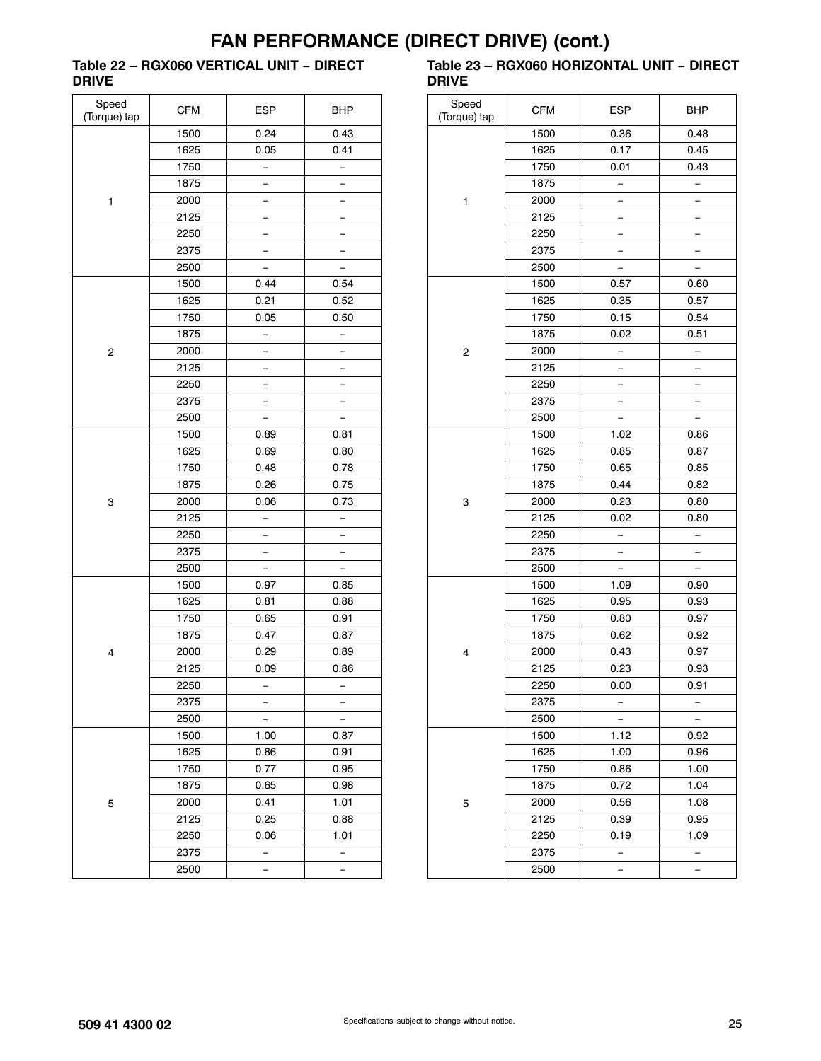# FAN PERFORMANCE (DIRECT DRIVE) (cont.)

**Table 22 – RGX060 VERTICAL UNIT − DIRECT DRIVE**

| Speed (Torque) tap | CFM | ESP | BHP |
|---|---|---|---|
| 1 | 1500 | 0.24 | 0.43 |
| | 1625 | 0.05 | 0.41 |
| | 1750 | − | − |
| | 1875 | − | − |
| | 2000 | − | − |
| | 2125 | − | − |
| | 2250 | − | − |
| | 2375 | − | − |
| | 2500 | − | − |
| 2 | 1500 | 0.44 | 0.54 |
| | 1625 | 0.21 | 0.52 |
| | 1750 | 0.05 | 0.50 |
| | 1875 | − | − |
| | 2000 | − | − |
| | 2125 | − | − |
| | 2250 | − | − |
| | 2375 | − | − |
| | 2500 | − | − |
| 3 | 1500 | 0.89 | 0.81 |
| | 1625 | 0.69 | 0.80 |
| | 1750 | 0.48 | 0.78 |
| | 1875 | 0.26 | 0.75 |
| | 2000 | 0.06 | 0.73 |
| | 2125 | − | − |
| | 2250 | − | − |
| | 2375 | − | − |
| | 2500 | − | − |
| 4 | 1500 | 0.97 | 0.85 |
| | 1625 | 0.81 | 0.88 |
| | 1750 | 0.65 | 0.91 |
| | 1875 | 0.47 | 0.87 |
| | 2000 | 0.29 | 0.89 |
| | 2125 | 0.09 | 0.86 |
| | 2250 | − | − |
| | 2375 | − | − |
| | 2500 | − | − |
| 5 | 1500 | 1.00 | 0.87 |
| | 1625 | 0.86 | 0.91 |
| | 1750 | 0.77 | 0.95 |
| | 1875 | 0.65 | 0.98 |
| | 2000 | 0.41 | 1.01 |
| | 2125 | 0.25 | 0.88 |
| | 2250 | 0.06 | 1.01 |
| | 2375 | − | − |
| | 2500 | − | − |

**Table 23 – RGX060 HORIZONTAL UNIT − DIRECT DRIVE**

| Speed (Torque) tap | CFM | ESP | BHP |
|---|---|---|---|
| 1 | 1500 | 0.36 | 0.48 |
| | 1625 | 0.17 | 0.45 |
| | 1750 | 0.01 | 0.43 |
| | 1875 | − | − |
| | 2000 | − | − |
| | 2125 | − | − |
| | 2250 | − | − |
| | 2375 | − | − |
| | 2500 | − | − |
| 2 | 1500 | 0.57 | 0.60 |
| | 1625 | 0.35 | 0.57 |
| | 1750 | 0.15 | 0.54 |
| | 1875 | 0.02 | 0.51 |
| | 2000 | − | − |
| | 2125 | − | − |
| | 2250 | − | − |
| | 2375 | − | − |
| | 2500 | − | − |
| 3 | 1500 | 1.02 | 0.86 |
| | 1625 | 0.85 | 0.87 |
| | 1750 | 0.65 | 0.85 |
| | 1875 | 0.44 | 0.82 |
| | 2000 | 0.23 | 0.80 |
| | 2125 | 0.02 | 0.80 |
| | 2250 | − | − |
| | 2375 | − | − |
| | 2500 | − | − |
| 4 | 1500 | 1.09 | 0.90 |
| | 1625 | 0.95 | 0.93 |
| | 1750 | 0.80 | 0.97 |
| | 1875 | 0.62 | 0.92 |
| | 2000 | 0.43 | 0.97 |
| | 2125 | 0.23 | 0.93 |
| | 2250 | 0.00 | 0.91 |
| | 2375 | − | − |
| | 2500 | − | − |
| 5 | 1500 | 1.12 | 0.92 |
| | 1625 | 1.00 | 0.96 |
| | 1750 | 0.86 | 1.00 |
| | 1875 | 0.72 | 1.04 |
| | 2000 | 0.56 | 1.08 |
| | 2125 | 0.39 | 0.95 |
| | 2250 | 0.19 | 1.09 |
| | 2375 | − | − |
| | 2500 | − | − |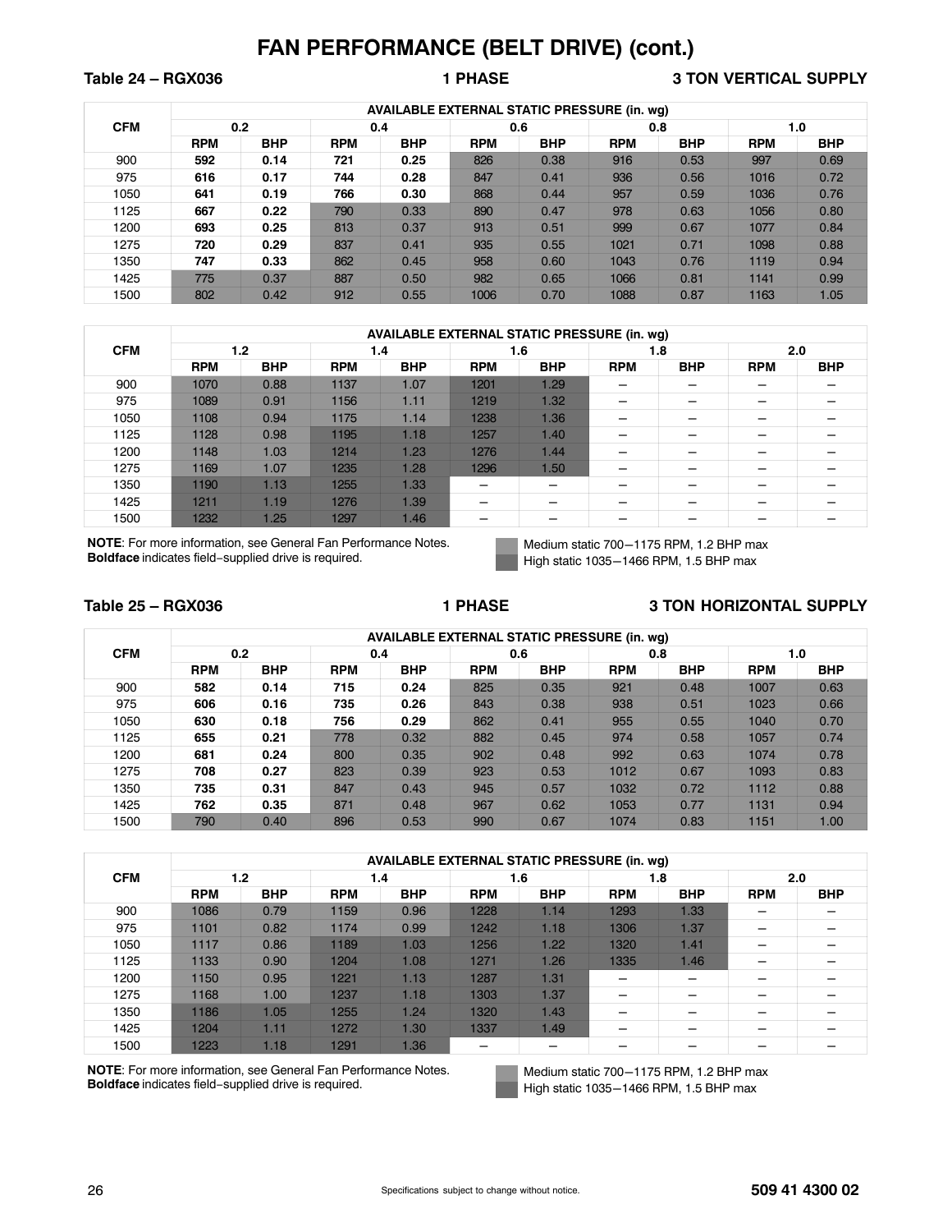# FAN PERFORMANCE (BELT DRIVE) (cont.)

**Table 24 – RGX036 — 1 PHASE — 3 TON VERTICAL SUPPLY**

| CFM | AVAILABLE EXTERNAL STATIC PRESSURE (in. wg) | | | | | | | | | |
|---|---|---|---|---|---|---|---|---|---|---|
| | 0.2 | | 0.4 | | 0.6 | | 0.8 | | 1.0 | |
| | RPM | BHP | RPM | BHP | RPM | BHP | RPM | BHP | RPM | BHP |
| 900 | **592** | **0.14** | **721** | **0.25** | 826 | 0.38 | 916 | 0.53 | 997 | 0.69 |
| 975 | **616** | **0.17** | **744** | **0.28** | 847 | 0.41 | 936 | 0.56 | 1016 | 0.72 |
| 1050 | **641** | **0.19** | **766** | **0.30** | 868 | 0.44 | 957 | 0.59 | 1036 | 0.76 |
| 1125 | **667** | **0.22** | 790 | 0.33 | 890 | 0.47 | 978 | 0.63 | 1056 | 0.80 |
| 1200 | **693** | **0.25** | 813 | 0.37 | 913 | 0.51 | 999 | 0.67 | 1077 | 0.84 |
| 1275 | **720** | **0.29** | 837 | 0.41 | 935 | 0.55 | 1021 | 0.71 | 1098 | 0.88 |
| 1350 | **747** | **0.33** | 862 | 0.45 | 958 | 0.60 | 1043 | 0.76 | 1119 | 0.94 |
| 1425 | 775 | 0.37 | 887 | 0.50 | 982 | 0.65 | 1066 | 0.81 | 1141 | 0.99 |
| 1500 | 802 | 0.42 | 912 | 0.55 | 1006 | 0.70 | 1088 | 0.87 | 1163 | 1.05 |

| CFM | AVAILABLE EXTERNAL STATIC PRESSURE (in. wg) | | | | | | | | | |
|---|---|---|---|---|---|---|---|---|---|---|
| | 1.2 | | 1.4 | | 1.6 | | 1.8 | | 2.0 | |
| | RPM | BHP | RPM | BHP | RPM | BHP | RPM | BHP | RPM | BHP |
| 900 | 1070 | 0.88 | 1137 | 1.07 | 1201 | 1.29 | – | – | – | – |
| 975 | 1089 | 0.91 | 1156 | 1.11 | 1219 | 1.32 | – | – | – | – |
| 1050 | 1108 | 0.94 | 1175 | 1.14 | 1238 | 1.36 | – | – | – | – |
| 1125 | 1128 | 0.98 | 1195 | 1.18 | 1257 | 1.40 | – | – | – | – |
| 1200 | 1148 | 1.03 | 1214 | 1.23 | 1276 | 1.44 | – | – | – | – |
| 1275 | 1169 | 1.07 | 1235 | 1.28 | 1296 | 1.50 | – | – | – | – |
| 1350 | 1190 | 1.13 | 1255 | 1.33 | – | – | – | – | – | – |
| 1425 | 1211 | 1.19 | 1276 | 1.39 | – | – | – | – | – | – |
| 1500 | 1232 | 1.25 | 1297 | 1.46 | – | – | – | – | – | – |

**NOTE**: For more information, see General Fan Performance Notes.
**Boldface** indicates field-supplied drive is required.

Medium static 700–1175 RPM, 1.2 BHP max
High static 1035–1466 RPM, 1.5 BHP max

**Table 25 – RGX036 — 1 PHASE — 3 TON HORIZONTAL SUPPLY**

| CFM | AVAILABLE EXTERNAL STATIC PRESSURE (in. wg) | | | | | | | | | |
|---|---|---|---|---|---|---|---|---|---|---|
| | 0.2 | | 0.4 | | 0.6 | | 0.8 | | 1.0 | |
| | RPM | BHP | RPM | BHP | RPM | BHP | RPM | BHP | RPM | BHP |
| 900 | **582** | **0.14** | **715** | **0.24** | 825 | 0.35 | 921 | 0.48 | 1007 | 0.63 |
| 975 | **606** | **0.16** | **735** | **0.26** | 843 | 0.38 | 938 | 0.51 | 1023 | 0.66 |
| 1050 | **630** | **0.18** | **756** | **0.29** | 862 | 0.41 | 955 | 0.55 | 1040 | 0.70 |
| 1125 | **655** | **0.21** | 778 | 0.32 | 882 | 0.45 | 974 | 0.58 | 1057 | 0.74 |
| 1200 | **681** | **0.24** | 800 | 0.35 | 902 | 0.48 | 992 | 0.63 | 1074 | 0.78 |
| 1275 | **708** | **0.27** | 823 | 0.39 | 923 | 0.53 | 1012 | 0.67 | 1093 | 0.83 |
| 1350 | **735** | **0.31** | 847 | 0.43 | 945 | 0.57 | 1032 | 0.72 | 1112 | 0.88 |
| 1425 | **762** | **0.35** | 871 | 0.48 | 967 | 0.62 | 1053 | 0.77 | 1131 | 0.94 |
| 1500 | 790 | 0.40 | 896 | 0.53 | 990 | 0.67 | 1074 | 0.83 | 1151 | 1.00 |

| CFM | AVAILABLE EXTERNAL STATIC PRESSURE (in. wg) | | | | | | | | | |
|---|---|---|---|---|---|---|---|---|---|---|
| | 1.2 | | 1.4 | | 1.6 | | 1.8 | | 2.0 | |
| | RPM | BHP | RPM | BHP | RPM | BHP | RPM | BHP | RPM | BHP |
| 900 | 1086 | 0.79 | 1159 | 0.96 | 1228 | 1.14 | 1293 | 1.33 | – | – |
| 975 | 1101 | 0.82 | 1174 | 0.99 | 1242 | 1.18 | 1306 | 1.37 | – | – |
| 1050 | 1117 | 0.86 | 1189 | 1.03 | 1256 | 1.22 | 1320 | 1.41 | – | – |
| 1125 | 1133 | 0.90 | 1204 | 1.08 | 1271 | 1.26 | 1335 | 1.46 | – | – |
| 1200 | 1150 | 0.95 | 1221 | 1.13 | 1287 | 1.31 | – | – | – | – |
| 1275 | 1168 | 1.00 | 1237 | 1.18 | 1303 | 1.37 | – | – | – | – |
| 1350 | 1186 | 1.05 | 1255 | 1.24 | 1320 | 1.43 | – | – | – | – |
| 1425 | 1204 | 1.11 | 1272 | 1.30 | 1337 | 1.49 | – | – | – | – |
| 1500 | 1223 | 1.18 | 1291 | 1.36 | – | – | – | – | – | – |

**NOTE**: For more information, see General Fan Performance Notes.
**Boldface** indicates field-supplied drive is required.

Medium static 700–1175 RPM, 1.2 BHP max
High static 1035–1466 RPM, 1.5 BHP max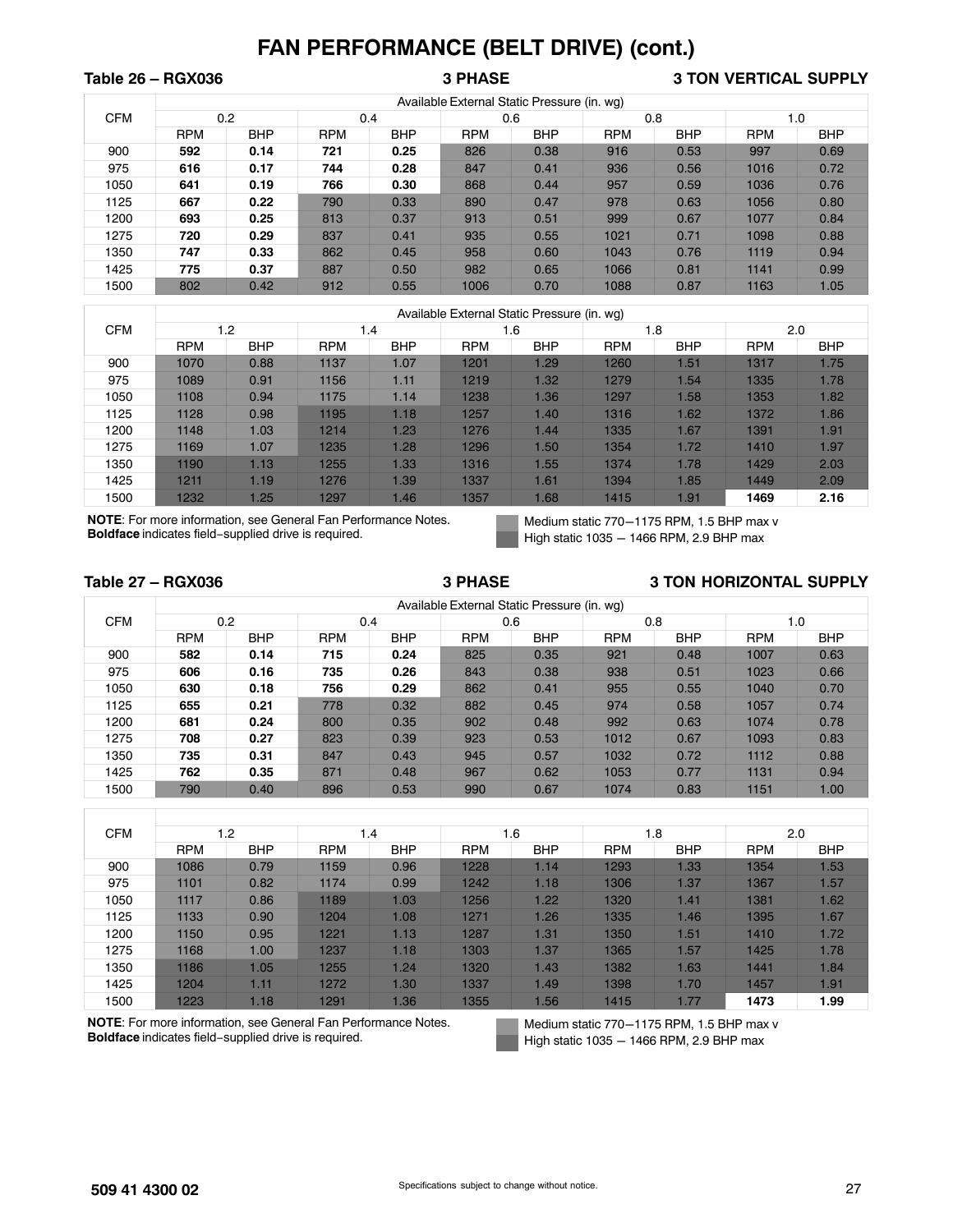# FAN PERFORMANCE (BELT DRIVE) (cont.)

**Table 26 – RGX036 — 3 PHASE — 3 TON VERTICAL SUPPLY**

| CFM | Available External Static Pressure (in. wg) | | | | | | | | | |
|---|---|---|---|---|---|---|---|---|---|---|
| | 0.2 | | 0.4 | | 0.6 | | 0.8 | | 1.0 | |
| | RPM | BHP | RPM | BHP | RPM | BHP | RPM | BHP | RPM | BHP |
| 900 | **592** | **0.14** | **721** | **0.25** | 826 | 0.38 | 916 | 0.53 | 997 | 0.69 |
| 975 | **616** | **0.17** | **744** | **0.28** | 847 | 0.41 | 936 | 0.56 | 1016 | 0.72 |
| 1050 | **641** | **0.19** | **766** | **0.30** | 868 | 0.44 | 957 | 0.59 | 1036 | 0.76 |
| 1125 | **667** | **0.22** | 790 | 0.33 | 890 | 0.47 | 978 | 0.63 | 1056 | 0.80 |
| 1200 | **693** | **0.25** | 813 | 0.37 | 913 | 0.51 | 999 | 0.67 | 1077 | 0.84 |
| 1275 | **720** | **0.29** | 837 | 0.41 | 935 | 0.55 | 1021 | 0.71 | 1098 | 0.88 |
| 1350 | **747** | **0.33** | 862 | 0.45 | 958 | 0.60 | 1043 | 0.76 | 1119 | 0.94 |
| 1425 | **775** | **0.37** | 887 | 0.50 | 982 | 0.65 | 1066 | 0.81 | 1141 | 0.99 |
| 1500 | 802 | 0.42 | 912 | 0.55 | 1006 | 0.70 | 1088 | 0.87 | 1163 | 1.05 |

| CFM | Available External Static Pressure (in. wg) | | | | | | | | | |
|---|---|---|---|---|---|---|---|---|---|---|
| | 1.2 | | 1.4 | | 1.6 | | 1.8 | | 2.0 | |
| | RPM | BHP | RPM | BHP | RPM | BHP | RPM | BHP | RPM | BHP |
| 900 | 1070 | 0.88 | 1137 | 1.07 | 1201 | 1.29 | 1260 | 1.51 | 1317 | 1.75 |
| 975 | 1089 | 0.91 | 1156 | 1.11 | 1219 | 1.32 | 1279 | 1.54 | 1335 | 1.78 |
| 1050 | 1108 | 0.94 | 1175 | 1.14 | 1238 | 1.36 | 1297 | 1.58 | 1353 | 1.82 |
| 1125 | 1128 | 0.98 | 1195 | 1.18 | 1257 | 1.40 | 1316 | 1.62 | 1372 | 1.86 |
| 1200 | 1148 | 1.03 | 1214 | 1.23 | 1276 | 1.44 | 1335 | 1.67 | 1391 | 1.91 |
| 1275 | 1169 | 1.07 | 1235 | 1.28 | 1296 | 1.50 | 1354 | 1.72 | 1410 | 1.97 |
| 1350 | 1190 | 1.13 | 1255 | 1.33 | 1316 | 1.55 | 1374 | 1.78 | 1429 | 2.03 |
| 1425 | 1211 | 1.19 | 1276 | 1.39 | 1337 | 1.61 | 1394 | 1.85 | 1449 | 2.09 |
| 1500 | 1232 | 1.25 | 1297 | 1.46 | 1357 | 1.68 | 1415 | 1.91 | **1469** | **2.16** |

**NOTE**: For more information, see General Fan Performance Notes.
**Boldface** indicates field–supplied drive is required.

Medium static 770−1175 RPM, 1.5 BHP max v
High static 1035 − 1466 RPM, 2.9 BHP max

**Table 27 – RGX036 — 3 PHASE — 3 TON HORIZONTAL SUPPLY**

| CFM | Available External Static Pressure (in. wg) | | | | | | | | | |
|---|---|---|---|---|---|---|---|---|---|---|
| | 0.2 | | 0.4 | | 0.6 | | 0.8 | | 1.0 | |
| | RPM | BHP | RPM | BHP | RPM | BHP | RPM | BHP | RPM | BHP |
| 900 | **582** | **0.14** | **715** | **0.24** | 825 | 0.35 | 921 | 0.48 | 1007 | 0.63 |
| 975 | **606** | **0.16** | **735** | **0.26** | 843 | 0.38 | 938 | 0.51 | 1023 | 0.66 |
| 1050 | **630** | **0.18** | **756** | **0.29** | 862 | 0.41 | 955 | 0.55 | 1040 | 0.70 |
| 1125 | **655** | **0.21** | 778 | 0.32 | 882 | 0.45 | 974 | 0.58 | 1057 | 0.74 |
| 1200 | **681** | **0.24** | 800 | 0.35 | 902 | 0.48 | 992 | 0.63 | 1074 | 0.78 |
| 1275 | **708** | **0.27** | 823 | 0.39 | 923 | 0.53 | 1012 | 0.67 | 1093 | 0.83 |
| 1350 | **735** | **0.31** | 847 | 0.43 | 945 | 0.57 | 1032 | 0.72 | 1112 | 0.88 |
| 1425 | **762** | **0.35** | 871 | 0.48 | 967 | 0.62 | 1053 | 0.77 | 1131 | 0.94 |
| 1500 | 790 | 0.40 | 896 | 0.53 | 990 | 0.67 | 1074 | 0.83 | 1151 | 1.00 |

| CFM | | | | | | | | | | |
|---|---|---|---|---|---|---|---|---|---|---|
| | 1.2 | | 1.4 | | 1.6 | | 1.8 | | 2.0 | |
| | RPM | BHP | RPM | BHP | RPM | BHP | RPM | BHP | RPM | BHP |
| 900 | 1086 | 0.79 | 1159 | 0.96 | 1228 | 1.14 | 1293 | 1.33 | 1354 | 1.53 |
| 975 | 1101 | 0.82 | 1174 | 0.99 | 1242 | 1.18 | 1306 | 1.37 | 1367 | 1.57 |
| 1050 | 1117 | 0.86 | 1189 | 1.03 | 1256 | 1.22 | 1320 | 1.41 | 1381 | 1.62 |
| 1125 | 1133 | 0.90 | 1204 | 1.08 | 1271 | 1.26 | 1335 | 1.46 | 1395 | 1.67 |
| 1200 | 1150 | 0.95 | 1221 | 1.13 | 1287 | 1.31 | 1350 | 1.51 | 1410 | 1.72 |
| 1275 | 1168 | 1.00 | 1237 | 1.18 | 1303 | 1.37 | 1365 | 1.57 | 1425 | 1.78 |
| 1350 | 1186 | 1.05 | 1255 | 1.24 | 1320 | 1.43 | 1382 | 1.63 | 1441 | 1.84 |
| 1425 | 1204 | 1.11 | 1272 | 1.30 | 1337 | 1.49 | 1398 | 1.70 | 1457 | 1.91 |
| 1500 | 1223 | 1.18 | 1291 | 1.36 | 1355 | 1.56 | 1415 | 1.77 | **1473** | **1.99** |

**NOTE**: For more information, see General Fan Performance Notes.
**Boldface** indicates field–supplied drive is required.

Medium static 770−1175 RPM, 1.5 BHP max v
High static 1035 − 1466 RPM, 2.9 BHP max

509 41 4300 02

Specifications subject to change without notice.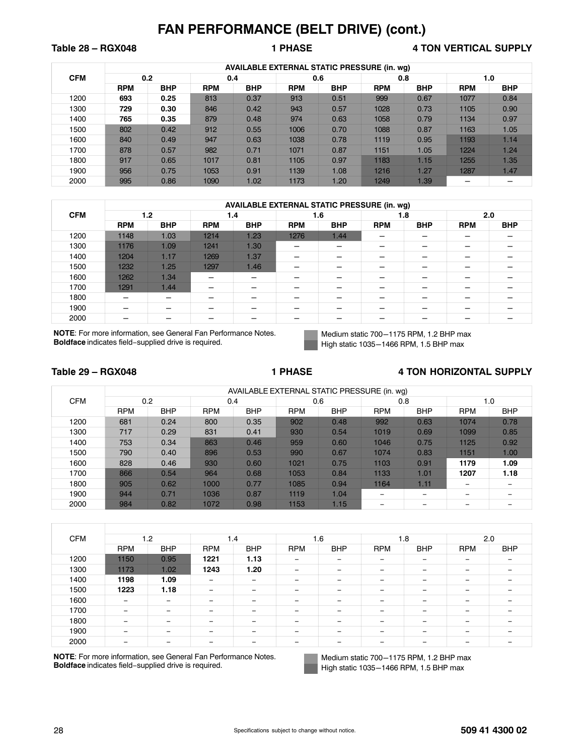# FAN PERFORMANCE (BELT DRIVE) (cont.)

**Table 28 – RGX048 — 1 PHASE — 4 TON VERTICAL SUPPLY**

| CFM | AVAILABLE EXTERNAL STATIC PRESSURE (in. wg) | | | | | | | | | |
|---|---|---|---|---|---|---|---|---|---|---|
| | 0.2 | | 0.4 | | 0.6 | | 0.8 | | 1.0 | |
| | RPM | BHP | RPM | BHP | RPM | BHP | RPM | BHP | RPM | BHP |
| 1200 | **693** | **0.25** | 813 | 0.37 | 913 | 0.51 | 999 | 0.67 | 1077 | 0.84 |
| 1300 | **729** | **0.30** | 846 | 0.42 | 943 | 0.57 | 1028 | 0.73 | 1105 | 0.90 |
| 1400 | **765** | **0.35** | 879 | 0.48 | 974 | 0.63 | 1058 | 0.79 | 1134 | 0.97 |
| 1500 | 802 | 0.42 | 912 | 0.55 | 1006 | 0.70 | 1088 | 0.87 | 1163 | 1.05 |
| 1600 | 840 | 0.49 | 947 | 0.63 | 1038 | 0.78 | 1119 | 0.95 | 1193 | 1.14 |
| 1700 | 878 | 0.57 | 982 | 0.71 | 1071 | 0.87 | 1151 | 1.05 | 1224 | 1.24 |
| 1800 | 917 | 0.65 | 1017 | 0.81 | 1105 | 0.97 | 1183 | 1.15 | 1255 | 1.35 |
| 1900 | 956 | 0.75 | 1053 | 0.91 | 1139 | 1.08 | 1216 | 1.27 | 1287 | 1.47 |
| 2000 | 995 | 0.86 | 1090 | 1.02 | 1173 | 1.20 | 1249 | 1.39 | – | – |

| CFM | AVAILABLE EXTERNAL STATIC PRESSURE (in. wg) | | | | | | | | | |
|---|---|---|---|---|---|---|---|---|---|---|
| | 1.2 | | 1.4 | | 1.6 | | 1.8 | | 2.0 | |
| | RPM | BHP | RPM | BHP | RPM | BHP | RPM | BHP | RPM | BHP |
| 1200 | 1148 | 1.03 | 1214 | 1.23 | 1276 | 1.44 | – | – | – | – |
| 1300 | 1176 | 1.09 | 1241 | 1.30 | – | – | – | – | – | – |
| 1400 | 1204 | 1.17 | 1269 | 1.37 | – | – | – | – | – | – |
| 1500 | 1232 | 1.25 | 1297 | 1.46 | – | – | – | – | – | – |
| 1600 | 1262 | 1.34 | – | – | – | – | – | – | – | – |
| 1700 | 1291 | 1.44 | – | – | – | – | – | – | – | – |
| 1800 | – | – | – | – | – | – | – | – | – | – |
| 1900 | – | – | – | – | – | – | – | – | – | – |
| 2000 | – | – | – | – | – | – | – | – | – | – |

**NOTE**: For more information, see General Fan Performance Notes.
**Boldface** indicates field-supplied drive is required.

Medium static 700–1175 RPM, 1.2 BHP max
High static 1035–1466 RPM, 1.5 BHP max

**Table 29 – RGX048 — 1 PHASE — 4 TON HORIZONTAL SUPPLY**

| CFM | AVAILABLE EXTERNAL STATIC PRESSURE (in. wg) | | | | | | | | | |
|---|---|---|---|---|---|---|---|---|---|---|
| | 0.2 | | 0.4 | | 0.6 | | 0.8 | | 1.0 | |
| | RPM | BHP | RPM | BHP | RPM | BHP | RPM | BHP | RPM | BHP |
| 1200 | 681 | 0.24 | 800 | 0.35 | 902 | 0.48 | 992 | 0.63 | 1074 | 0.78 |
| 1300 | 717 | 0.29 | 831 | 0.41 | 930 | 0.54 | 1019 | 0.69 | 1099 | 0.85 |
| 1400 | 753 | 0.34 | 863 | 0.46 | 959 | 0.60 | 1046 | 0.75 | 1125 | 0.92 |
| 1500 | 790 | 0.40 | 896 | 0.53 | 990 | 0.67 | 1074 | 0.83 | 1151 | 1.00 |
| 1600 | 828 | 0.46 | 930 | 0.60 | 1021 | 0.75 | 1103 | 0.91 | **1179** | **1.09** |
| 1700 | 866 | 0.54 | 964 | 0.68 | 1053 | 0.84 | 1133 | 1.01 | **1207** | **1.18** |
| 1800 | 905 | 0.62 | 1000 | 0.77 | 1085 | 0.94 | 1164 | 1.11 | – | – |
| 1900 | 944 | 0.71 | 1036 | 0.87 | 1119 | 1.04 | – | – | – | – |
| 2000 | 984 | 0.82 | 1072 | 0.98 | 1153 | 1.15 | – | – | – | – |

| CFM | 1.2 | | 1.4 | | 1.6 | | 1.8 | | 2.0 | |
|---|---|---|---|---|---|---|---|---|---|---|
| | RPM | BHP | RPM | BHP | RPM | BHP | RPM | BHP | RPM | BHP |
| 1200 | 1150 | 0.95 | **1221** | **1.13** | – | – | – | – | – | – |
| 1300 | 1173 | 1.02 | **1243** | **1.20** | – | – | – | – | – | – |
| 1400 | **1198** | **1.09** | – | – | – | – | – | – | – | – |
| 1500 | **1223** | **1.18** | – | – | – | – | – | – | – | – |
| 1600 | – | – | – | – | – | – | – | – | – | – |
| 1700 | – | – | – | – | – | – | – | – | – | – |
| 1800 | – | – | – | – | – | – | – | – | – | – |
| 1900 | – | – | – | – | – | – | – | – | – | – |
| 2000 | – | – | – | – | – | – | – | – | – | – |

**NOTE**: For more information, see General Fan Performance Notes.
**Boldface** indicates field-supplied drive is required.

Medium static 700–1175 RPM, 1.2 BHP max
High static 1035–1466 RPM, 1.5 BHP max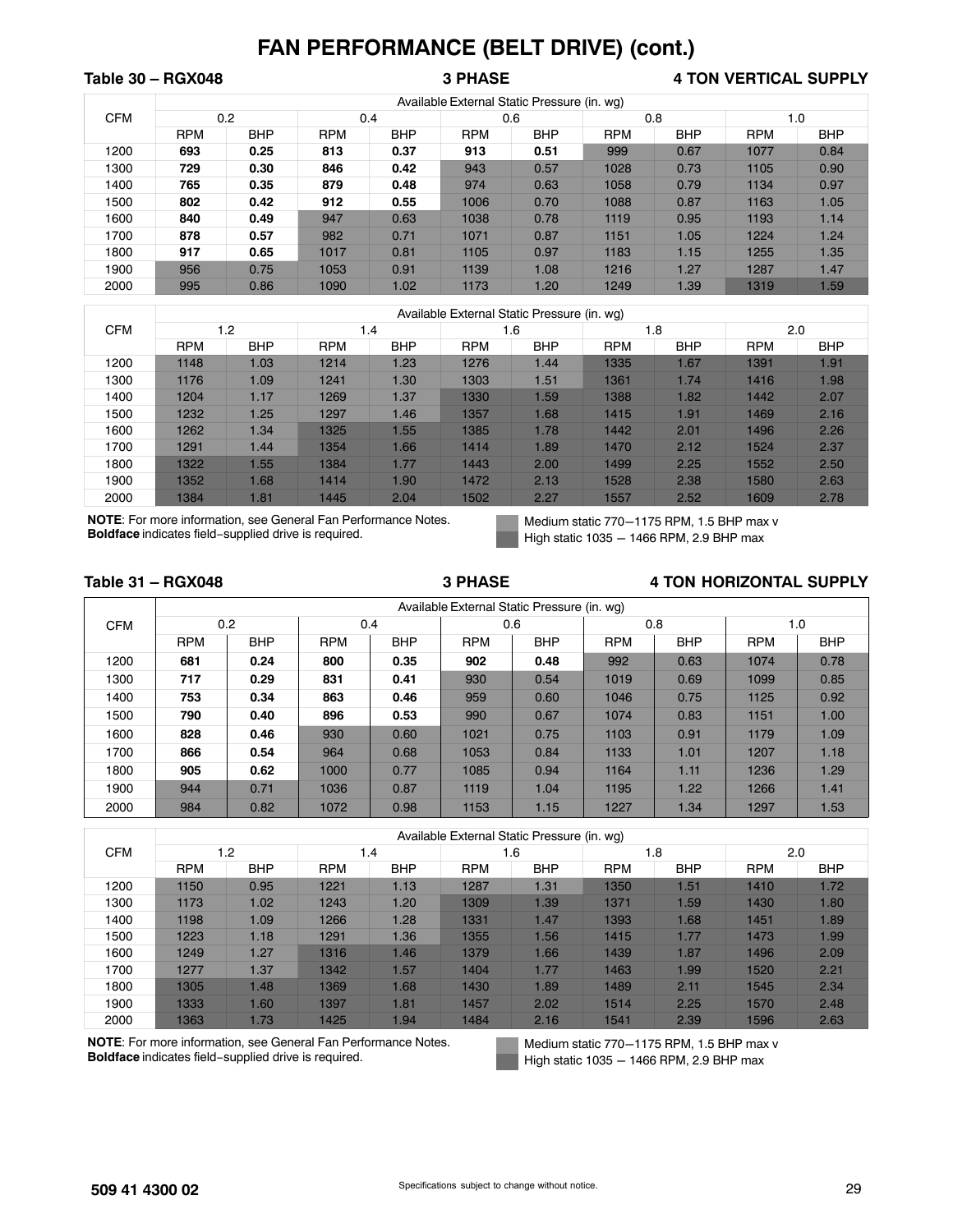# FAN PERFORMANCE (BELT DRIVE) (cont.)

**Table 30 – RGX048** — **3 PHASE** — **4 TON VERTICAL SUPPLY**

| CFM | Available External Static Pressure (in. wg) | | | | | | | | | |
|---|---|---|---|---|---|---|---|---|---|---|
| | 0.2 | | 0.4 | | 0.6 | | 0.8 | | 1.0 | |
| | RPM | BHP | RPM | BHP | RPM | BHP | RPM | BHP | RPM | BHP |
| 1200 | **693** | **0.25** | **813** | **0.37** | **913** | **0.51** | 999 | 0.67 | 1077 | 0.84 |
| 1300 | **729** | **0.30** | **846** | **0.42** | 943 | 0.57 | 1028 | 0.73 | 1105 | 0.90 |
| 1400 | **765** | **0.35** | **879** | **0.48** | 974 | 0.63 | 1058 | 0.79 | 1134 | 0.97 |
| 1500 | **802** | **0.42** | **912** | **0.55** | 1006 | 0.70 | 1088 | 0.87 | 1163 | 1.05 |
| 1600 | **840** | **0.49** | 947 | 0.63 | 1038 | 0.78 | 1119 | 0.95 | 1193 | 1.14 |
| 1700 | **878** | **0.57** | 982 | 0.71 | 1071 | 0.87 | 1151 | 1.05 | 1224 | 1.24 |
| 1800 | **917** | **0.65** | 1017 | 0.81 | 1105 | 0.97 | 1183 | 1.15 | 1255 | 1.35 |
| 1900 | 956 | 0.75 | 1053 | 0.91 | 1139 | 1.08 | 1216 | 1.27 | 1287 | 1.47 |
| 2000 | 995 | 0.86 | 1090 | 1.02 | 1173 | 1.20 | 1249 | 1.39 | 1319 | 1.59 |

| CFM | Available External Static Pressure (in. wg) | | | | | | | | | |
|---|---|---|---|---|---|---|---|---|---|---|
| | 1.2 | | 1.4 | | 1.6 | | 1.8 | | 2.0 | |
| | RPM | BHP | RPM | BHP | RPM | BHP | RPM | BHP | RPM | BHP |
| 1200 | 1148 | 1.03 | 1214 | 1.23 | 1276 | 1.44 | 1335 | 1.67 | 1391 | 1.91 |
| 1300 | 1176 | 1.09 | 1241 | 1.30 | 1303 | 1.51 | 1361 | 1.74 | 1416 | 1.98 |
| 1400 | 1204 | 1.17 | 1269 | 1.37 | 1330 | 1.59 | 1388 | 1.82 | 1442 | 2.07 |
| 1500 | 1232 | 1.25 | 1297 | 1.46 | 1357 | 1.68 | 1415 | 1.91 | 1469 | 2.16 |
| 1600 | 1262 | 1.34 | 1325 | 1.55 | 1385 | 1.78 | 1442 | 2.01 | 1496 | 2.26 |
| 1700 | 1291 | 1.44 | 1354 | 1.66 | 1414 | 1.89 | 1470 | 2.12 | 1524 | 2.37 |
| 1800 | 1322 | 1.55 | 1384 | 1.77 | 1443 | 2.00 | 1499 | 2.25 | 1552 | 2.50 |
| 1900 | 1352 | 1.68 | 1414 | 1.90 | 1472 | 2.13 | 1528 | 2.38 | 1580 | 2.63 |
| 2000 | 1384 | 1.81 | 1445 | 2.04 | 1502 | 2.27 | 1557 | 2.52 | 1609 | 2.78 |

**NOTE**: For more information, see General Fan Performance Notes.
**Boldface** indicates field-supplied drive is required.

Medium static 770−1175 RPM, 1.5 BHP max v
High static 1035 − 1466 RPM, 2.9 BHP max

**Table 31 – RGX048** — **3 PHASE** — **4 TON HORIZONTAL SUPPLY**

| CFM | Available External Static Pressure (in. wg) | | | | | | | | | |
|---|---|---|---|---|---|---|---|---|---|---|
| | 0.2 | | 0.4 | | 0.6 | | 0.8 | | 1.0 | |
| | RPM | BHP | RPM | BHP | RPM | BHP | RPM | BHP | RPM | BHP |
| 1200 | **681** | **0.24** | **800** | **0.35** | **902** | **0.48** | 992 | 0.63 | 1074 | 0.78 |
| 1300 | **717** | **0.29** | **831** | **0.41** | 930 | 0.54 | 1019 | 0.69 | 1099 | 0.85 |
| 1400 | **753** | **0.34** | **863** | **0.46** | 959 | 0.60 | 1046 | 0.75 | 1125 | 0.92 |
| 1500 | **790** | **0.40** | **896** | **0.53** | 990 | 0.67 | 1074 | 0.83 | 1151 | 1.00 |
| 1600 | **828** | **0.46** | 930 | 0.60 | 1021 | 0.75 | 1103 | 0.91 | 1179 | 1.09 |
| 1700 | **866** | **0.54** | 964 | 0.68 | 1053 | 0.84 | 1133 | 1.01 | 1207 | 1.18 |
| 1800 | **905** | **0.62** | 1000 | 0.77 | 1085 | 0.94 | 1164 | 1.11 | 1236 | 1.29 |
| 1900 | 944 | 0.71 | 1036 | 0.87 | 1119 | 1.04 | 1195 | 1.22 | 1266 | 1.41 |
| 2000 | 984 | 0.82 | 1072 | 0.98 | 1153 | 1.15 | 1227 | 1.34 | 1297 | 1.53 |

| CFM | Available External Static Pressure (in. wg) | | | | | | | | | |
|---|---|---|---|---|---|---|---|---|---|---|
| | 1.2 | | 1.4 | | 1.6 | | 1.8 | | 2.0 | |
| | RPM | BHP | RPM | BHP | RPM | BHP | RPM | BHP | RPM | BHP |
| 1200 | 1150 | 0.95 | 1221 | 1.13 | 1287 | 1.31 | 1350 | 1.51 | 1410 | 1.72 |
| 1300 | 1173 | 1.02 | 1243 | 1.20 | 1309 | 1.39 | 1371 | 1.59 | 1430 | 1.80 |
| 1400 | 1198 | 1.09 | 1266 | 1.28 | 1331 | 1.47 | 1393 | 1.68 | 1451 | 1.89 |
| 1500 | 1223 | 1.18 | 1291 | 1.36 | 1355 | 1.56 | 1415 | 1.77 | 1473 | 1.99 |
| 1600 | 1249 | 1.27 | 1316 | 1.46 | 1379 | 1.66 | 1439 | 1.87 | 1496 | 2.09 |
| 1700 | 1277 | 1.37 | 1342 | 1.57 | 1404 | 1.77 | 1463 | 1.99 | 1520 | 2.21 |
| 1800 | 1305 | 1.48 | 1369 | 1.68 | 1430 | 1.89 | 1489 | 2.11 | 1545 | 2.34 |
| 1900 | 1333 | 1.60 | 1397 | 1.81 | 1457 | 2.02 | 1514 | 2.25 | 1570 | 2.48 |
| 2000 | 1363 | 1.73 | 1425 | 1.94 | 1484 | 2.16 | 1541 | 2.39 | 1596 | 2.63 |

**NOTE**: For more information, see General Fan Performance Notes.
**Boldface** indicates field-supplied drive is required.

Medium static 770−1175 RPM, 1.5 BHP max v
High static 1035 − 1466 RPM, 2.9 BHP max

509 41 4300 02

Specifications subject to change without notice.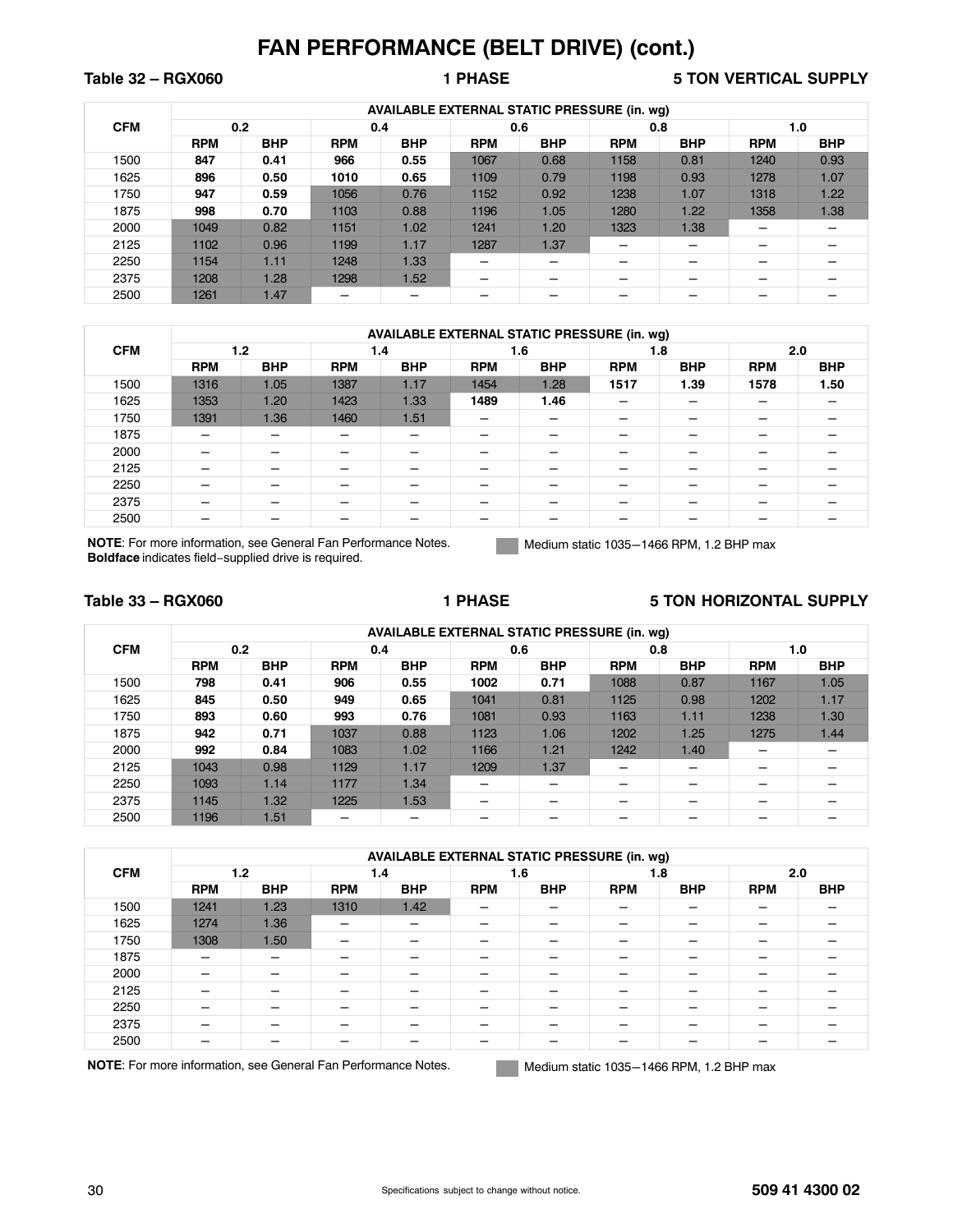# FAN PERFORMANCE (BELT DRIVE) (cont.)

**Table 32 – RGX060** **1 PHASE** **5 TON VERTICAL SUPPLY**

| CFM | AVAILABLE EXTERNAL STATIC PRESSURE (in. wg) | | | | | | | | | |
|---|---|---|---|---|---|---|---|---|---|---|
| | 0.2 | | 0.4 | | 0.6 | | 0.8 | | 1.0 | |
| | RPM | BHP | RPM | BHP | RPM | BHP | RPM | BHP | RPM | BHP |
| 1500 | **847** | **0.41** | **966** | **0.55** | 1067 | 0.68 | 1158 | 0.81 | 1240 | 0.93 |
| 1625 | **896** | **0.50** | **1010** | **0.65** | 1109 | 0.79 | 1198 | 0.93 | 1278 | 1.07 |
| 1750 | **947** | **0.59** | 1056 | 0.76 | 1152 | 0.92 | 1238 | 1.07 | 1318 | 1.22 |
| 1875 | **998** | **0.70** | 1103 | 0.88 | 1196 | 1.05 | 1280 | 1.22 | 1358 | 1.38 |
| 2000 | 1049 | 0.82 | 1151 | 1.02 | 1241 | 1.20 | 1323 | 1.38 | — | — |
| 2125 | 1102 | 0.96 | 1199 | 1.17 | 1287 | 1.37 | — | — | — | — |
| 2250 | 1154 | 1.11 | 1248 | 1.33 | — | — | — | — | — | — |
| 2375 | 1208 | 1.28 | 1298 | 1.52 | — | — | — | — | — | — |
| 2500 | 1261 | 1.47 | — | — | — | — | — | — | — | — |

| CFM | AVAILABLE EXTERNAL STATIC PRESSURE (in. wg) | | | | | | | | | |
|---|---|---|---|---|---|---|---|---|---|---|
| | 1.2 | | 1.4 | | 1.6 | | 1.8 | | 2.0 | |
| | RPM | BHP | RPM | BHP | RPM | BHP | RPM | BHP | RPM | BHP |
| 1500 | 1316 | 1.05 | 1387 | 1.17 | 1454 | 1.28 | **1517** | **1.39** | **1578** | **1.50** |
| 1625 | 1353 | 1.20 | 1423 | 1.33 | **1489** | **1.46** | — | — | — | — |
| 1750 | 1391 | 1.36 | 1460 | 1.51 | — | — | — | — | — | — |
| 1875 | — | — | — | — | — | — | — | — | — | — |
| 2000 | — | — | — | — | — | — | — | — | — | — |
| 2125 | — | — | — | — | — | — | — | — | — | — |
| 2250 | — | — | — | — | — | — | — | — | — | — |
| 2375 | — | — | — | — | — | — | — | — | — | — |
| 2500 | — | — | — | — | — | — | — | — | — | — |

**NOTE**: For more information, see General Fan Performance Notes.
**Boldface** indicates field−supplied drive is required.

Medium static 1035−1466 RPM, 1.2 BHP max

**Table 33 – RGX060** **1 PHASE** **5 TON HORIZONTAL SUPPLY**

| CFM | AVAILABLE EXTERNAL STATIC PRESSURE (in. wg) | | | | | | | | | |
|---|---|---|---|---|---|---|---|---|---|---|
| | 0.2 | | 0.4 | | 0.6 | | 0.8 | | 1.0 | |
| | RPM | BHP | RPM | BHP | RPM | BHP | RPM | BHP | RPM | BHP |
| 1500 | **798** | **0.41** | **906** | **0.55** | **1002** | **0.71** | 1088 | 0.87 | 1167 | 1.05 |
| 1625 | **845** | **0.50** | **949** | **0.65** | 1041 | 0.81 | 1125 | 0.98 | 1202 | 1.17 |
| 1750 | **893** | **0.60** | **993** | **0.76** | 1081 | 0.93 | 1163 | 1.11 | 1238 | 1.30 |
| 1875 | **942** | **0.71** | 1037 | 0.88 | 1123 | 1.06 | 1202 | 1.25 | 1275 | 1.44 |
| 2000 | **992** | **0.84** | 1083 | 1.02 | 1166 | 1.21 | 1242 | 1.40 | — | — |
| 2125 | 1043 | 0.98 | 1129 | 1.17 | 1209 | 1.37 | — | — | — | — |
| 2250 | 1093 | 1.14 | 1177 | 1.34 | — | — | — | — | — | — |
| 2375 | 1145 | 1.32 | 1225 | 1.53 | — | — | — | — | — | — |
| 2500 | 1196 | 1.51 | — | — | — | — | — | — | — | — |

| CFM | AVAILABLE EXTERNAL STATIC PRESSURE (in. wg) | | | | | | | | | |
|---|---|---|---|---|---|---|---|---|---|---|
| | 1.2 | | 1.4 | | 1.6 | | 1.8 | | 2.0 | |
| | RPM | BHP | RPM | BHP | RPM | BHP | RPM | BHP | RPM | BHP |
| 1500 | 1241 | 1.23 | 1310 | 1.42 | — | — | — | — | — | — |
| 1625 | 1274 | 1.36 | — | — | — | — | — | — | — | — |
| 1750 | 1308 | 1.50 | — | — | — | — | — | — | — | — |
| 1875 | — | — | — | — | — | — | — | — | — | — |
| 2000 | — | — | — | — | — | — | — | — | — | — |
| 2125 | — | — | — | — | — | — | — | — | — | — |
| 2250 | — | — | — | — | — | — | — | — | — | — |
| 2375 | — | — | — | — | — | — | — | — | — | — |
| 2500 | — | — | — | — | — | — | — | — | — | — |

**NOTE**: For more information, see General Fan Performance Notes.

Medium static 1035−1466 RPM, 1.2 BHP max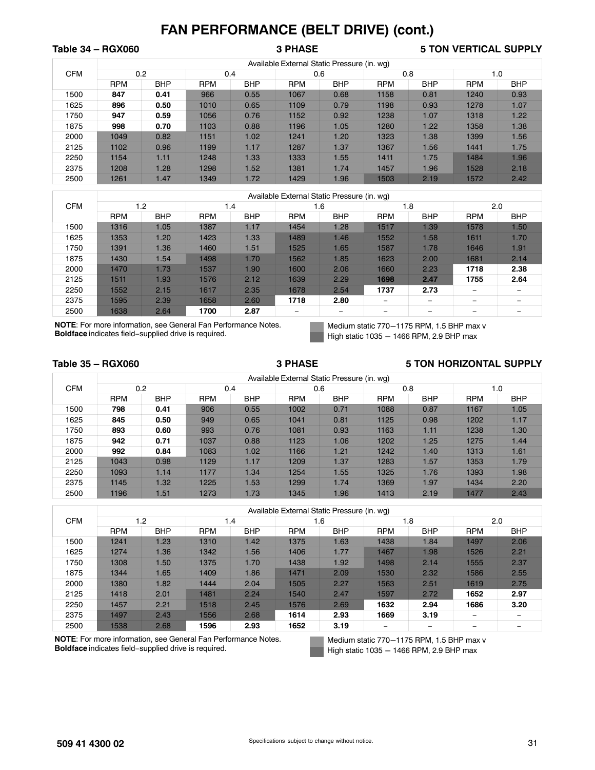# FAN PERFORMANCE (BELT DRIVE) (cont.)

**Table 34 – RGX060 — 3 PHASE — 5 TON VERTICAL SUPPLY**

| CFM | Available External Static Pressure (in. wg) | | | | | | | | | |
|---|---|---|---|---|---|---|---|---|---|---|
| | 0.2 | | 0.4 | | 0.6 | | 0.8 | | 1.0 | |
| | RPM | BHP | RPM | BHP | RPM | BHP | RPM | BHP | RPM | BHP |
| 1500 | **847** | **0.41** | 966 | 0.55 | 1067 | 0.68 | 1158 | 0.81 | 1240 | 0.93 |
| 1625 | **896** | **0.50** | 1010 | 0.65 | 1109 | 0.79 | 1198 | 0.93 | 1278 | 1.07 |
| 1750 | **947** | **0.59** | 1056 | 0.76 | 1152 | 0.92 | 1238 | 1.07 | 1318 | 1.22 |
| 1875 | **998** | **0.70** | 1103 | 0.88 | 1196 | 1.05 | 1280 | 1.22 | 1358 | 1.38 |
| 2000 | 1049 | 0.82 | 1151 | 1.02 | 1241 | 1.20 | 1323 | 1.38 | 1399 | 1.56 |
| 2125 | 1102 | 0.96 | 1199 | 1.17 | 1287 | 1.37 | 1367 | 1.56 | 1441 | 1.75 |
| 2250 | 1154 | 1.11 | 1248 | 1.33 | 1333 | 1.55 | 1411 | 1.75 | 1484 | 1.96 |
| 2375 | 1208 | 1.28 | 1298 | 1.52 | 1381 | 1.74 | 1457 | 1.96 | 1528 | 2.18 |
| 2500 | 1261 | 1.47 | 1349 | 1.72 | 1429 | 1.96 | 1503 | 2.19 | 1572 | 2.42 |

| CFM | Available External Static Pressure (in. wg) | | | | | | | | | |
|---|---|---|---|---|---|---|---|---|---|---|
| | 1.2 | | 1.4 | | 1.6 | | 1.8 | | 2.0 | |
| | RPM | BHP | RPM | BHP | RPM | BHP | RPM | BHP | RPM | BHP |
| 1500 | 1316 | 1.05 | 1387 | 1.17 | 1454 | 1.28 | 1517 | 1.39 | 1578 | 1.50 |
| 1625 | 1353 | 1.20 | 1423 | 1.33 | 1489 | 1.46 | 1552 | 1.58 | 1611 | 1.70 |
| 1750 | 1391 | 1.36 | 1460 | 1.51 | 1525 | 1.65 | 1587 | 1.78 | 1646 | 1.91 |
| 1875 | 1430 | 1.54 | 1498 | 1.70 | 1562 | 1.85 | 1623 | 2.00 | 1681 | 2.14 |
| 2000 | 1470 | 1.73 | 1537 | 1.90 | 1600 | 2.06 | 1660 | 2.23 | **1718** | **2.38** |
| 2125 | 1511 | 1.93 | 1576 | 2.12 | 1639 | 2.29 | **1698** | **2.47** | **1755** | **2.64** |
| 2250 | 1552 | 2.15 | 1617 | 2.35 | 1678 | 2.54 | **1737** | **2.73** | – | – |
| 2375 | 1595 | 2.39 | 1658 | 2.60 | **1718** | **2.80** | – | – | – | – |
| 2500 | 1638 | 2.64 | **1700** | **2.87** | – | – | – | – | – | – |

**NOTE**: For more information, see General Fan Performance Notes.
**Boldface** indicates field-supplied drive is required.

Medium static 770−1175 RPM, 1.5 BHP max v
High static 1035 − 1466 RPM, 2.9 BHP max

**Table 35 – RGX060 — 3 PHASE — 5 TON HORIZONTAL SUPPLY**

| CFM | Available External Static Pressure (in. wg) | | | | | | | | | |
|---|---|---|---|---|---|---|---|---|---|---|
| | 0.2 | | 0.4 | | 0.6 | | 0.8 | | 1.0 | |
| | RPM | BHP | RPM | BHP | RPM | BHP | RPM | BHP | RPM | BHP |
| 1500 | **798** | **0.41** | 906 | 0.55 | 1002 | 0.71 | 1088 | 0.87 | 1167 | 1.05 |
| 1625 | **845** | **0.50** | 949 | 0.65 | 1041 | 0.81 | 1125 | 0.98 | 1202 | 1.17 |
| 1750 | **893** | **0.60** | 993 | 0.76 | 1081 | 0.93 | 1163 | 1.11 | 1238 | 1.30 |
| 1875 | **942** | **0.71** | 1037 | 0.88 | 1123 | 1.06 | 1202 | 1.25 | 1275 | 1.44 |
| 2000 | **992** | **0.84** | 1083 | 1.02 | 1166 | 1.21 | 1242 | 1.40 | 1313 | 1.61 |
| 2125 | 1043 | 0.98 | 1129 | 1.17 | 1209 | 1.37 | 1283 | 1.57 | 1353 | 1.79 |
| 2250 | 1093 | 1.14 | 1177 | 1.34 | 1254 | 1.55 | 1325 | 1.76 | 1393 | 1.98 |
| 2375 | 1145 | 1.32 | 1225 | 1.53 | 1299 | 1.74 | 1369 | 1.97 | 1434 | 2.20 |
| 2500 | 1196 | 1.51 | 1273 | 1.73 | 1345 | 1.96 | 1413 | 2.19 | 1477 | 2.43 |

| CFM | Available External Static Pressure (in. wg) | | | | | | | | | |
|---|---|---|---|---|---|---|---|---|---|---|
| | 1.2 | | 1.4 | | 1.6 | | 1.8 | | 2.0 | |
| | RPM | BHP | RPM | BHP | RPM | BHP | RPM | BHP | RPM | BHP |
| 1500 | 1241 | 1.23 | 1310 | 1.42 | 1375 | 1.63 | 1438 | 1.84 | 1497 | 2.06 |
| 1625 | 1274 | 1.36 | 1342 | 1.56 | 1406 | 1.77 | 1467 | 1.98 | 1526 | 2.21 |
| 1750 | 1308 | 1.50 | 1375 | 1.70 | 1438 | 1.92 | 1498 | 2.14 | 1555 | 2.37 |
| 1875 | 1344 | 1.65 | 1409 | 1.86 | 1471 | 2.09 | 1530 | 2.32 | 1586 | 2.55 |
| 2000 | 1380 | 1.82 | 1444 | 2.04 | 1505 | 2.27 | 1563 | 2.51 | 1619 | 2.75 |
| 2125 | 1418 | 2.01 | 1481 | 2.24 | 1540 | 2.47 | 1597 | 2.72 | **1652** | **2.97** |
| 2250 | 1457 | 2.21 | 1518 | 2.45 | 1576 | 2.69 | **1632** | **2.94** | **1686** | **3.20** |
| 2375 | 1497 | 2.43 | 1556 | 2.68 | **1614** | **2.93** | **1669** | **3.19** | – | – |
| 2500 | 1538 | 2.68 | **1596** | **2.93** | **1652** | **3.19** | – | – | – | – |

**NOTE**: For more information, see General Fan Performance Notes.
**Boldface** indicates field-supplied drive is required.

Medium static 770−1175 RPM, 1.5 BHP max v
High static 1035 − 1466 RPM, 2.9 BHP max

509 41 4300 02

Specifications subject to change without notice.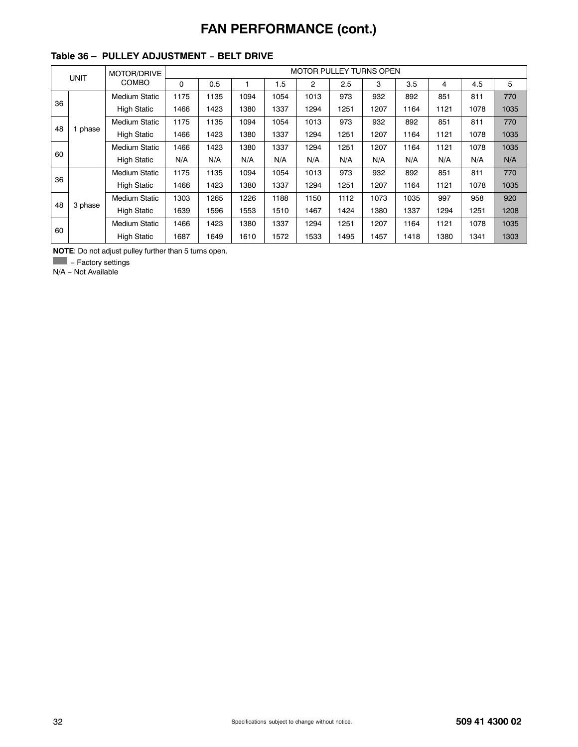# FAN PERFORMANCE (cont.)

**Table 36 – PULLEY ADJUSTMENT – BELT DRIVE**

| UNIT | | MOTOR/DRIVE COMBO | MOTOR PULLEY TURNS OPEN | | | | | | | | | | |
|---|---|---|---|---|---|---|---|---|---|---|---|---|---|
| | | | 0 | 0.5 | 1 | 1.5 | 2 | 2.5 | 3 | 3.5 | 4 | 4.5 | 5 |
| 36 | 1 phase | Medium Static | 1175 | 1135 | 1094 | 1054 | 1013 | 973 | 932 | 892 | 851 | 811 | 770 |
| | | High Static | 1466 | 1423 | 1380 | 1337 | 1294 | 1251 | 1207 | 1164 | 1121 | 1078 | 1035 |
| 48 | | Medium Static | 1175 | 1135 | 1094 | 1054 | 1013 | 973 | 932 | 892 | 851 | 811 | 770 |
| | | High Static | 1466 | 1423 | 1380 | 1337 | 1294 | 1251 | 1207 | 1164 | 1121 | 1078 | 1035 |
| 60 | | Medium Static | 1466 | 1423 | 1380 | 1337 | 1294 | 1251 | 1207 | 1164 | 1121 | 1078 | 1035 |
| | | High Static | N/A | N/A | N/A | N/A | N/A | N/A | N/A | N/A | N/A | N/A | N/A |
| 36 | 3 phase | Medium Static | 1175 | 1135 | 1094 | 1054 | 1013 | 973 | 932 | 892 | 851 | 811 | 770 |
| | | High Static | 1466 | 1423 | 1380 | 1337 | 1294 | 1251 | 1207 | 1164 | 1121 | 1078 | 1035 |
| 48 | | Medium Static | 1303 | 1265 | 1226 | 1188 | 1150 | 1112 | 1073 | 1035 | 997 | 958 | 920 |
| | | High Static | 1639 | 1596 | 1553 | 1510 | 1467 | 1424 | 1380 | 1337 | 1294 | 1251 | 1208 |
| 60 | | Medium Static | 1466 | 1423 | 1380 | 1337 | 1294 | 1251 | 1207 | 1164 | 1121 | 1078 | 1035 |
| | | High Static | 1687 | 1649 | 1610 | 1572 | 1533 | 1495 | 1457 | 1418 | 1380 | 1341 | 1303 |

**NOTE**: Do not adjust pulley further than 5 turns open.

(shaded) – Factory settings

N/A – Not Available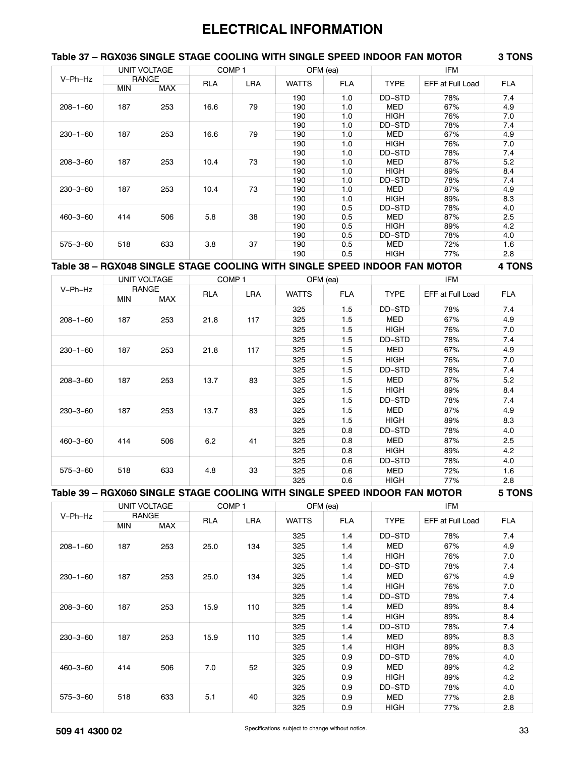# ELECTRICAL INFORMATION

### Table 37 – RGX036 SINGLE STAGE COOLING WITH SINGLE SPEED INDOOR FAN MOTOR 3 TONS

| V–Ph–Hz | UNIT VOLTAGE RANGE | | COMP 1 | | OFM (ea) | | IFM | | |
|---|---|---|---|---|---|---|---|---|---|
| | MIN | MAX | RLA | LRA | WATTS | FLA | TYPE | EFF at Full Load | FLA |
| 208–1–60 | 187 | 253 | 16.6 | 79 | 190 | 1.0 | DD–STD | 78% | 7.4 |
| | | | | | 190 | 1.0 | MED | 67% | 4.9 |
| | | | | | 190 | 1.0 | HIGH | 76% | 7.0 |
| 230–1–60 | 187 | 253 | 16.6 | 79 | 190 | 1.0 | DD–STD | 78% | 7.4 |
| | | | | | 190 | 1.0 | MED | 67% | 4.9 |
| | | | | | 190 | 1.0 | HIGH | 76% | 7.0 |
| 208–3–60 | 187 | 253 | 10.4 | 73 | 190 | 1.0 | DD–STD | 78% | 7.4 |
| | | | | | 190 | 1.0 | MED | 87% | 5.2 |
| | | | | | 190 | 1.0 | HIGH | 89% | 8.4 |
| 230–3–60 | 187 | 253 | 10.4 | 73 | 190 | 1.0 | DD–STD | 78% | 7.4 |
| | | | | | 190 | 1.0 | MED | 87% | 4.9 |
| | | | | | 190 | 1.0 | HIGH | 89% | 8.3 |
| 460–3–60 | 414 | 506 | 5.8 | 38 | 190 | 0.5 | DD–STD | 78% | 4.0 |
| | | | | | 190 | 0.5 | MED | 87% | 2.5 |
| | | | | | 190 | 0.5 | HIGH | 89% | 4.2 |
| 575–3–60 | 518 | 633 | 3.8 | 37 | 190 | 0.5 | DD–STD | 78% | 4.0 |
| | | | | | 190 | 0.5 | MED | 72% | 1.6 |
| | | | | | 190 | 0.5 | HIGH | 77% | 2.8 |

### Table 38 – RGX048 SINGLE STAGE COOLING WITH SINGLE SPEED INDOOR FAN MOTOR 4 TONS

| V–Ph–Hz | UNIT VOLTAGE RANGE | | COMP 1 | | OFM (ea) | | IFM | | |
|---|---|---|---|---|---|---|---|---|---|
| | MIN | MAX | RLA | LRA | WATTS | FLA | TYPE | EFF at Full Load | FLA |
| 208–1–60 | 187 | 253 | 21.8 | 117 | 325 | 1.5 | DD–STD | 78% | 7.4 |
| | | | | | 325 | 1.5 | MED | 67% | 4.9 |
| | | | | | 325 | 1.5 | HIGH | 76% | 7.0 |
| 230–1–60 | 187 | 253 | 21.8 | 117 | 325 | 1.5 | DD–STD | 78% | 7.4 |
| | | | | | 325 | 1.5 | MED | 67% | 4.9 |
| | | | | | 325 | 1.5 | HIGH | 76% | 7.0 |
| 208–3–60 | 187 | 253 | 13.7 | 83 | 325 | 1.5 | DD–STD | 78% | 7.4 |
| | | | | | 325 | 1.5 | MED | 87% | 5.2 |
| | | | | | 325 | 1.5 | HIGH | 89% | 8.4 |
| 230–3–60 | 187 | 253 | 13.7 | 83 | 325 | 1.5 | DD–STD | 78% | 7.4 |
| | | | | | 325 | 1.5 | MED | 87% | 4.9 |
| | | | | | 325 | 1.5 | HIGH | 89% | 8.3 |
| 460–3–60 | 414 | 506 | 6.2 | 41 | 325 | 0.8 | DD–STD | 78% | 4.0 |
| | | | | | 325 | 0.8 | MED | 87% | 2.5 |
| | | | | | 325 | 0.8 | HIGH | 89% | 4.2 |
| 575–3–60 | 518 | 633 | 4.8 | 33 | 325 | 0.6 | DD–STD | 78% | 4.0 |
| | | | | | 325 | 0.6 | MED | 72% | 1.6 |
| | | | | | 325 | 0.6 | HIGH | 77% | 2.8 |

### Table 39 – RGX060 SINGLE STAGE COOLING WITH SINGLE SPEED INDOOR FAN MOTOR 5 TONS

| V–Ph–Hz | UNIT VOLTAGE RANGE | | COMP 1 | | OFM (ea) | | IFM | | |
|---|---|---|---|---|---|---|---|---|---|
| | MIN | MAX | RLA | LRA | WATTS | FLA | TYPE | EFF at Full Load | FLA |
| 208–1–60 | 187 | 253 | 25.0 | 134 | 325 | 1.4 | DD–STD | 78% | 7.4 |
| | | | | | 325 | 1.4 | MED | 67% | 4.9 |
| | | | | | 325 | 1.4 | HIGH | 76% | 7.0 |
| 230–1–60 | 187 | 253 | 25.0 | 134 | 325 | 1.4 | DD–STD | 78% | 7.4 |
| | | | | | 325 | 1.4 | MED | 67% | 4.9 |
| | | | | | 325 | 1.4 | HIGH | 76% | 7.0 |
| 208–3–60 | 187 | 253 | 15.9 | 110 | 325 | 1.4 | DD–STD | 78% | 7.4 |
| | | | | | 325 | 1.4 | MED | 89% | 8.4 |
| | | | | | 325 | 1.4 | HIGH | 89% | 8.4 |
| 230–3–60 | 187 | 253 | 15.9 | 110 | 325 | 1.4 | DD–STD | 78% | 7.4 |
| | | | | | 325 | 1.4 | MED | 89% | 8.3 |
| | | | | | 325 | 1.4 | HIGH | 89% | 8.3 |
| 460–3–60 | 414 | 506 | 7.0 | 52 | 325 | 0.9 | DD–STD | 78% | 4.0 |
| | | | | | 325 | 0.9 | MED | 89% | 4.2 |
| | | | | | 325 | 0.9 | HIGH | 89% | 4.2 |
| 575–3–60 | 518 | 633 | 5.1 | 40 | 325 | 0.9 | DD–STD | 78% | 4.0 |
| | | | | | 325 | 0.9 | MED | 77% | 2.8 |
| | | | | | 325 | 0.9 | HIGH | 77% | 2.8 |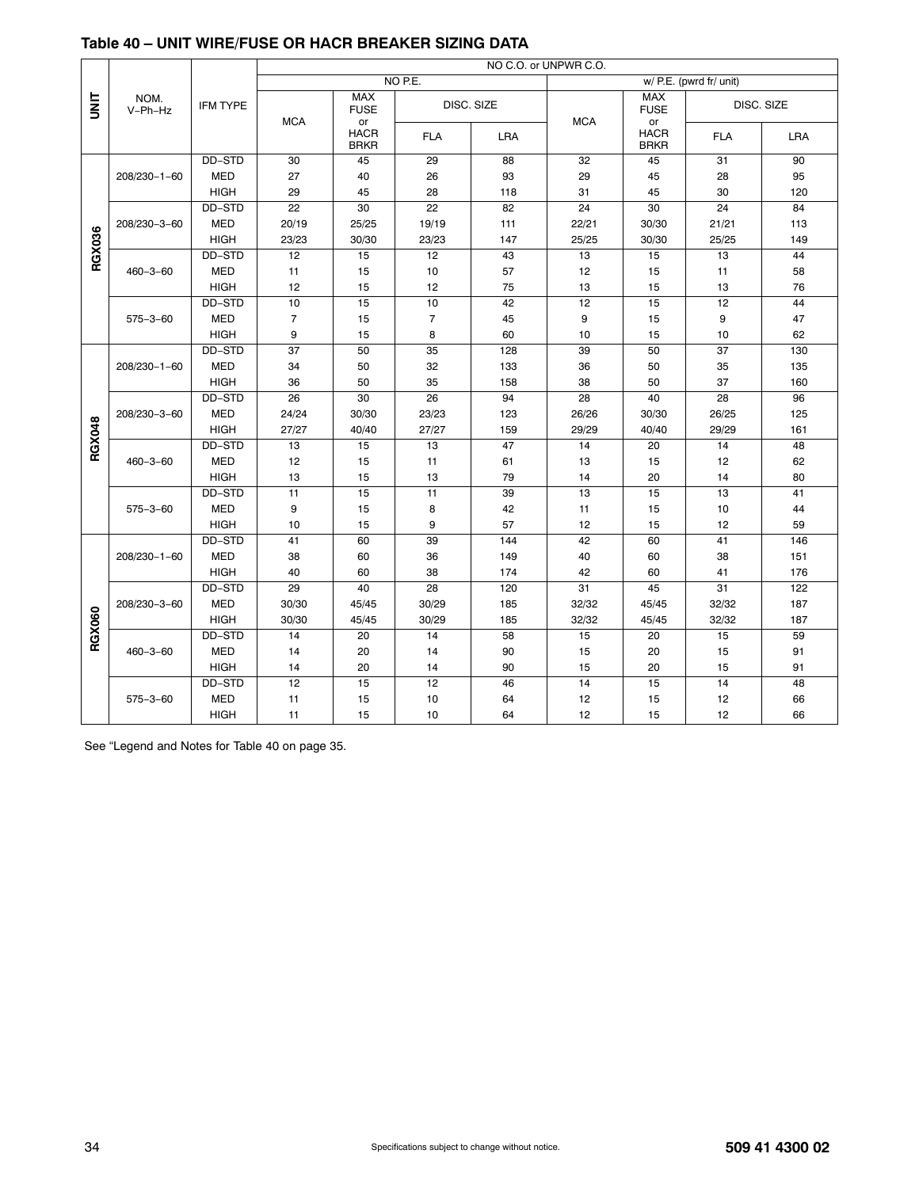## Table 40 – UNIT WIRE/FUSE OR HACR BREAKER SIZING DATA

| UNIT | NOM. V–Ph–Hz | IFM TYPE | NO C.O. or UNPWR C.O. | | | | | | | |
|---|---|---|---|---|---|---|---|---|---|---|
| | | | NO P.E. | | | | w/ P.E. (pwrd fr/ unit) | | | |
| | | | MCA | MAX FUSE or HACR BRKR | DISC. SIZE | | MCA | MAX FUSE or HACR BRKR | DISC. SIZE | |
| | | | | | FLA | LRA | | | FLA | LRA |
| RGX036 | 208/230–1–60 | DD–STD | 30 | 45 | 29 | 88 | 32 | 45 | 31 | 90 |
| | | MED | 27 | 40 | 26 | 93 | 29 | 45 | 28 | 95 |
| | | HIGH | 29 | 45 | 28 | 118 | 31 | 45 | 30 | 120 |
| | 208/230–3–60 | DD–STD | 22 | 30 | 22 | 82 | 24 | 30 | 24 | 84 |
| | | MED | 20/19 | 25/25 | 19/19 | 111 | 22/21 | 30/30 | 21/21 | 113 |
| | | HIGH | 23/23 | 30/30 | 23/23 | 147 | 25/25 | 30/30 | 25/25 | 149 |
| | 460–3–60 | DD–STD | 12 | 15 | 12 | 43 | 13 | 15 | 13 | 44 |
| | | MED | 11 | 15 | 10 | 57 | 12 | 15 | 11 | 58 |
| | | HIGH | 12 | 15 | 12 | 75 | 13 | 15 | 13 | 76 |
| | 575–3–60 | DD–STD | 10 | 15 | 10 | 42 | 12 | 15 | 12 | 44 |
| | | MED | 7 | 15 | 7 | 45 | 9 | 15 | 9 | 47 |
| | | HIGH | 9 | 15 | 8 | 60 | 10 | 15 | 10 | 62 |
| RGX048 | 208/230–1–60 | DD–STD | 37 | 50 | 35 | 128 | 39 | 50 | 37 | 130 |
| | | MED | 34 | 50 | 32 | 133 | 36 | 50 | 35 | 135 |
| | | HIGH | 36 | 50 | 35 | 158 | 38 | 50 | 37 | 160 |
| | 208/230–3–60 | DD–STD | 26 | 30 | 26 | 94 | 28 | 40 | 28 | 96 |
| | | MED | 24/24 | 30/30 | 23/23 | 123 | 26/26 | 30/30 | 26/25 | 125 |
| | | HIGH | 27/27 | 40/40 | 27/27 | 159 | 29/29 | 40/40 | 29/29 | 161 |
| | 460–3–60 | DD–STD | 13 | 15 | 13 | 47 | 14 | 20 | 14 | 48 |
| | | MED | 12 | 15 | 11 | 61 | 13 | 15 | 12 | 62 |
| | | HIGH | 13 | 15 | 13 | 79 | 14 | 20 | 14 | 80 |
| | 575–3–60 | DD–STD | 11 | 15 | 11 | 39 | 13 | 15 | 13 | 41 |
| | | MED | 9 | 15 | 8 | 42 | 11 | 15 | 10 | 44 |
| | | HIGH | 10 | 15 | 9 | 57 | 12 | 15 | 12 | 59 |
| RGX060 | 208/230–1–60 | DD–STD | 41 | 60 | 39 | 144 | 42 | 60 | 41 | 146 |
| | | MED | 38 | 60 | 36 | 149 | 40 | 60 | 38 | 151 |
| | | HIGH | 40 | 60 | 38 | 174 | 42 | 60 | 41 | 176 |
| | 208/230–3–60 | DD–STD | 29 | 40 | 28 | 120 | 31 | 45 | 31 | 122 |
| | | MED | 30/30 | 45/45 | 30/29 | 185 | 32/32 | 45/45 | 32/32 | 187 |
| | | HIGH | 30/30 | 45/45 | 30/29 | 185 | 32/32 | 45/45 | 32/32 | 187 |
| | 460–3–60 | DD–STD | 14 | 20 | 14 | 58 | 15 | 20 | 15 | 59 |
| | | MED | 14 | 20 | 14 | 90 | 15 | 20 | 15 | 91 |
| | | HIGH | 14 | 20 | 14 | 90 | 15 | 20 | 15 | 91 |
| | 575–3–60 | DD–STD | 12 | 15 | 12 | 46 | 14 | 15 | 14 | 48 |
| | | MED | 11 | 15 | 10 | 64 | 12 | 15 | 12 | 66 |
| | | HIGH | 11 | 15 | 10 | 64 | 12 | 15 | 12 | 66 |

See "Legend and Notes for Table 40 on page 35.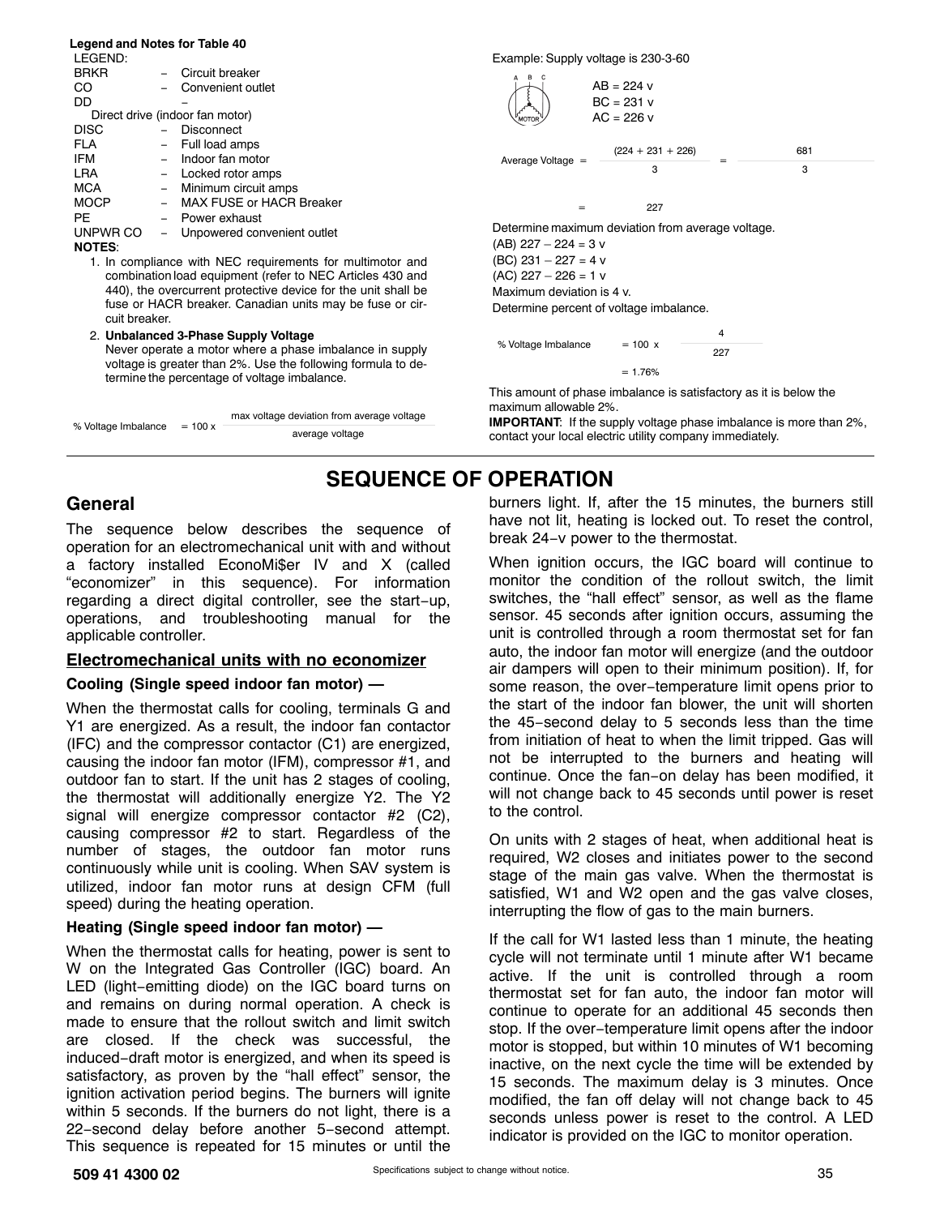**Legend and Notes for Table 40**

LEGEND:

| | | |
|---|---|---|
| BRKR | – | Circuit breaker |
| CO | – | Convenient outlet |
| DD | – | Direct drive (indoor fan motor) |
| DISC | – | Disconnect |
| FLA | – | Full load amps |
| IFM | – | Indoor fan motor |
| LRA | – | Locked rotor amps |
| MCA | – | Minimum circuit amps |
| MOCP | – | MAX FUSE or HACR Breaker |
| PE | – | Power exhaust |
| UNPWR CO | – | Unpowered convenient outlet |

**NOTES**:

1. In compliance with NEC requirements for multimotor and combination load equipment (refer to NEC Articles 430 and 440), the overcurrent protective device for the unit shall be fuse or HACR breaker. Canadian units may be fuse or circuit breaker.
2. **Unbalanced 3-Phase Supply Voltage**
   Never operate a motor where a phase imbalance in supply voltage is greater than 2%. Use the following formula to determine the percentage of voltage imbalance.

$$\% \text{ Voltage Imbalance} = 100 \times \frac{\text{max voltage deviation from average voltage}}{\text{average voltage}}$$

Example: Supply voltage is 230-3-60

AB = 224 v
BC = 231 v
AC = 226 v

$$\text{Average Voltage} = \frac{(224 + 231 + 226)}{3} = \frac{681}{3} = 227$$

Determine maximum deviation from average voltage.
(AB) 227 – 224 = 3 v
(BC) 231 – 227 = 4 v
(AC) 227 – 226 = 1 v
Maximum deviation is 4 v.
Determine percent of voltage imbalance.

$$\% \text{ Voltage Imbalance} = 100 \times \frac{4}{227} = 1.76\%$$

This amount of phase imbalance is satisfactory as it is below the maximum allowable 2%.

**IMPORTANT**: If the supply voltage phase imbalance is more than 2%, contact your local electric utility company immediately.

# SEQUENCE OF OPERATION

## General

The sequence below describes the sequence of operation for an electromechanical unit with and without a factory installed EconoMi$er IV and X (called "economizer" in this sequence). For information regarding a direct digital controller, see the start–up, operations, and troubleshooting manual for the applicable controller.

### Electromechanical units with no economizer

**Cooling (Single speed indoor fan motor) —**

When the thermostat calls for cooling, terminals G and Y1 are energized. As a result, the indoor fan contactor (IFC) and the compressor contactor (C1) are energized, causing the indoor fan motor (IFM), compressor #1, and outdoor fan to start. If the unit has 2 stages of cooling, the thermostat will additionally energize Y2. The Y2 signal will energize compressor contactor #2 (C2), causing compressor #2 to start. Regardless of the number of stages, the outdoor fan motor runs continuously while unit is cooling. When SAV system is utilized, indoor fan motor runs at design CFM (full speed) during the heating operation.

**Heating (Single speed indoor fan motor) —**

When the thermostat calls for heating, power is sent to W on the Integrated Gas Controller (IGC) board. An LED (light–emitting diode) on the IGC board turns on and remains on during normal operation. A check is made to ensure that the rollout switch and limit switch are closed. If the check was successful, the induced–draft motor is energized, and when its speed is satisfactory, as proven by the "hall effect" sensor, the ignition activation period begins. The burners will ignite within 5 seconds. If the burners do not light, there is a 22–second delay before another 5–second attempt. This sequence is repeated for 15 minutes or until the burners light. If, after the 15 minutes, the burners still have not lit, heating is locked out. To reset the control, break 24–v power to the thermostat.

When ignition occurs, the IGC board will continue to monitor the condition of the rollout switch, the limit switches, the "hall effect" sensor, as well as the flame sensor. 45 seconds after ignition occurs, assuming the unit is controlled through a room thermostat set for fan auto, the indoor fan motor will energize (and the outdoor air dampers will open to their minimum position). If, for some reason, the over–temperature limit opens prior to the start of the indoor fan blower, the unit will shorten the 45–second delay to 5 seconds less than the time from initiation of heat to when the limit tripped. Gas will not be interrupted to the burners and heating will continue. Once the fan–on delay has been modified, it will not change back to 45 seconds until power is reset to the control.

On units with 2 stages of heat, when additional heat is required, W2 closes and initiates power to the second stage of the main gas valve. When the thermostat is satisfied, W1 and W2 open and the gas valve closes, interrupting the flow of gas to the main burners.

If the call for W1 lasted less than 1 minute, the heating cycle will not terminate until 1 minute after W1 became active. If the unit is controlled through a room thermostat set for fan auto, the indoor fan motor will continue to operate for an additional 45 seconds then stop. If the over–temperature limit opens after the indoor motor is stopped, but within 10 minutes of W1 becoming inactive, on the next cycle the time will be extended by 15 seconds. The maximum delay is 3 minutes. Once modified, the fan off delay will not change back to 45 seconds unless power is reset to the control. A LED indicator is provided on the IGC to monitor operation.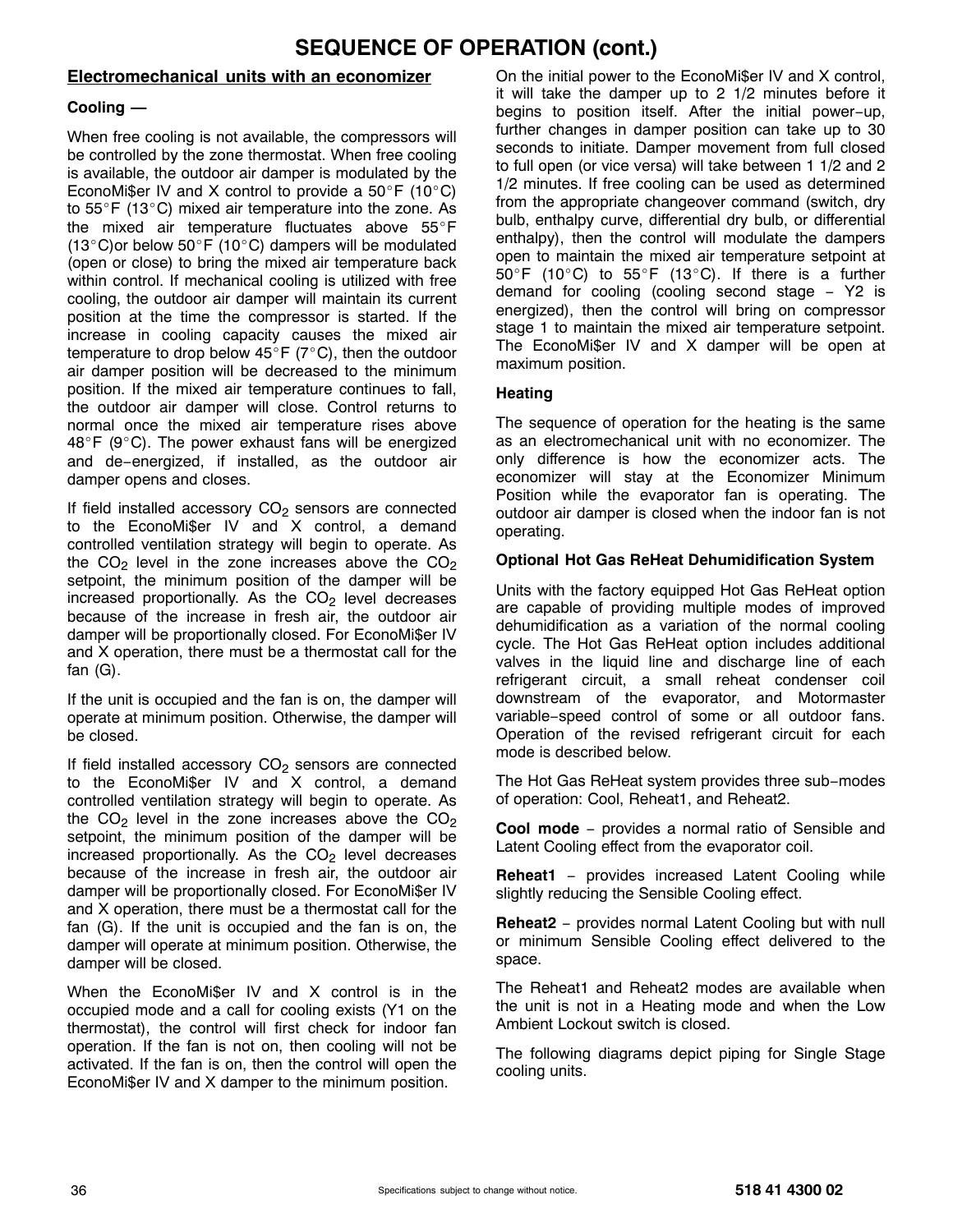# SEQUENCE OF OPERATION (cont.)

## Electromechanical units with an economizer

### Cooling —

When free cooling is not available, the compressors will be controlled by the zone thermostat. When free cooling is available, the outdoor air damper is modulated by the EconoMi$er IV and X control to provide a 50°F (10°C) to 55°F (13°C) mixed air temperature into the zone. As the mixed air temperature fluctuates above 55°F (13°C)or below 50°F (10°C) dampers will be modulated (open or close) to bring the mixed air temperature back within control. If mechanical cooling is utilized with free cooling, the outdoor air damper will maintain its current position at the time the compressor is started. If the increase in cooling capacity causes the mixed air temperature to drop below 45°F (7°C), then the outdoor air damper position will be decreased to the minimum position. If the mixed air temperature continues to fall, the outdoor air damper will close. Control returns to normal once the mixed air temperature rises above 48°F (9°C). The power exhaust fans will be energized and de-energized, if installed, as the outdoor air damper opens and closes.

If field installed accessory $CO_2$ sensors are connected to the EconoMi$er IV and X control, a demand controlled ventilation strategy will begin to operate. As the $CO_2$ level in the zone increases above the $CO_2$ setpoint, the minimum position of the damper will be increased proportionally. As the $CO_2$ level decreases because of the increase in fresh air, the outdoor air damper will be proportionally closed. For EconoMi$er IV and X operation, there must be a thermostat call for the fan (G).

If the unit is occupied and the fan is on, the damper will operate at minimum position. Otherwise, the damper will be closed.

If field installed accessory $CO_2$ sensors are connected to the EconoMi$er IV and X control, a demand controlled ventilation strategy will begin to operate. As the $CO_2$ level in the zone increases above the $CO_2$ setpoint, the minimum position of the damper will be increased proportionally. As the $CO_2$ level decreases because of the increase in fresh air, the outdoor air damper will be proportionally closed. For EconoMi$er IV and X operation, there must be a thermostat call for the fan (G). If the unit is occupied and the fan is on, the damper will operate at minimum position. Otherwise, the damper will be closed.

When the EconoMi$er IV and X control is in the occupied mode and a call for cooling exists (Y1 on the thermostat), the control will first check for indoor fan operation. If the fan is not on, then cooling will not be activated. If the fan is on, then the control will open the EconoMi$er IV and X damper to the minimum position.

On the initial power to the EconoMi$er IV and X control, it will take the damper up to 2 1/2 minutes before it begins to position itself. After the initial power-up, further changes in damper position can take up to 30 seconds to initiate. Damper movement from full closed to full open (or vice versa) will take between 1 1/2 and 2 1/2 minutes. If free cooling can be used as determined from the appropriate changeover command (switch, dry bulb, enthalpy curve, differential dry bulb, or differential enthalpy), then the control will modulate the dampers open to maintain the mixed air temperature setpoint at 50°F (10°C) to 55°F (13°C). If there is a further demand for cooling (cooling second stage - Y2 is energized), then the control will bring on compressor stage 1 to maintain the mixed air temperature setpoint. The EconoMi$er IV and X damper will be open at maximum position.

### Heating

The sequence of operation for the heating is the same as an electromechanical unit with no economizer. The only difference is how the economizer acts. The economizer will stay at the Economizer Minimum Position while the evaporator fan is operating. The outdoor air damper is closed when the indoor fan is not operating.

### Optional Hot Gas ReHeat Dehumidification System

Units with the factory equipped Hot Gas ReHeat option are capable of providing multiple modes of improved dehumidification as a variation of the normal cooling cycle. The Hot Gas ReHeat option includes additional valves in the liquid line and discharge line of each refrigerant circuit, a small reheat condenser coil downstream of the evaporator, and Motormaster variable-speed control of some or all outdoor fans. Operation of the revised refrigerant circuit for each mode is described below.

The Hot Gas ReHeat system provides three sub-modes of operation: Cool, Reheat1, and Reheat2.

**Cool mode** - provides a normal ratio of Sensible and Latent Cooling effect from the evaporator coil.

**Reheat1** - provides increased Latent Cooling while slightly reducing the Sensible Cooling effect.

**Reheat2** - provides normal Latent Cooling but with null or minimum Sensible Cooling effect delivered to the space.

The Reheat1 and Reheat2 modes are available when the unit is not in a Heating mode and when the Low Ambient Lockout switch is closed.

The following diagrams depict piping for Single Stage cooling units.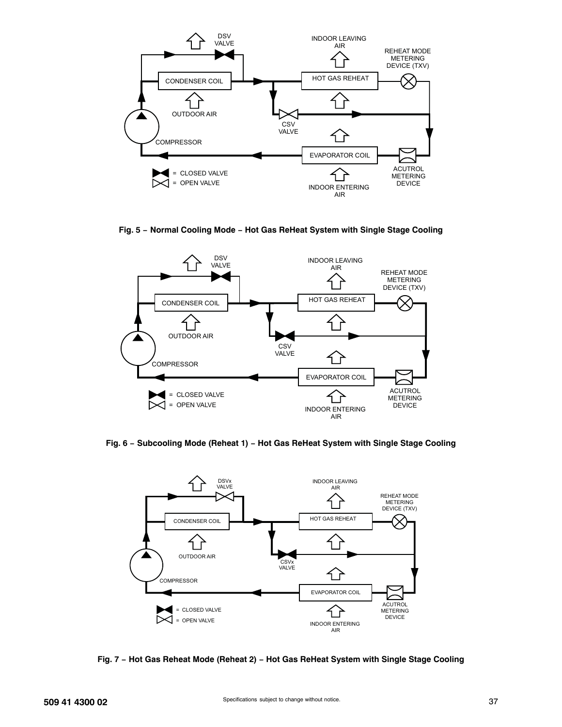**Fig. 5 – Normal Cooling Mode – Hot Gas ReHeat System with Single Stage Cooling**

**Fig. 6 – Subcooling Mode (Reheat 1) – Hot Gas ReHeat System with Single Stage Cooling**

**Fig. 7 – Hot Gas Reheat Mode (Reheat 2) – Hot Gas ReHeat System with Single Stage Cooling**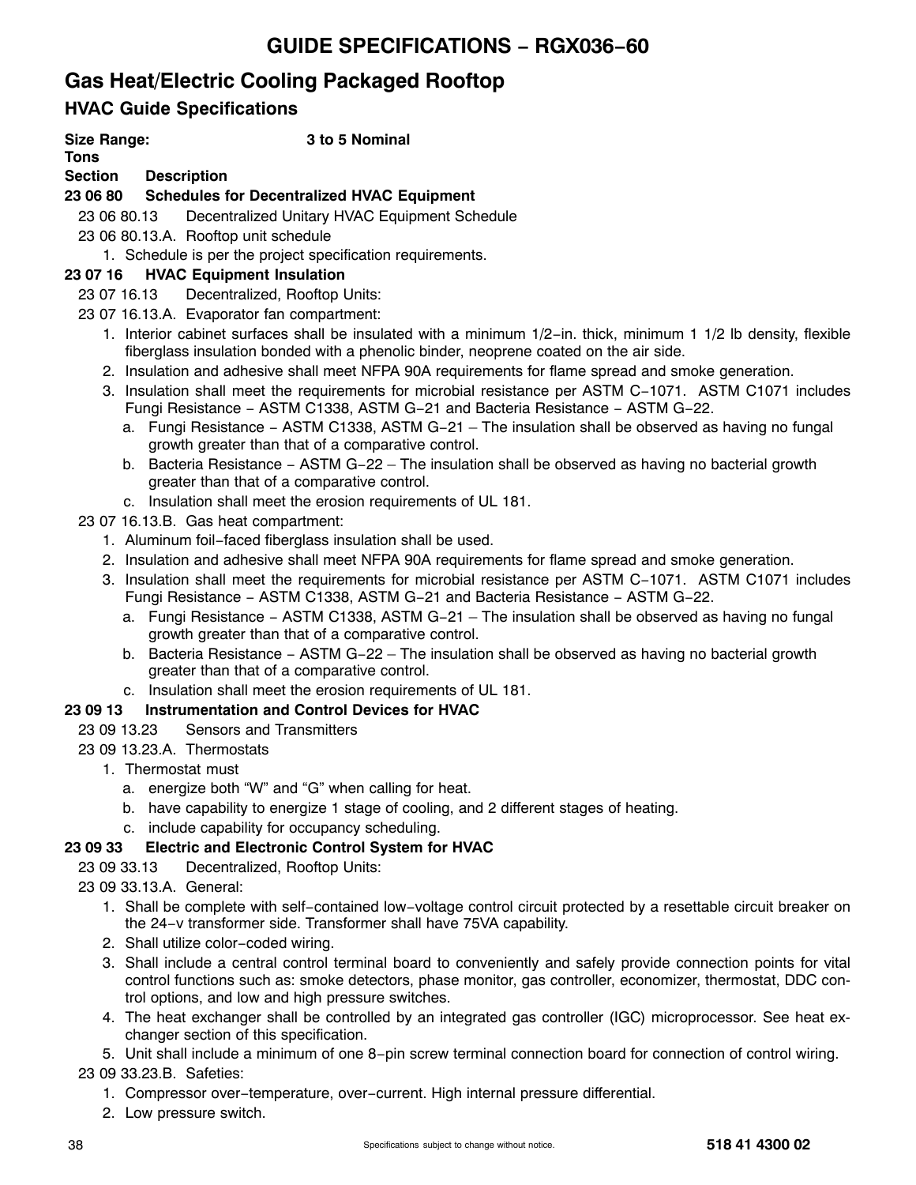# GUIDE SPECIFICATIONS – RGX036–60

## Gas Heat/Electric Cooling Packaged Rooftop

### HVAC Guide Specifications

**Size Range:** **3 to 5 Nominal Tons**

**Section Description**

**23 06 80 Schedules for Decentralized HVAC Equipment**

23 06 80.13 Decentralized Unitary HVAC Equipment Schedule

23 06 80.13.A. Rooftop unit schedule

1. Schedule is per the project specification requirements.

**23 07 16 HVAC Equipment Insulation**

23 07 16.13 Decentralized, Rooftop Units:

23 07 16.13.A. Evaporator fan compartment:

1. Interior cabinet surfaces shall be insulated with a minimum 1/2–in. thick, minimum 1 1/2 lb density, flexible fiberglass insulation bonded with a phenolic binder, neoprene coated on the air side.
2. Insulation and adhesive shall meet NFPA 90A requirements for flame spread and smoke generation.
3. Insulation shall meet the requirements for microbial resistance per ASTM C–1071. ASTM C1071 includes Fungi Resistance – ASTM C1338, ASTM G–21 and Bacteria Resistance – ASTM G–22.
   a. Fungi Resistance – ASTM C1338, ASTM G–21 – The insulation shall be observed as having no fungal growth greater than that of a comparative control.
   b. Bacteria Resistance – ASTM G–22 – The insulation shall be observed as having no bacterial growth greater than that of a comparative control.
   c. Insulation shall meet the erosion requirements of UL 181.

23 07 16.13.B. Gas heat compartment:

1. Aluminum foil–faced fiberglass insulation shall be used.
2. Insulation and adhesive shall meet NFPA 90A requirements for flame spread and smoke generation.
3. Insulation shall meet the requirements for microbial resistance per ASTM C–1071. ASTM C1071 includes Fungi Resistance – ASTM C1338, ASTM G–21 and Bacteria Resistance – ASTM G–22.
   a. Fungi Resistance – ASTM C1338, ASTM G–21 – The insulation shall be observed as having no fungal growth greater than that of a comparative control.
   b. Bacteria Resistance – ASTM G–22 – The insulation shall be observed as having no bacterial growth greater than that of a comparative control.
   c. Insulation shall meet the erosion requirements of UL 181.

**23 09 13 Instrumentation and Control Devices for HVAC**

23 09 13.23 Sensors and Transmitters

23 09 13.23.A. Thermostats

1. Thermostat must
   a. energize both “W” and “G” when calling for heat.
   b. have capability to energize 1 stage of cooling, and 2 different stages of heating.
   c. include capability for occupancy scheduling.

**23 09 33 Electric and Electronic Control System for HVAC**

23 09 33.13 Decentralized, Rooftop Units:

23 09 33.13.A. General:

1. Shall be complete with self–contained low–voltage control circuit protected by a resettable circuit breaker on the 24–v transformer side. Transformer shall have 75VA capability.
2. Shall utilize color–coded wiring.
3. Shall include a central control terminal board to conveniently and safely provide connection points for vital control functions such as: smoke detectors, phase monitor, gas controller, economizer, thermostat, DDC control options, and low and high pressure switches.
4. The heat exchanger shall be controlled by an integrated gas controller (IGC) microprocessor. See heat exchanger section of this specification.
5. Unit shall include a minimum of one 8–pin screw terminal connection board for connection of control wiring.

23 09 33.23.B. Safeties:

1. Compressor over–temperature, over–current. High internal pressure differential.
2. Low pressure switch.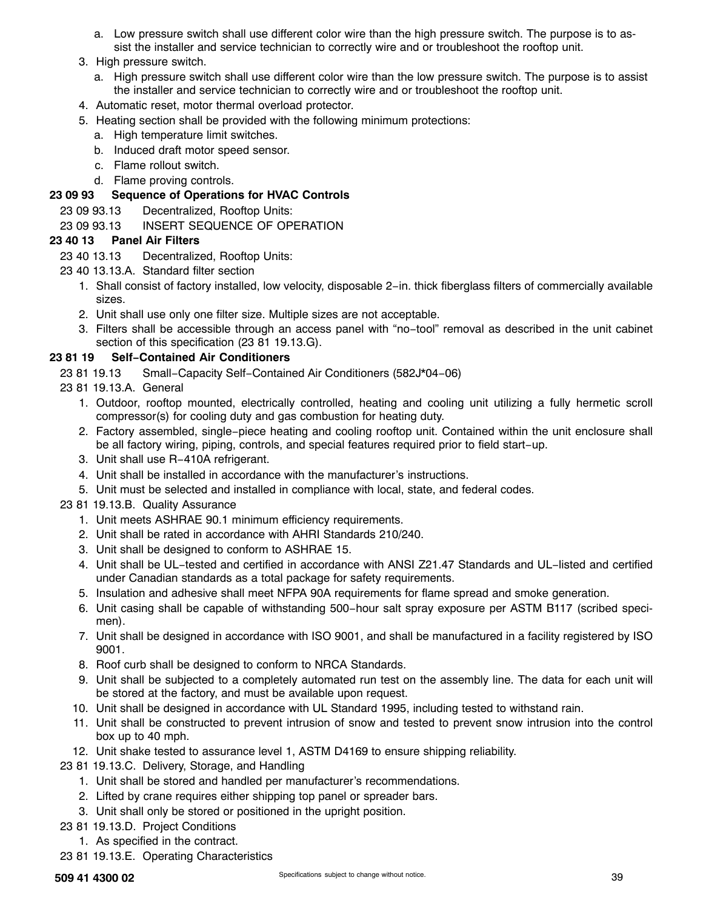a. Low pressure switch shall use different color wire than the high pressure switch. The purpose is to assist the installer and service technician to correctly wire and or troubleshoot the rooftop unit.

3. High pressure switch.
   a. High pressure switch shall use different color wire than the low pressure switch. The purpose is to assist the installer and service technician to correctly wire and or troubleshoot the rooftop unit.
4. Automatic reset, motor thermal overload protector.
5. Heating section shall be provided with the following minimum protections:
   a. High temperature limit switches.
   b. Induced draft motor speed sensor.
   c. Flame rollout switch.
   d. Flame proving controls.

**23 09 93 Sequence of Operations for HVAC Controls**

23 09 93.13 Decentralized, Rooftop Units:

23 09 93.13 INSERT SEQUENCE OF OPERATION

**23 40 13 Panel Air Filters**

23 40 13.13 Decentralized, Rooftop Units:

23 40 13.13.A. Standard filter section

1. Shall consist of factory installed, low velocity, disposable 2-in. thick fiberglass filters of commercially available sizes.
2. Unit shall use only one filter size. Multiple sizes are not acceptable.
3. Filters shall be accessible through an access panel with “no-tool” removal as described in the unit cabinet section of this specification (23 81 19.13.G).

**23 81 19 Self-Contained Air Conditioners**

23 81 19.13 Small-Capacity Self-Contained Air Conditioners (582J*04-06)

23 81 19.13.A. General

1. Outdoor, rooftop mounted, electrically controlled, heating and cooling unit utilizing a fully hermetic scroll compressor(s) for cooling duty and gas combustion for heating duty.
2. Factory assembled, single-piece heating and cooling rooftop unit. Contained within the unit enclosure shall be all factory wiring, piping, controls, and special features required prior to field start-up.
3. Unit shall use R-410A refrigerant.
4. Unit shall be installed in accordance with the manufacturer’s instructions.
5. Unit must be selected and installed in compliance with local, state, and federal codes.

23 81 19.13.B. Quality Assurance

1. Unit meets ASHRAE 90.1 minimum efficiency requirements.
2. Unit shall be rated in accordance with AHRI Standards 210/240.
3. Unit shall be designed to conform to ASHRAE 15.
4. Unit shall be UL-tested and certified in accordance with ANSI Z21.47 Standards and UL-listed and certified under Canadian standards as a total package for safety requirements.
5. Insulation and adhesive shall meet NFPA 90A requirements for flame spread and smoke generation.
6. Unit casing shall be capable of withstanding 500-hour salt spray exposure per ASTM B117 (scribed specimen).
7. Unit shall be designed in accordance with ISO 9001, and shall be manufactured in a facility registered by ISO 9001.
8. Roof curb shall be designed to conform to NRCA Standards.
9. Unit shall be subjected to a completely automated run test on the assembly line. The data for each unit will be stored at the factory, and must be available upon request.
10. Unit shall be designed in accordance with UL Standard 1995, including tested to withstand rain.
11. Unit shall be constructed to prevent intrusion of snow and tested to prevent snow intrusion into the control box up to 40 mph.
12. Unit shake tested to assurance level 1, ASTM D4169 to ensure shipping reliability.

23 81 19.13.C. Delivery, Storage, and Handling

1. Unit shall be stored and handled per manufacturer’s recommendations.
2. Lifted by crane requires either shipping top panel or spreader bars.
3. Unit shall only be stored or positioned in the upright position.

23 81 19.13.D. Project Conditions

1. As specified in the contract.

23 81 19.13.E. Operating Characteristics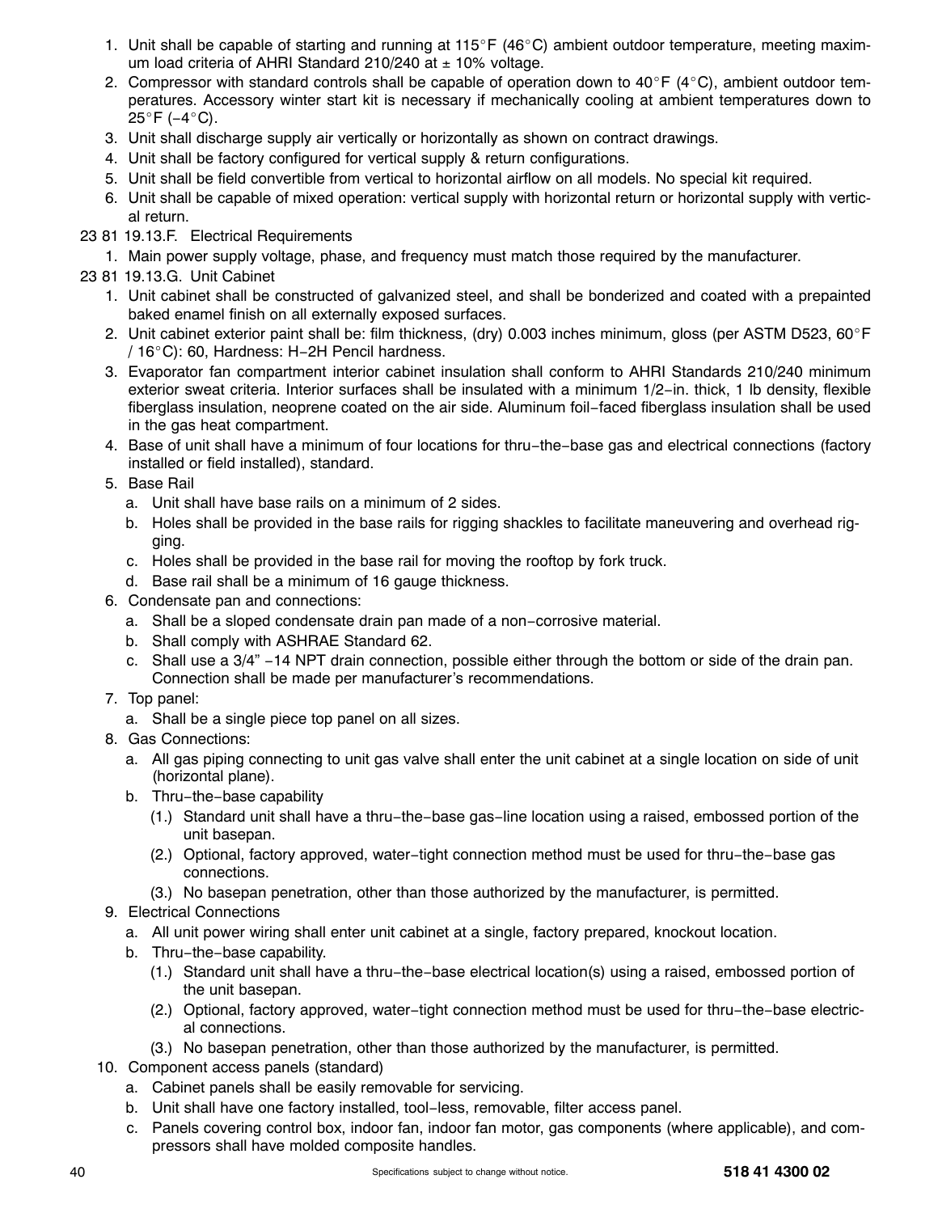1. Unit shall be capable of starting and running at 115°F (46°C) ambient outdoor temperature, meeting maximum load criteria of AHRI Standard 210/240 at ± 10% voltage.
2. Compressor with standard controls shall be capable of operation down to 40°F (4°C), ambient outdoor temperatures. Accessory winter start kit is necessary if mechanically cooling at ambient temperatures down to 25°F (−4°C).
3. Unit shall discharge supply air vertically or horizontally as shown on contract drawings.
4. Unit shall be factory configured for vertical supply & return configurations.
5. Unit shall be field convertible from vertical to horizontal airflow on all models. No special kit required.
6. Unit shall be capable of mixed operation: vertical supply with horizontal return or horizontal supply with vertical return.

23 81 19.13.F. Electrical Requirements

1. Main power supply voltage, phase, and frequency must match those required by the manufacturer.

23 81 19.13.G. Unit Cabinet

1. Unit cabinet shall be constructed of galvanized steel, and shall be bonderized and coated with a prepainted baked enamel finish on all externally exposed surfaces.
2. Unit cabinet exterior paint shall be: film thickness, (dry) 0.003 inches minimum, gloss (per ASTM D523, 60°F / 16°C): 60, Hardness: H−2H Pencil hardness.
3. Evaporator fan compartment interior cabinet insulation shall conform to AHRI Standards 210/240 minimum exterior sweat criteria. Interior surfaces shall be insulated with a minimum 1/2−in. thick, 1 lb density, flexible fiberglass insulation, neoprene coated on the air side. Aluminum foil−faced fiberglass insulation shall be used in the gas heat compartment.
4. Base of unit shall have a minimum of four locations for thru−the−base gas and electrical connections (factory installed or field installed), standard.
5. Base Rail
   a. Unit shall have base rails on a minimum of 2 sides.
   b. Holes shall be provided in the base rails for rigging shackles to facilitate maneuvering and overhead rigging.
   c. Holes shall be provided in the base rail for moving the rooftop by fork truck.
   d. Base rail shall be a minimum of 16 gauge thickness.
6. Condensate pan and connections:
   a. Shall be a sloped condensate drain pan made of a non−corrosive material.
   b. Shall comply with ASHRAE Standard 62.
   c. Shall use a 3/4" −14 NPT drain connection, possible either through the bottom or side of the drain pan. Connection shall be made per manufacturer's recommendations.
7. Top panel:
   a. Shall be a single piece top panel on all sizes.
8. Gas Connections:
   a. All gas piping connecting to unit gas valve shall enter the unit cabinet at a single location on side of unit (horizontal plane).
   b. Thru−the−base capability
      (1.) Standard unit shall have a thru−the−base gas−line location using a raised, embossed portion of the unit basepan.
      (2.) Optional, factory approved, water−tight connection method must be used for thru−the−base gas connections.
      (3.) No basepan penetration, other than those authorized by the manufacturer, is permitted.
9. Electrical Connections
   a. All unit power wiring shall enter unit cabinet at a single, factory prepared, knockout location.
   b. Thru−the−base capability.
      (1.) Standard unit shall have a thru−the−base electrical location(s) using a raised, embossed portion of the unit basepan.
      (2.) Optional, factory approved, water−tight connection method must be used for thru−the−base electrical connections.
      (3.) No basepan penetration, other than those authorized by the manufacturer, is permitted.
10. Component access panels (standard)
    a. Cabinet panels shall be easily removable for servicing.
    b. Unit shall have one factory installed, tool−less, removable, filter access panel.
    c. Panels covering control box, indoor fan, indoor fan motor, gas components (where applicable), and compressors shall have molded composite handles.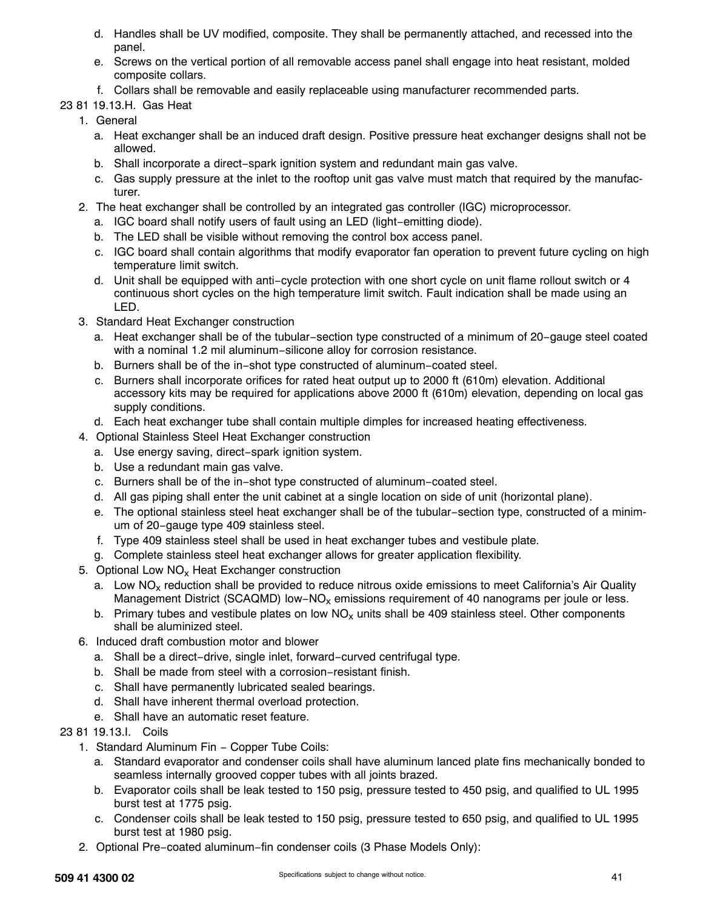d. Handles shall be UV modified, composite. They shall be permanently attached, and recessed into the panel.
e. Screws on the vertical portion of all removable access panel shall engage into heat resistant, molded composite collars.
f. Collars shall be removable and easily replaceable using manufacturer recommended parts.

23 81 19.13.H. Gas Heat

1. General
   a. Heat exchanger shall be an induced draft design. Positive pressure heat exchanger designs shall not be allowed.
   b. Shall incorporate a direct−spark ignition system and redundant main gas valve.
   c. Gas supply pressure at the inlet to the rooftop unit gas valve must match that required by the manufacturer.
2. The heat exchanger shall be controlled by an integrated gas controller (IGC) microprocessor.
   a. IGC board shall notify users of fault using an LED (light−emitting diode).
   b. The LED shall be visible without removing the control box access panel.
   c. IGC board shall contain algorithms that modify evaporator fan operation to prevent future cycling on high temperature limit switch.
   d. Unit shall be equipped with anti−cycle protection with one short cycle on unit flame rollout switch or 4 continuous short cycles on the high temperature limit switch. Fault indication shall be made using an LED.
3. Standard Heat Exchanger construction
   a. Heat exchanger shall be of the tubular−section type constructed of a minimum of 20−gauge steel coated with a nominal 1.2 mil aluminum−silicone alloy for corrosion resistance.
   b. Burners shall be of the in−shot type constructed of aluminum−coated steel.
   c. Burners shall incorporate orifices for rated heat output up to 2000 ft (610m) elevation. Additional accessory kits may be required for applications above 2000 ft (610m) elevation, depending on local gas supply conditions.
   d. Each heat exchanger tube shall contain multiple dimples for increased heating effectiveness.
4. Optional Stainless Steel Heat Exchanger construction
   a. Use energy saving, direct−spark ignition system.
   b. Use a redundant main gas valve.
   c. Burners shall be of the in−shot type constructed of aluminum−coated steel.
   d. All gas piping shall enter the unit cabinet at a single location on side of unit (horizontal plane).
   e. The optional stainless steel heat exchanger shall be of the tubular−section type, constructed of a minimum of 20−gauge type 409 stainless steel.
   f. Type 409 stainless steel shall be used in heat exchanger tubes and vestibule plate.
   g. Complete stainless steel heat exchanger allows for greater application flexibility.
5. Optional Low $NO_x$ Heat Exchanger construction
   a. Low $NO_x$ reduction shall be provided to reduce nitrous oxide emissions to meet California's Air Quality Management District (SCAQMD) low−$NO_x$ emissions requirement of 40 nanograms per joule or less.
   b. Primary tubes and vestibule plates on low $NO_x$ units shall be 409 stainless steel. Other components shall be aluminized steel.
6. Induced draft combustion motor and blower
   a. Shall be a direct−drive, single inlet, forward−curved centrifugal type.
   b. Shall be made from steel with a corrosion−resistant finish.
   c. Shall have permanently lubricated sealed bearings.
   d. Shall have inherent thermal overload protection.
   e. Shall have an automatic reset feature.

23 81 19.13.I. Coils

1. Standard Aluminum Fin − Copper Tube Coils:
   a. Standard evaporator and condenser coils shall have aluminum lanced plate fins mechanically bonded to seamless internally grooved copper tubes with all joints brazed.
   b. Evaporator coils shall be leak tested to 150 psig, pressure tested to 450 psig, and qualified to UL 1995 burst test at 1775 psig.
   c. Condenser coils shall be leak tested to 150 psig, pressure tested to 650 psig, and qualified to UL 1995 burst test at 1980 psig.
2. Optional Pre−coated aluminum−fin condenser coils (3 Phase Models Only):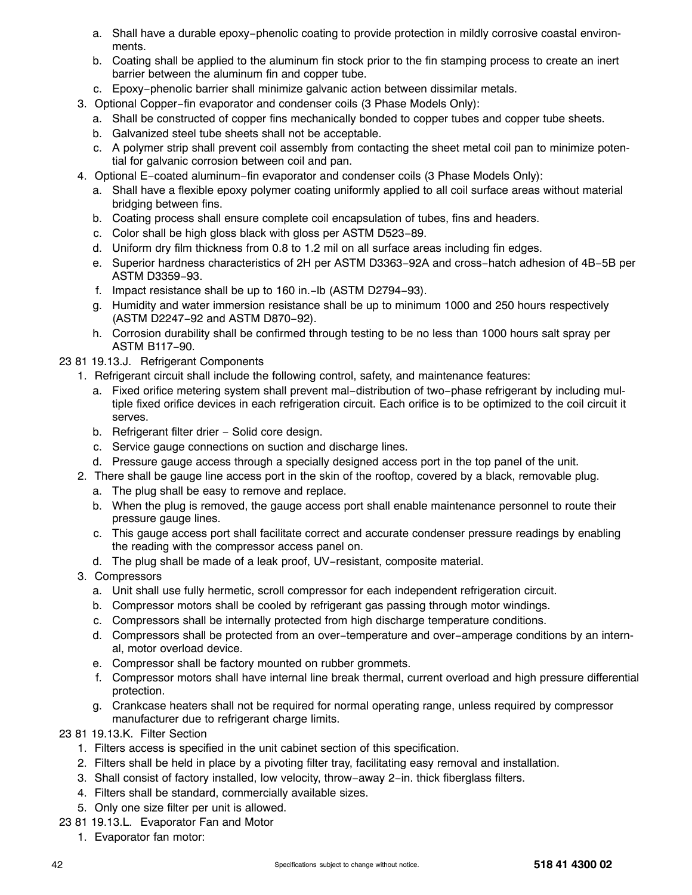a. Shall have a durable epoxy−phenolic coating to provide protection in mildly corrosive coastal environments.
   b. Coating shall be applied to the aluminum fin stock prior to the fin stamping process to create an inert barrier between the aluminum fin and copper tube.
   c. Epoxy−phenolic barrier shall minimize galvanic action between dissimilar metals.

3. Optional Copper−fin evaporator and condenser coils (3 Phase Models Only):
   a. Shall be constructed of copper fins mechanically bonded to copper tubes and copper tube sheets.
   b. Galvanized steel tube sheets shall not be acceptable.
   c. A polymer strip shall prevent coil assembly from contacting the sheet metal coil pan to minimize potential for galvanic corrosion between coil and pan.
4. Optional E−coated aluminum−fin evaporator and condenser coils (3 Phase Models Only):
   a. Shall have a flexible epoxy polymer coating uniformly applied to all coil surface areas without material bridging between fins.
   b. Coating process shall ensure complete coil encapsulation of tubes, fins and headers.
   c. Color shall be high gloss black with gloss per ASTM D523−89.
   d. Uniform dry film thickness from 0.8 to 1.2 mil on all surface areas including fin edges.
   e. Superior hardness characteristics of 2H per ASTM D3363−92A and cross−hatch adhesion of 4B−5B per ASTM D3359−93.
   f. Impact resistance shall be up to 160 in.−lb (ASTM D2794−93).
   g. Humidity and water immersion resistance shall be up to minimum 1000 and 250 hours respectively (ASTM D2247−92 and ASTM D870−92).
   h. Corrosion durability shall be confirmed through testing to be no less than 1000 hours salt spray per ASTM B117−90.

23 81 19.13.J. Refrigerant Components

1. Refrigerant circuit shall include the following control, safety, and maintenance features:
   a. Fixed orifice metering system shall prevent mal−distribution of two−phase refrigerant by including multiple fixed orifice devices in each refrigeration circuit. Each orifice is to be optimized to the coil circuit it serves.
   b. Refrigerant filter drier − Solid core design.
   c. Service gauge connections on suction and discharge lines.
   d. Pressure gauge access through a specially designed access port in the top panel of the unit.
2. There shall be gauge line access port in the skin of the rooftop, covered by a black, removable plug.
   a. The plug shall be easy to remove and replace.
   b. When the plug is removed, the gauge access port shall enable maintenance personnel to route their pressure gauge lines.
   c. This gauge access port shall facilitate correct and accurate condenser pressure readings by enabling the reading with the compressor access panel on.
   d. The plug shall be made of a leak proof, UV−resistant, composite material.
3. Compressors
   a. Unit shall use fully hermetic, scroll compressor for each independent refrigeration circuit.
   b. Compressor motors shall be cooled by refrigerant gas passing through motor windings.
   c. Compressors shall be internally protected from high discharge temperature conditions.
   d. Compressors shall be protected from an over−temperature and over−amperage conditions by an internal, motor overload device.
   e. Compressor shall be factory mounted on rubber grommets.
   f. Compressor motors shall have internal line break thermal, current overload and high pressure differential protection.
   g. Crankcase heaters shall not be required for normal operating range, unless required by compressor manufacturer due to refrigerant charge limits.

23 81 19.13.K. Filter Section

1. Filters access is specified in the unit cabinet section of this specification.
2. Filters shall be held in place by a pivoting filter tray, facilitating easy removal and installation.
3. Shall consist of factory installed, low velocity, throw−away 2−in. thick fiberglass filters.
4. Filters shall be standard, commercially available sizes.
5. Only one size filter per unit is allowed.

23 81 19.13.L. Evaporator Fan and Motor

1. Evaporator fan motor: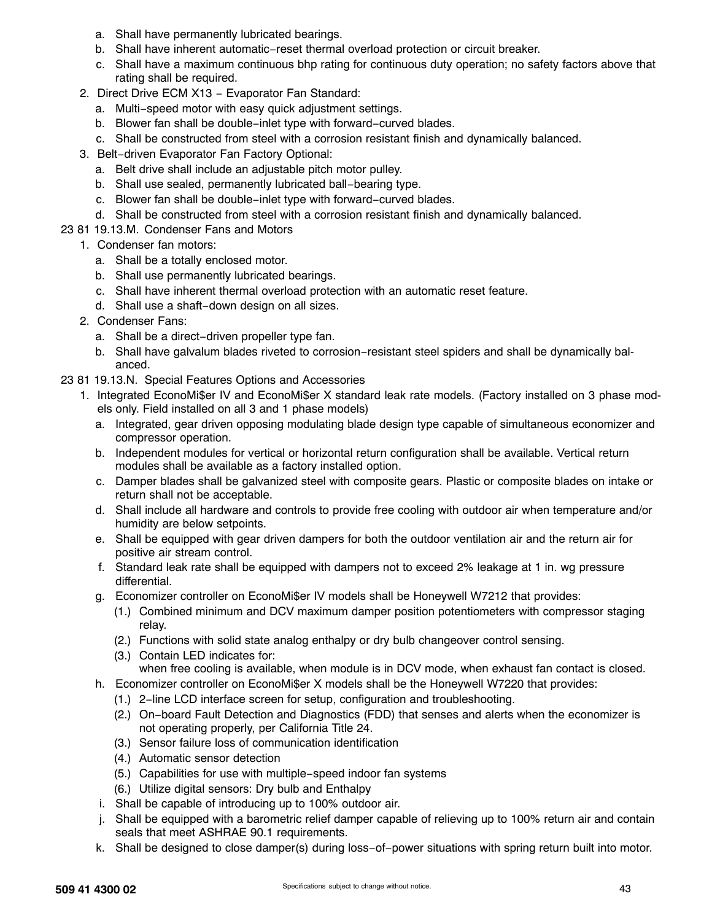a. Shall have permanently lubricated bearings.
b. Shall have inherent automatic−reset thermal overload protection or circuit breaker.
c. Shall have a maximum continuous bhp rating for continuous duty operation; no safety factors above that rating shall be required.

2. Direct Drive ECM X13 − Evaporator Fan Standard:
   a. Multi−speed motor with easy quick adjustment settings.
   b. Blower fan shall be double−inlet type with forward−curved blades.
   c. Shall be constructed from steel with a corrosion resistant finish and dynamically balanced.
3. Belt−driven Evaporator Fan Factory Optional:
   a. Belt drive shall include an adjustable pitch motor pulley.
   b. Shall use sealed, permanently lubricated ball−bearing type.
   c. Blower fan shall be double−inlet type with forward−curved blades.
   d. Shall be constructed from steel with a corrosion resistant finish and dynamically balanced.

23 81 19.13.M. Condenser Fans and Motors

1. Condenser fan motors:
   a. Shall be a totally enclosed motor.
   b. Shall use permanently lubricated bearings.
   c. Shall have inherent thermal overload protection with an automatic reset feature.
   d. Shall use a shaft−down design on all sizes.
2. Condenser Fans:
   a. Shall be a direct−driven propeller type fan.
   b. Shall have galvalum blades riveted to corrosion−resistant steel spiders and shall be dynamically balanced.

23 81 19.13.N. Special Features Options and Accessories

1. Integrated EconoMi$er IV and EconoMi$er X standard leak rate models. (Factory installed on 3 phase models only. Field installed on all 3 and 1 phase models)
   a. Integrated, gear driven opposing modulating blade design type capable of simultaneous economizer and compressor operation.
   b. Independent modules for vertical or horizontal return configuration shall be available. Vertical return modules shall be available as a factory installed option.
   c. Damper blades shall be galvanized steel with composite gears. Plastic or composite blades on intake or return shall not be acceptable.
   d. Shall include all hardware and controls to provide free cooling with outdoor air when temperature and/or humidity are below setpoints.
   e. Shall be equipped with gear driven dampers for both the outdoor ventilation air and the return air for positive air stream control.
   f. Standard leak rate shall be equipped with dampers not to exceed 2% leakage at 1 in. wg pressure differential.
   g. Economizer controller on EconoMi$er IV models shall be Honeywell W7212 that provides:
      (1.) Combined minimum and DCV maximum damper position potentiometers with compressor staging relay.
      (2.) Functions with solid state analog enthalpy or dry bulb changeover control sensing.
      (3.) Contain LED indicates for:
      when free cooling is available, when module is in DCV mode, when exhaust fan contact is closed.
   h. Economizer controller on EconoMi$er X models shall be the Honeywell W7220 that provides:
      (1.) 2−line LCD interface screen for setup, configuration and troubleshooting.
      (2.) On−board Fault Detection and Diagnostics (FDD) that senses and alerts when the economizer is not operating properly, per California Title 24.
      (3.) Sensor failure loss of communication identification
      (4.) Automatic sensor detection
      (5.) Capabilities for use with multiple−speed indoor fan systems
      (6.) Utilize digital sensors: Dry bulb and Enthalpy
   i. Shall be capable of introducing up to 100% outdoor air.
   j. Shall be equipped with a barometric relief damper capable of relieving up to 100% return air and contain seals that meet ASHRAE 90.1 requirements.
   k. Shall be designed to close damper(s) during loss−of−power situations with spring return built into motor.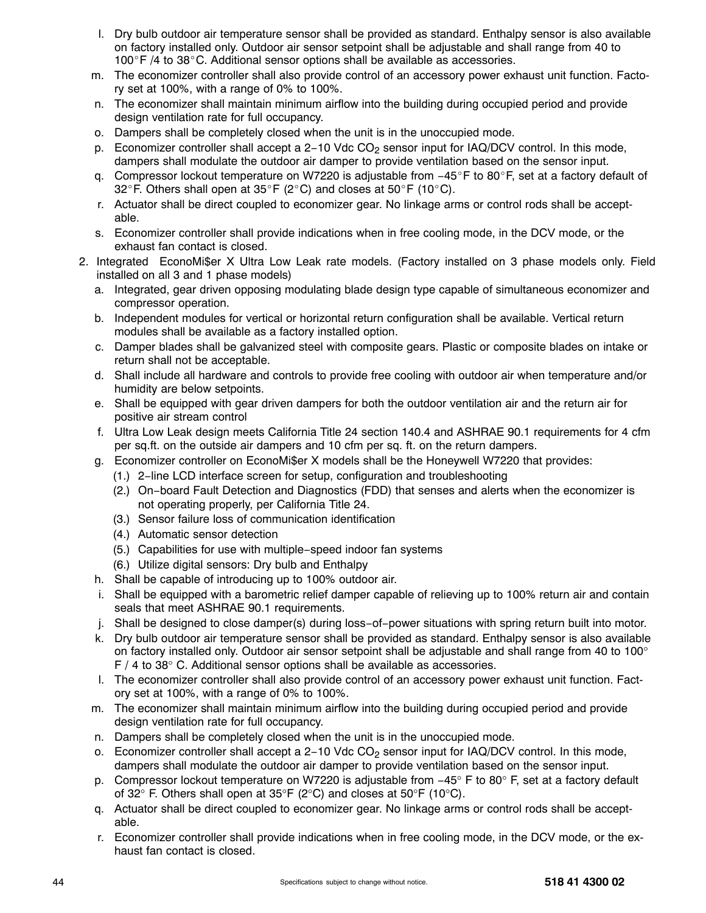l. Dry bulb outdoor air temperature sensor shall be provided as standard. Enthalpy sensor is also available on factory installed only. Outdoor air sensor setpoint shall be adjustable and shall range from 40 to 100°F /4 to 38°C. Additional sensor options shall be available as accessories.

m. The economizer controller shall also provide control of an accessory power exhaust unit function. Factory set at 100%, with a range of 0% to 100%.

n. The economizer shall maintain minimum airflow into the building during occupied period and provide design ventilation rate for full occupancy.

o. Dampers shall be completely closed when the unit is in the unoccupied mode.

p. Economizer controller shall accept a 2−10 Vdc $CO_2$ sensor input for IAQ/DCV control. In this mode, dampers shall modulate the outdoor air damper to provide ventilation based on the sensor input.

q. Compressor lockout temperature on W7220 is adjustable from −45°F to 80°F, set at a factory default of 32°F. Others shall open at 35°F (2°C) and closes at 50°F (10°C).

r. Actuator shall be direct coupled to economizer gear. No linkage arms or control rods shall be acceptable.

s. Economizer controller shall provide indications when in free cooling mode, in the DCV mode, or the exhaust fan contact is closed.

2. Integrated EconoMi$er X Ultra Low Leak rate models. (Factory installed on 3 phase models only. Field installed on all 3 and 1 phase models)

   a. Integrated, gear driven opposing modulating blade design type capable of simultaneous economizer and compressor operation.

   b. Independent modules for vertical or horizontal return configuration shall be available. Vertical return modules shall be available as a factory installed option.

   c. Damper blades shall be galvanized steel with composite gears. Plastic or composite blades on intake or return shall not be acceptable.

   d. Shall include all hardware and controls to provide free cooling with outdoor air when temperature and/or humidity are below setpoints.

   e. Shall be equipped with gear driven dampers for both the outdoor ventilation air and the return air for positive air stream control

   f. Ultra Low Leak design meets California Title 24 section 140.4 and ASHRAE 90.1 requirements for 4 cfm per sq.ft. on the outside air dampers and 10 cfm per sq. ft. on the return dampers.

   g. Economizer controller on EconoMi$er X models shall be the Honeywell W7220 that provides:

      (1.) 2−line LCD interface screen for setup, configuration and troubleshooting

      (2.) On−board Fault Detection and Diagnostics (FDD) that senses and alerts when the economizer is not operating properly, per California Title 24.

      (3.) Sensor failure loss of communication identification

      (4.) Automatic sensor detection

      (5.) Capabilities for use with multiple−speed indoor fan systems

      (6.) Utilize digital sensors: Dry bulb and Enthalpy

   h. Shall be capable of introducing up to 100% outdoor air.

   i. Shall be equipped with a barometric relief damper capable of relieving up to 100% return air and contain seals that meet ASHRAE 90.1 requirements.

   j. Shall be designed to close damper(s) during loss−of−power situations with spring return built into motor.

   k. Dry bulb outdoor air temperature sensor shall be provided as standard. Enthalpy sensor is also available on factory installed only. Outdoor air sensor setpoint shall be adjustable and shall range from 40 to 100° F / 4 to 38° C. Additional sensor options shall be available as accessories.

   l. The economizer controller shall also provide control of an accessory power exhaust unit function. Factory set at 100%, with a range of 0% to 100%.

   m. The economizer shall maintain minimum airflow into the building during occupied period and provide design ventilation rate for full occupancy.

   n. Dampers shall be completely closed when the unit is in the unoccupied mode.

   o. Economizer controller shall accept a 2−10 Vdc $CO_2$ sensor input for IAQ/DCV control. In this mode, dampers shall modulate the outdoor air damper to provide ventilation based on the sensor input.

   p. Compressor lockout temperature on W7220 is adjustable from −45° F to 80° F, set at a factory default of 32° F. Others shall open at 35°F (2°C) and closes at 50°F (10°C).

   q. Actuator shall be direct coupled to economizer gear. No linkage arms or control rods shall be acceptable.

   r. Economizer controller shall provide indications when in free cooling mode, in the DCV mode, or the exhaust fan contact is closed.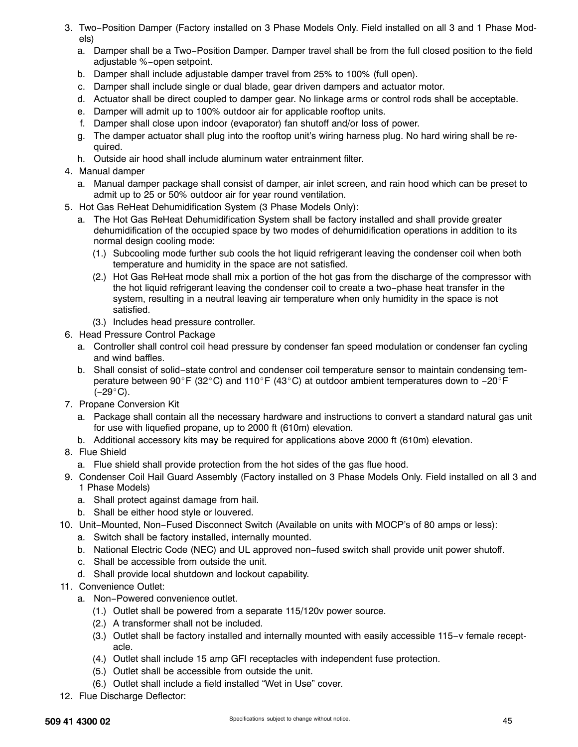3. Two−Position Damper (Factory installed on 3 Phase Models Only. Field installed on all 3 and 1 Phase Models)
   a. Damper shall be a Two−Position Damper. Damper travel shall be from the full closed position to the field adjustable %−open setpoint.
   b. Damper shall include adjustable damper travel from 25% to 100% (full open).
   c. Damper shall include single or dual blade, gear driven dampers and actuator motor.
   d. Actuator shall be direct coupled to damper gear. No linkage arms or control rods shall be acceptable.
   e. Damper will admit up to 100% outdoor air for applicable rooftop units.
   f. Damper shall close upon indoor (evaporator) fan shutoff and/or loss of power.
   g. The damper actuator shall plug into the rooftop unit's wiring harness plug. No hard wiring shall be required.
   h. Outside air hood shall include aluminum water entrainment filter.
4. Manual damper
   a. Manual damper package shall consist of damper, air inlet screen, and rain hood which can be preset to admit up to 25 or 50% outdoor air for year round ventilation.
5. Hot Gas ReHeat Dehumidification System (3 Phase Models Only):
   a. The Hot Gas ReHeat Dehumidification System shall be factory installed and shall provide greater dehumidification of the occupied space by two modes of dehumidification operations in addition to its normal design cooling mode:
      (1.) Subcooling mode further sub cools the hot liquid refrigerant leaving the condenser coil when both temperature and humidity in the space are not satisfied.
      (2.) Hot Gas ReHeat mode shall mix a portion of the hot gas from the discharge of the compressor with the hot liquid refrigerant leaving the condenser coil to create a two−phase heat transfer in the system, resulting in a neutral leaving air temperature when only humidity in the space is not satisfied.
      (3.) Includes head pressure controller.
6. Head Pressure Control Package
   a. Controller shall control coil head pressure by condenser fan speed modulation or condenser fan cycling and wind baffles.
   b. Shall consist of solid−state control and condenser coil temperature sensor to maintain condensing temperature between 90°F (32°C) and 110°F (43°C) at outdoor ambient temperatures down to −20°F (−29°C).
7. Propane Conversion Kit
   a. Package shall contain all the necessary hardware and instructions to convert a standard natural gas unit for use with liquefied propane, up to 2000 ft (610m) elevation.
   b. Additional accessory kits may be required for applications above 2000 ft (610m) elevation.
8. Flue Shield
   a. Flue shield shall provide protection from the hot sides of the gas flue hood.
9. Condenser Coil Hail Guard Assembly (Factory installed on 3 Phase Models Only. Field installed on all 3 and 1 Phase Models)
   a. Shall protect against damage from hail.
   b. Shall be either hood style or louvered.
10. Unit−Mounted, Non−Fused Disconnect Switch (Available on units with MOCP's of 80 amps or less):
    a. Switch shall be factory installed, internally mounted.
    b. National Electric Code (NEC) and UL approved non−fused switch shall provide unit power shutoff.
    c. Shall be accessible from outside the unit.
    d. Shall provide local shutdown and lockout capability.
11. Convenience Outlet:
    a. Non−Powered convenience outlet.
       (1.) Outlet shall be powered from a separate 115/120v power source.
       (2.) A transformer shall not be included.
       (3.) Outlet shall be factory installed and internally mounted with easily accessible 115−v female receptacle.
       (4.) Outlet shall include 15 amp GFI receptacles with independent fuse protection.
       (5.) Outlet shall be accessible from outside the unit.
       (6.) Outlet shall include a field installed "Wet in Use" cover.
12. Flue Discharge Deflector: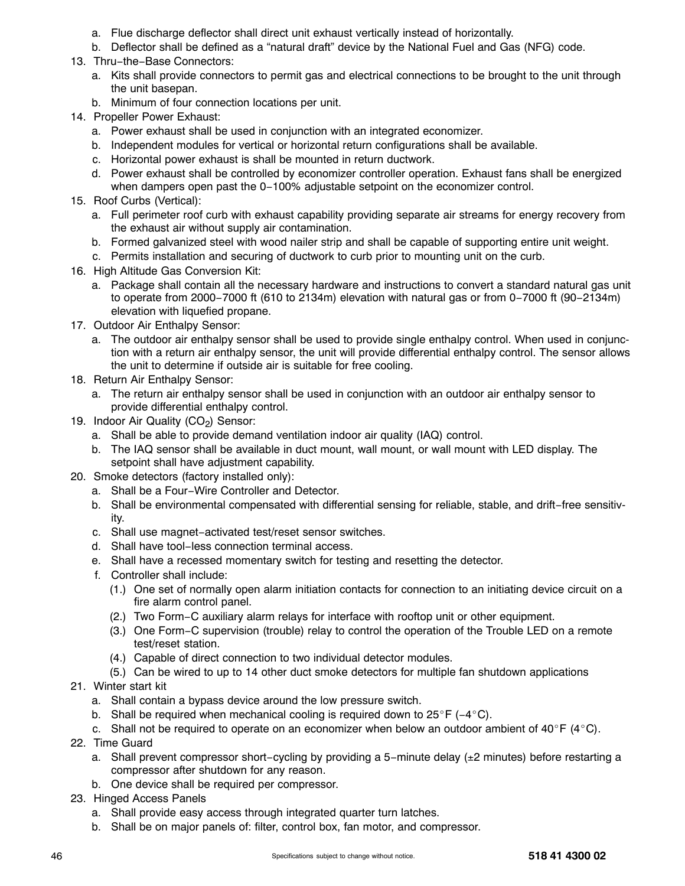a. Flue discharge deflector shall direct unit exhaust vertically instead of horizontally.
   b. Deflector shall be defined as a "natural draft" device by the National Fuel and Gas (NFG) code.

13. Thru−the−Base Connectors:
   a. Kits shall provide connectors to permit gas and electrical connections to be brought to the unit through the unit basepan.
   b. Minimum of four connection locations per unit.

14. Propeller Power Exhaust:
   a. Power exhaust shall be used in conjunction with an integrated economizer.
   b. Independent modules for vertical or horizontal return configurations shall be available.
   c. Horizontal power exhaust is shall be mounted in return ductwork.
   d. Power exhaust shall be controlled by economizer controller operation. Exhaust fans shall be energized when dampers open past the 0−100% adjustable setpoint on the economizer control.

15. Roof Curbs (Vertical):
   a. Full perimeter roof curb with exhaust capability providing separate air streams for energy recovery from the exhaust air without supply air contamination.
   b. Formed galvanized steel with wood nailer strip and shall be capable of supporting entire unit weight.
   c. Permits installation and securing of ductwork to curb prior to mounting unit on the curb.

16. High Altitude Gas Conversion Kit:
   a. Package shall contain all the necessary hardware and instructions to convert a standard natural gas unit to operate from 2000−7000 ft (610 to 2134m) elevation with natural gas or from 0−7000 ft (90−2134m) elevation with liquefied propane.

17. Outdoor Air Enthalpy Sensor:
   a. The outdoor air enthalpy sensor shall be used to provide single enthalpy control. When used in conjunction with a return air enthalpy sensor, the unit will provide differential enthalpy control. The sensor allows the unit to determine if outside air is suitable for free cooling.

18. Return Air Enthalpy Sensor:
   a. The return air enthalpy sensor shall be used in conjunction with an outdoor air enthalpy sensor to provide differential enthalpy control.

19. Indoor Air Quality ($CO_2$) Sensor:
   a. Shall be able to provide demand ventilation indoor air quality (IAQ) control.
   b. The IAQ sensor shall be available in duct mount, wall mount, or wall mount with LED display. The setpoint shall have adjustment capability.

20. Smoke detectors (factory installed only):
   a. Shall be a Four−Wire Controller and Detector.
   b. Shall be environmental compensated with differential sensing for reliable, stable, and drift−free sensitivity.
   c. Shall use magnet−activated test/reset sensor switches.
   d. Shall have tool−less connection terminal access.
   e. Shall have a recessed momentary switch for testing and resetting the detector.
   f. Controller shall include:
      (1.) One set of normally open alarm initiation contacts for connection to an initiating device circuit on a fire alarm control panel.
      (2.) Two Form−C auxiliary alarm relays for interface with rooftop unit or other equipment.
      (3.) One Form−C supervision (trouble) relay to control the operation of the Trouble LED on a remote test/reset station.
      (4.) Capable of direct connection to two individual detector modules.
      (5.) Can be wired to up to 14 other duct smoke detectors for multiple fan shutdown applications

21. Winter start kit
   a. Shall contain a bypass device around the low pressure switch.
   b. Shall be required when mechanical cooling is required down to 25°F (−4°C).
   c. Shall not be required to operate on an economizer when below an outdoor ambient of 40°F (4°C).

22. Time Guard
   a. Shall prevent compressor short−cycling by providing a 5−minute delay (±2 minutes) before restarting a compressor after shutdown for any reason.
   b. One device shall be required per compressor.

23. Hinged Access Panels
   a. Shall provide easy access through integrated quarter turn latches.
   b. Shall be on major panels of: filter, control box, fan motor, and compressor.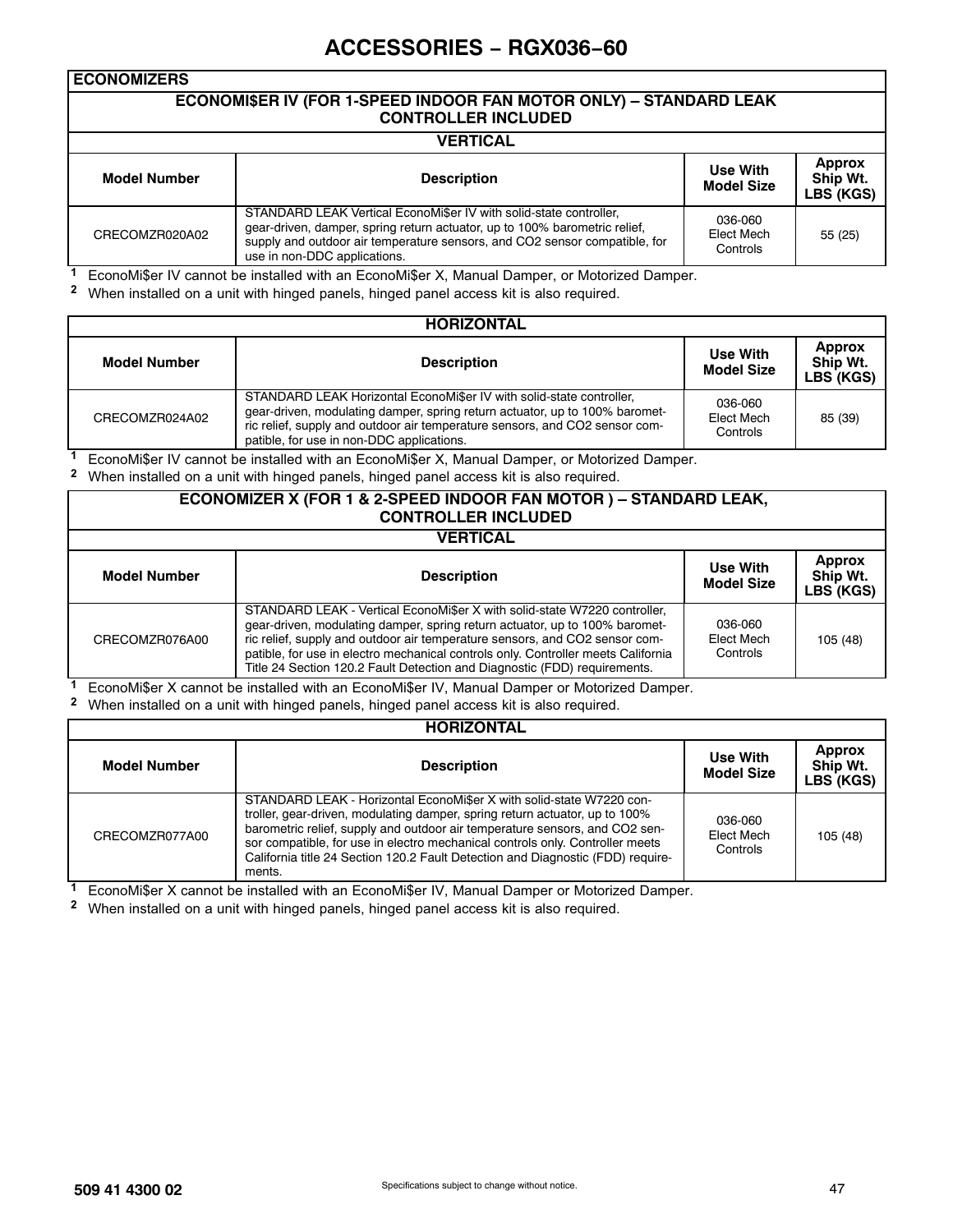# ACCESSORIES − RGX036−60

## ECONOMIZERS

### ECONOMI$ER IV (FOR 1-SPEED INDOOR FAN MOTOR ONLY) – STANDARD LEAK CONTROLLER INCLUDED

#### VERTICAL

| Model Number | Description | Use With Model Size | Approx Ship Wt. LBS (KGS) |
|---|---|---|---|
| CRECOMZR020A02 | STANDARD LEAK Vertical EconoMi$er IV with solid-state controller, gear-driven, damper, spring return actuator, up to 100% barometric relief, supply and outdoor air temperature sensors, and CO2 sensor compatible, for use in non-DDC applications. | 036-060 Elect Mech Controls | 55 (25) |

[1] EconoMi$er IV cannot be installed with an EconoMi$er X, Manual Damper, or Motorized Damper.
[2] When installed on a unit with hinged panels, hinged panel access kit is also required.

#### HORIZONTAL

| Model Number | Description | Use With Model Size | Approx Ship Wt. LBS (KGS) |
|---|---|---|---|
| CRECOMZR024A02 | STANDARD LEAK Horizontal EconoMi$er IV with solid-state controller, gear-driven, modulating damper, spring return actuator, up to 100% barometric relief, supply and outdoor air temperature sensors, and CO2 sensor compatible, for use in non-DDC applications. | 036-060 Elect Mech Controls | 85 (39) |

[1] EconoMi$er IV cannot be installed with an EconoMi$er X, Manual Damper, or Motorized Damper.
[2] When installed on a unit with hinged panels, hinged panel access kit is also required.

### ECONOMIZER X (FOR 1 & 2-SPEED INDOOR FAN MOTOR ) – STANDARD LEAK, CONTROLLER INCLUDED

#### VERTICAL

| Model Number | Description | Use With Model Size | Approx Ship Wt. LBS (KGS) |
|---|---|---|---|
| CRECOMZR076A00 | STANDARD LEAK - Vertical EconoMi$er X with solid-state W7220 controller, gear-driven, modulating damper, spring return actuator, up to 100% barometric relief, supply and outdoor air temperature sensors, and CO2 sensor compatible, for use in electro mechanical controls only. Controller meets California Title 24 Section 120.2 Fault Detection and Diagnostic (FDD) requirements. | 036-060 Elect Mech Controls | 105 (48) |

[1] EconoMi$er X cannot be installed with an EconoMi$er IV, Manual Damper or Motorized Damper.
[2] When installed on a unit with hinged panels, hinged panel access kit is also required.

#### HORIZONTAL

| Model Number | Description | Use With Model Size | Approx Ship Wt. LBS (KGS) |
|---|---|---|---|
| CRECOMZR077A00 | STANDARD LEAK - Horizontal EconoMi$er X with solid-state W7220 controller, gear-driven, modulating damper, spring return actuator, up to 100% barometric relief, supply and outdoor air temperature sensors, and CO2 sensor compatible, for use in electro mechanical controls only. Controller meets California title 24 Section 120.2 Fault Detection and Diagnostic (FDD) requirements. | 036-060 Elect Mech Controls | 105 (48) |

[1] EconoMi$er X cannot be installed with an EconoMi$er IV, Manual Damper or Motorized Damper.
[2] When installed on a unit with hinged panels, hinged panel access kit is also required.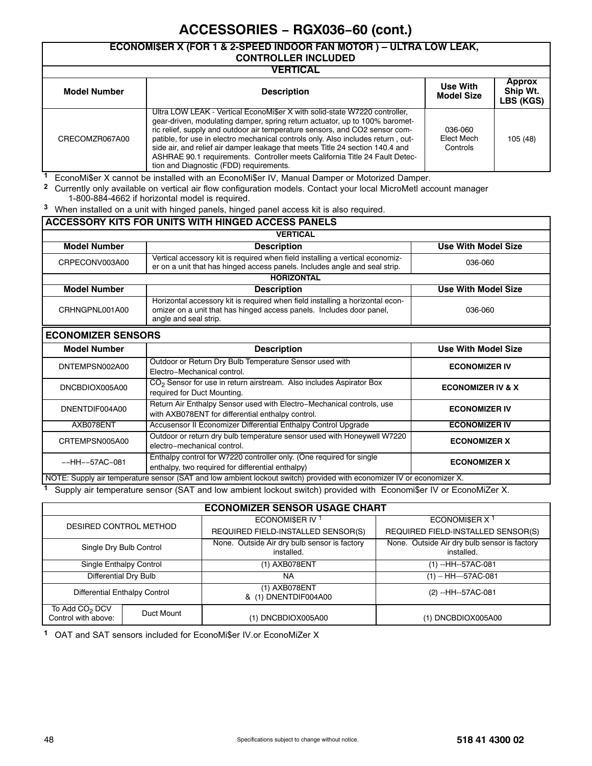# ACCESSORIES – RGX036–60 (cont.)

| ECONOMI$ER X (FOR 1 & 2-SPEED INDOOR FAN MOTOR ) – ULTRA LOW LEAK, CONTROLLER INCLUDED | | | |
|---|---|---|---|
| **VERTICAL** | | | |
| **Model Number** | **Description** | **Use With Model Size** | **Approx Ship Wt. LBS (KGS)** |
| CRECOMZR067A00 | Ultra LOW LEAK - Vertical EconoMi$er X with solid-state W7220 controller, gear-driven, modulating damper, spring return actuator, up to 100% barometric relief, supply and outdoor air temperature sensors, and CO2 sensor compatible, for use in electro mechanical controls only. Also includes return , outside air, and relief air damper leakage that meets Title 24 section 140.4 and ASHRAE 90.1 requirements. Controller meets California Title 24 Fault Detection and Diagnostic (FDD) requirements. | 036-060 Elect Mech Controls | 105 (48) |

[1] EconoMi$er X cannot be installed with an EconoMi$er IV, Manual Damper or Motorized Damper.
[2] Currently only available on vertical air flow configuration models. Contact your local MicroMetl account manager 1-800-884-4662 if horizontal model is required.
[3] When installed on a unit with hinged panels, hinged panel access kit is also required.

| ACCESSORY KITS FOR UNITS WITH HINGED ACCESS PANELS | | |
|---|---|---|
| **VERTICAL** | | |
| **Model Number** | **Description** | **Use With Model Size** |
| CRPECONV003A00 | Vertical accessory kit is required when field installing a vertical economizer on a unit that has hinged access panels. Includes angle and seal strip. | 036-060 |
| **HORIZONTAL** | | |
| **Model Number** | **Description** | **Use With Model Size** |
| CRHNGPNL001A00 | Horizontal accessory kit is required when field installing a horizontal economizer on a unit that has hinged access panels. Includes door panel, angle and seal strip. | 036-060 |

| ECONOMIZER SENSORS | | |
|---|---|---|
| **Model Number** | **Description** | **Use With Model Size** |
| DNTEMPSN002A00 | Outdoor or Return Dry Bulb Temperature Sensor used with Electro–Mechanical control. | **ECONOMIZER IV** |
| DNCBDIOX005A00 | $CO_2$ Sensor for use in return airstream. Also includes Aspirator Box required for Duct Mounting. | **ECONOMIZER IV & X** |
| DNENTDIF004A00 | Return Air Enthalpy Sensor used with Electro–Mechanical controls, use with AXB078ENT for differential enthalpy control. | **ECONOMIZER IV** |
| AXB078ENT | Accusensor II Economizer Differential Enthalpy Control Upgrade | **ECONOMIZER IV** |
| CRTEMPSN005A00 | Outdoor or return dry bulb temperature sensor used with Honeywell W7220 electro–mechanical control. | **ECONOMIZER X** |
| ––HH––57AC–081 | Enthalpy control for W7220 controller only. (One required for single enthalpy, two required for differential enthalpy) | **ECONOMIZER X** |
| NOTE: Supply air temperature sensor (SAT and low ambient lockout switch) provided with economizer IV or economizer X. | | |

[1] Supply air temperature sensor (SAT and low ambient lockout switch) provided with Economi$er IV or EconoMiZer X.

| ECONOMIZER SENSOR USAGE CHART | | | |
|---|---|---|---|
| DESIRED CONTROL METHOD | | ECONOMI$ER IV [1] REQUIRED FIELD-INSTALLED SENSOR(S) | ECONOMI$ER X [1] REQUIRED FIELD-INSTALLED SENSOR(S) |
| Single Dry Bulb Control | | None. Outside Air dry bulb sensor is factory installed. | None. Outside Air dry bulb sensor is factory installed. |
| Single Enthalpy Control | | (1) AXB078ENT | (1) --HH--57AC-081 |
| Differential Dry Bulb | | NA | (1) – HH—57AC-081 |
| Differential Enthalpy Control | | (1) AXB078ENT & (1) DNENTDIF004A00 | (2) --HH--57AC-081 |
| To Add $CO_2$ DCV Control with above: | Duct Mount | (1) DNCBDIOX005A00 | (1) DNCBDIOX005A00 |

[1] OAT and SAT sensors included for EconoMi$er IV.or EconoMiZer X

Specifications subject to change without notice.

518 41 4300 02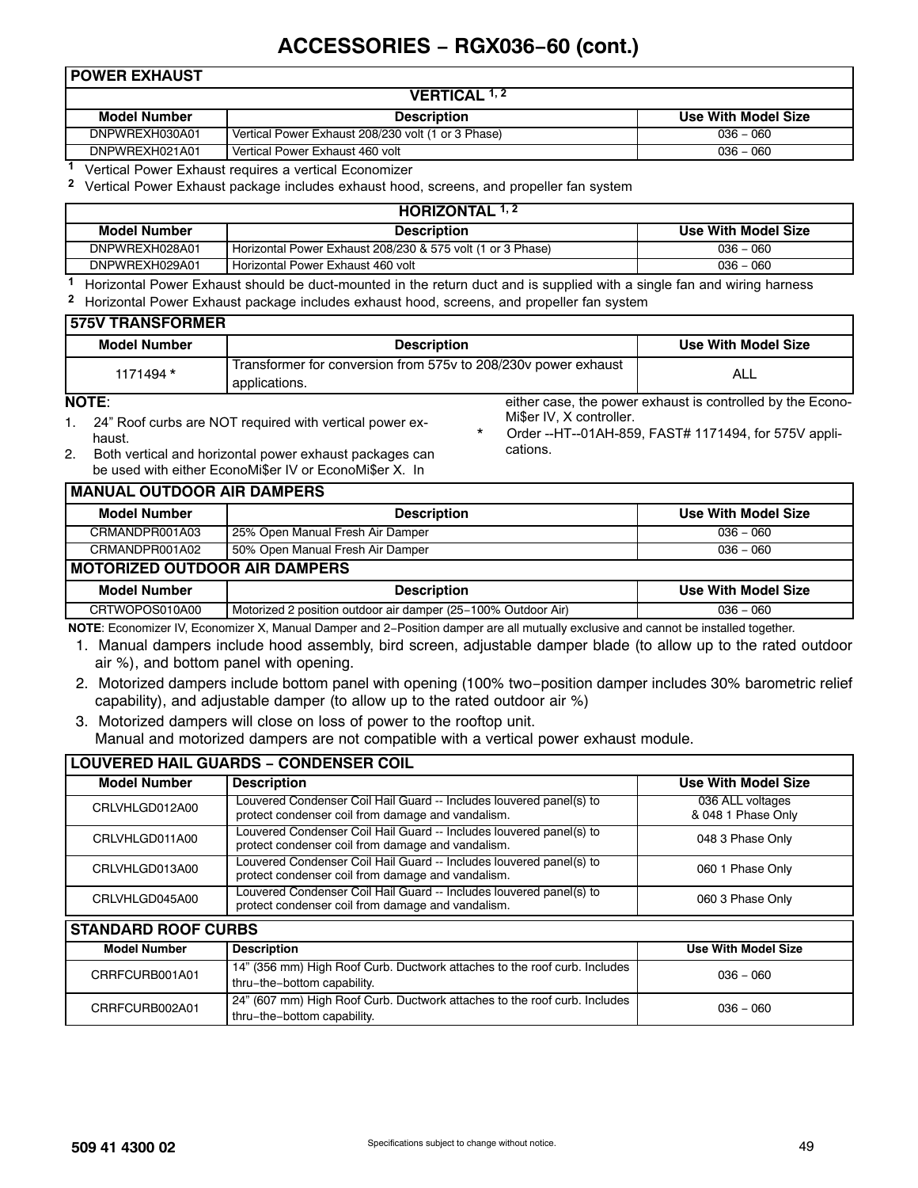# ACCESSORIES − RGX036−60 (cont.)

| POWER EXHAUST | | |
|---|---|---|
| **VERTICAL [1, 2]** | | |
| **Model Number** | **Description** | **Use With Model Size** |
| DNPWREXH030A01 | Vertical Power Exhaust 208/230 volt (1 or 3 Phase) | 036 – 060 |
| DNPWREXH021A01 | Vertical Power Exhaust 460 volt | 036 – 060 |

[1] Vertical Power Exhaust requires a vertical Economizer

[2] Vertical Power Exhaust package includes exhaust hood, screens, and propeller fan system

| HORIZONTAL [1, 2] | | |
|---|---|---|
| **Model Number** | **Description** | **Use With Model Size** |
| DNPWREXH028A01 | Horizontal Power Exhaust 208/230 & 575 volt (1 or 3 Phase) | 036 – 060 |
| DNPWREXH029A01 | Horizontal Power Exhaust 460 volt | 036 – 060 |

[1] Horizontal Power Exhaust should be duct-mounted in the return duct and is supplied with a single fan and wiring harness

[2] Horizontal Power Exhaust package includes exhaust hood, screens, and propeller fan system

| 575V TRANSFORMER | | |
|---|---|---|
| **Model Number** | **Description** | **Use With Model Size** |
| 1171494 * | Transformer for conversion from 575v to 208/230v power exhaust applications. | ALL |

**NOTE**:

1. 24" Roof curbs are NOT required with vertical power exhaust.
2. Both vertical and horizontal power exhaust packages can be used with either EconoMi$er IV or EconoMi$er X. In either case, the power exhaust is controlled by the EconoMi$er IV, X controller.

\* Order --HT--01AH-859, FAST# 1171494, for 575V applications.

| MANUAL OUTDOOR AIR DAMPERS | | |
|---|---|---|
| **Model Number** | **Description** | **Use With Model Size** |
| CRMANDPR001A03 | 25% Open Manual Fresh Air Damper | 036 – 060 |
| CRMANDPR001A02 | 50% Open Manual Fresh Air Damper | 036 – 060 |
| **MOTORIZED OUTDOOR AIR DAMPERS** | | |
| **Model Number** | **Description** | **Use With Model Size** |
| CRTWOPOS010A00 | Motorized 2 position outdoor air damper (25−100% Outdoor Air) | 036 – 060 |

**NOTE**: Economizer IV, Economizer X, Manual Damper and 2−Position damper are all mutually exclusive and cannot be installed together.

1. Manual dampers include hood assembly, bird screen, adjustable damper blade (to allow up to the rated outdoor air %), and bottom panel with opening.
2. Motorized dampers include bottom panel with opening (100% two−position damper includes 30% barometric relief capability), and adjustable damper (to allow up to the rated outdoor air %)
3. Motorized dampers will close on loss of power to the rooftop unit.
   Manual and motorized dampers are not compatible with a vertical power exhaust module.

| LOUVERED HAIL GUARDS − CONDENSER COIL | | |
|---|---|---|
| **Model Number** | **Description** | **Use With Model Size** |
| CRLVHLGD012A00 | Louvered Condenser Coil Hail Guard -- Includes louvered panel(s) to protect condenser coil from damage and vandalism. | 036 ALL voltages & 048 1 Phase Only |
| CRLVHLGD011A00 | Louvered Condenser Coil Hail Guard -- Includes louvered panel(s) to protect condenser coil from damage and vandalism. | 048 3 Phase Only |
| CRLVHLGD013A00 | Louvered Condenser Coil Hail Guard -- Includes louvered panel(s) to protect condenser coil from damage and vandalism. | 060 1 Phase Only |
| CRLVHLGD045A00 | Louvered Condenser Coil Hail Guard -- Includes louvered panel(s) to protect condenser coil from damage and vandalism. | 060 3 Phase Only |

| STANDARD ROOF CURBS | | |
|---|---|---|
| **Model Number** | **Description** | **Use With Model Size** |
| CRRFCURB001A01 | 14" (356 mm) High Roof Curb. Ductwork attaches to the roof curb. Includes thru−the−bottom capability. | 036 – 060 |
| CRRFCURB002A01 | 24" (607 mm) High Roof Curb. Ductwork attaches to the roof curb. Includes thru−the−bottom capability. | 036 – 060 |

Specifications subject to change without notice.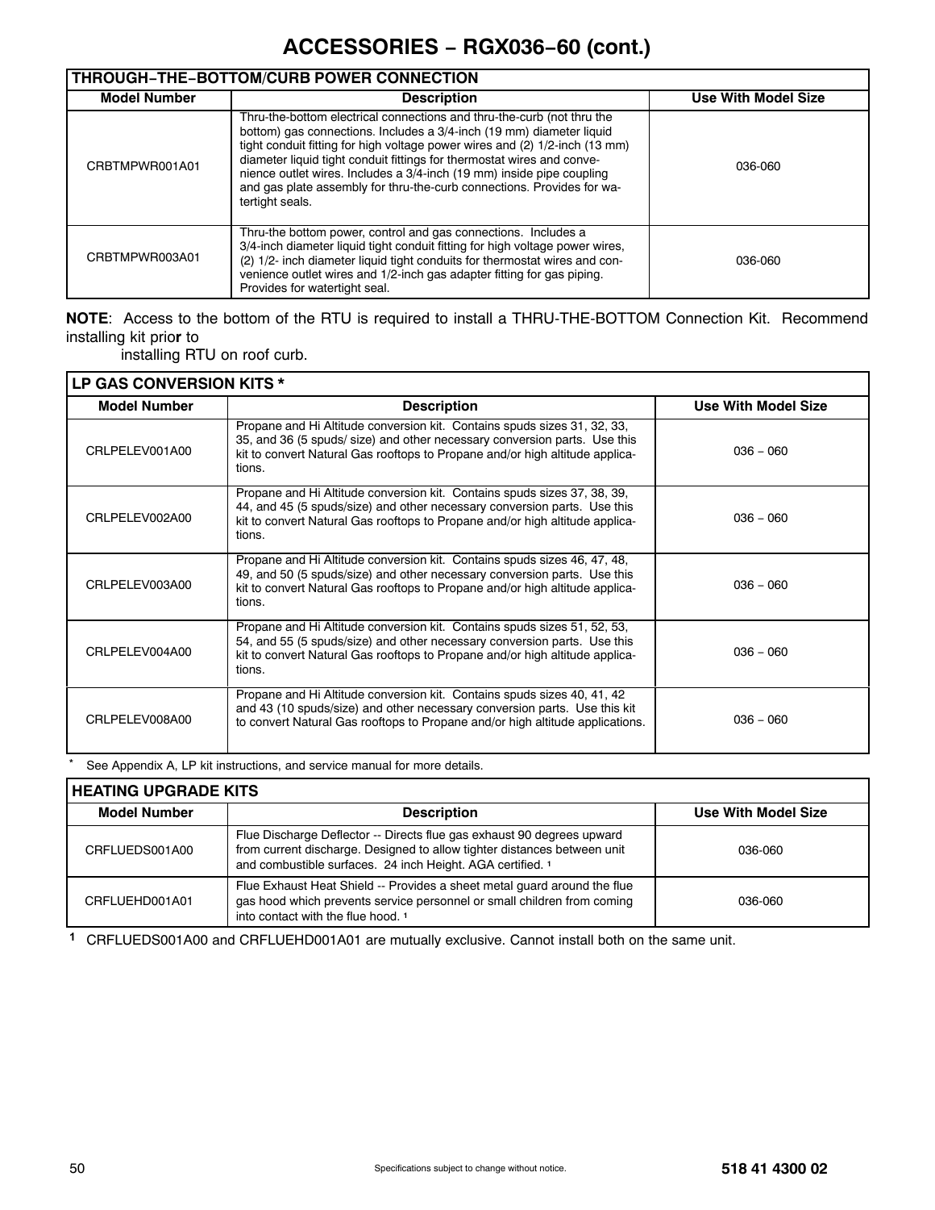# ACCESSORIES − RGX036−60 (cont.)

| THROUGH−THE−BOTTOM/CURB POWER CONNECTION | | |
|---|---|---|
| **Model Number** | **Description** | **Use With Model Size** |
| CRBTMPWR001A01 | Thru-the-bottom electrical connections and thru-the-curb (not thru the bottom) gas connections. Includes a 3/4-inch (19 mm) diameter liquid tight conduit fitting for high voltage power wires and (2) 1/2-inch (13 mm) diameter liquid tight conduit fittings for thermostat wires and convenience outlet wires. Includes a 3/4-inch (19 mm) inside pipe coupling and gas plate assembly for thru-the-curb connections. Provides for watertight seals. | 036-060 |
| CRBTMPWR003A01 | Thru-the bottom power, control and gas connections. Includes a 3/4-inch diameter liquid tight conduit fitting for high voltage power wires, (2) 1/2- inch diameter liquid tight conduits for thermostat wires and convenience outlet wires and 1/2-inch gas adapter fitting for gas piping. Provides for watertight seal. | 036-060 |

**NOTE**: Access to the bottom of the RTU is required to install a THRU-THE-BOTTOM Connection Kit. Recommend installing kit prior to installing RTU on roof curb.

| LP GAS CONVERSION KITS * | | |
|---|---|---|
| **Model Number** | **Description** | **Use With Model Size** |
| CRLPELEV001A00 | Propane and Hi Altitude conversion kit. Contains spuds sizes 31, 32, 33, 35, and 36 (5 spuds/ size) and other necessary conversion parts. Use this kit to convert Natural Gas rooftops to Propane and/or high altitude applications. | 036 − 060 |
| CRLPELEV002A00 | Propane and Hi Altitude conversion kit. Contains spuds sizes 37, 38, 39, 44, and 45 (5 spuds/size) and other necessary conversion parts. Use this kit to convert Natural Gas rooftops to Propane and/or high altitude applications. | 036 − 060 |
| CRLPELEV003A00 | Propane and Hi Altitude conversion kit. Contains spuds sizes 46, 47, 48, 49, and 50 (5 spuds/size) and other necessary conversion parts. Use this kit to convert Natural Gas rooftops to Propane and/or high altitude applications. | 036 − 060 |
| CRLPELEV004A00 | Propane and Hi Altitude conversion kit. Contains spuds sizes 51, 52, 53, 54, and 55 (5 spuds/size) and other necessary conversion parts. Use this kit to convert Natural Gas rooftops to Propane and/or high altitude applications. | 036 − 060 |
| CRLPELEV008A00 | Propane and Hi Altitude conversion kit. Contains spuds sizes 40, 41, 42 and 43 (10 spuds/size) and other necessary conversion parts. Use this kit to convert Natural Gas rooftops to Propane and/or high altitude applications. | 036 − 060 |

\* See Appendix A, LP kit instructions, and service manual for more details.

| HEATING UPGRADE KITS | | |
|---|---|---|
| **Model Number** | **Description** | **Use With Model Size** |
| CRFLUEDS001A00 | Flue Discharge Deflector -- Directs flue gas exhaust 90 degrees upward from current discharge. Designed to allow tighter distances between unit and combustible surfaces. 24 inch Height. AGA certified. [1] | 036-060 |
| CRFLUEHD001A01 | Flue Exhaust Heat Shield -- Provides a sheet metal guard around the flue gas hood which prevents service personnel or small children from coming into contact with the flue hood. [1] | 036-060 |

[1] CRFLUEDS001A00 and CRFLUEHD001A01 are mutually exclusive. Cannot install both on the same unit.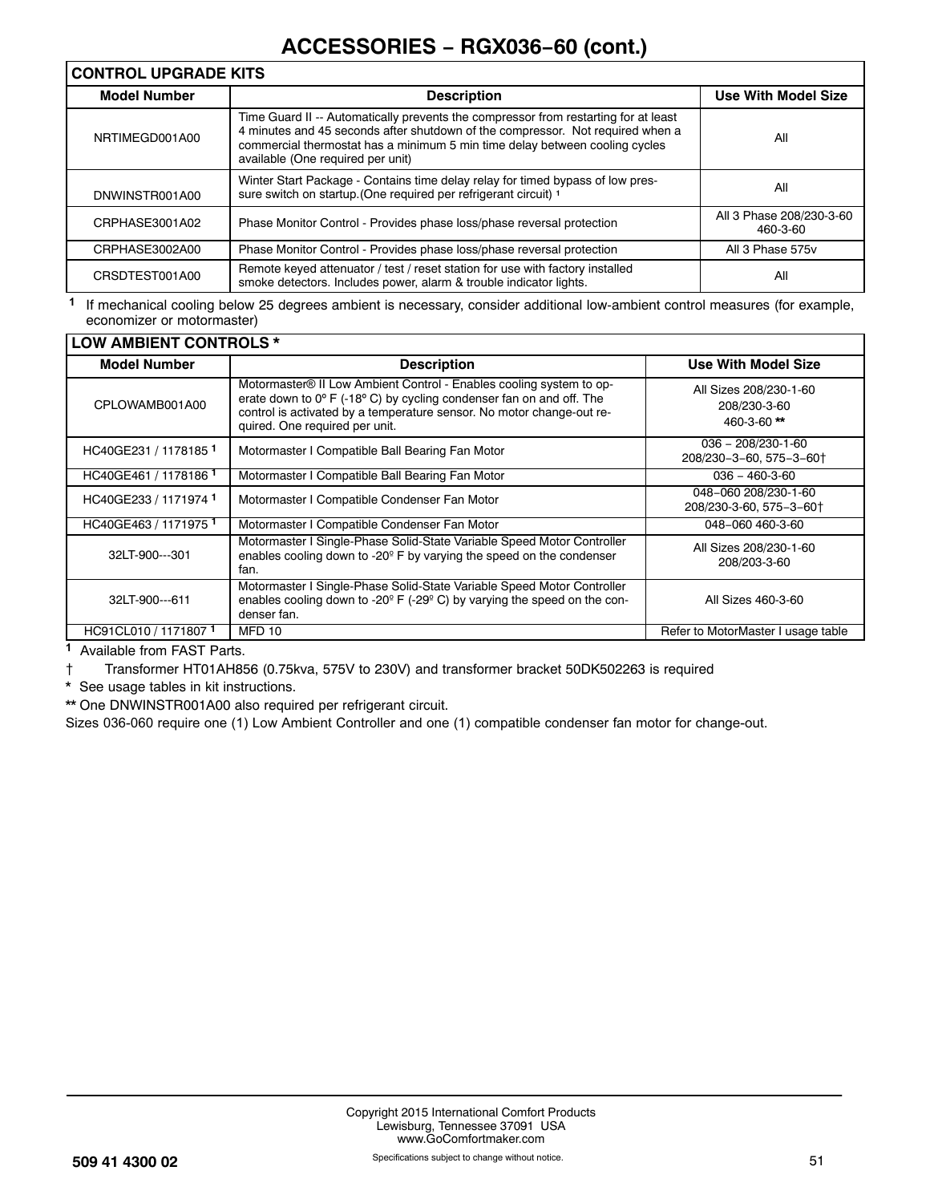# ACCESSORIES − RGX036−60 (cont.)

| CONTROL UPGRADE KITS | | |
|---|---|---|
| **Model Number** | **Description** | **Use With Model Size** |
| NRTIMEGD001A00 | Time Guard II -- Automatically prevents the compressor from restarting for at least 4 minutes and 45 seconds after shutdown of the compressor. Not required when a commercial thermostat has a minimum 5 min time delay between cooling cycles available (One required per unit) | All |
| DNWINSTR001A00 | Winter Start Package - Contains time delay relay for timed bypass of low pressure switch on startup.(One required per refrigerant circuit) [1] | All |
| CRPHASE3001A02 | Phase Monitor Control - Provides phase loss/phase reversal protection | All 3 Phase 208/230-3-60 460-3-60 |
| CRPHASE3002A00 | Phase Monitor Control - Provides phase loss/phase reversal protection | All 3 Phase 575v |
| CRSDTEST001A00 | Remote keyed attenuator / test / reset station for use with factory installed smoke detectors. Includes power, alarm & trouble indicator lights. | All |

[1] If mechanical cooling below 25 degrees ambient is necessary, consider additional low-ambient control measures (for example, economizer or motormaster)

| LOW AMBIENT CONTROLS * | | |
|---|---|---|
| **Model Number** | **Description** | **Use With Model Size** |
| CPLOWAMB001A00 | Motormaster® II Low Ambient Control - Enables cooling system to operate down to 0° F (-18° C) by cycling condenser fan on and off. The control is activated by a temperature sensor. No motor change-out required. One required per unit. | All Sizes 208/230-1-60 208/230-3-60 460-3-60 ** |
| HC40GE231 / 1178185 [1] | Motormaster I Compatible Ball Bearing Fan Motor | 036 − 208/230-1-60 208/230−3−60, 575−3−60† |
| HC40GE461 / 1178186 [1] | Motormaster I Compatible Ball Bearing Fan Motor | 036 − 460-3-60 |
| HC40GE233 / 1171974 [1] | Motormaster I Compatible Condenser Fan Motor | 048−060 208/230-1-60 208/230-3-60, 575−3−60† |
| HC40GE463 / 1171975 [1] | Motormaster I Compatible Condenser Fan Motor | 048−060 460-3-60 |
| 32LT-900---301 | Motormaster I Single-Phase Solid-State Variable Speed Motor Controller enables cooling down to -20º F by varying the speed on the condenser fan. | All Sizes 208/230-1-60 208/203-3-60 |
| 32LT-900---611 | Motormaster I Single-Phase Solid-State Variable Speed Motor Controller enables cooling down to -20º F (-29º C) by varying the speed on the condenser fan. | All Sizes 460-3-60 |
| HC91CL010 / 1171807 [1] | MFD 10 | Refer to MotorMaster I usage table |

[1] Available from FAST Parts.

† Transformer HT01AH856 (0.75kva, 575V to 230V) and transformer bracket 50DK502263 is required

* See usage tables in kit instructions.

** One DNWINSTR001A00 also required per refrigerant circuit.

Sizes 036-060 require one (1) Low Ambient Controller and one (1) compatible condenser fan motor for change-out.

Copyright 2015 International Comfort Products
Lewisburg, Tennessee 37091 USA
www.GoComfortmaker.com

509 41 4300 02

Specifications subject to change without notice.